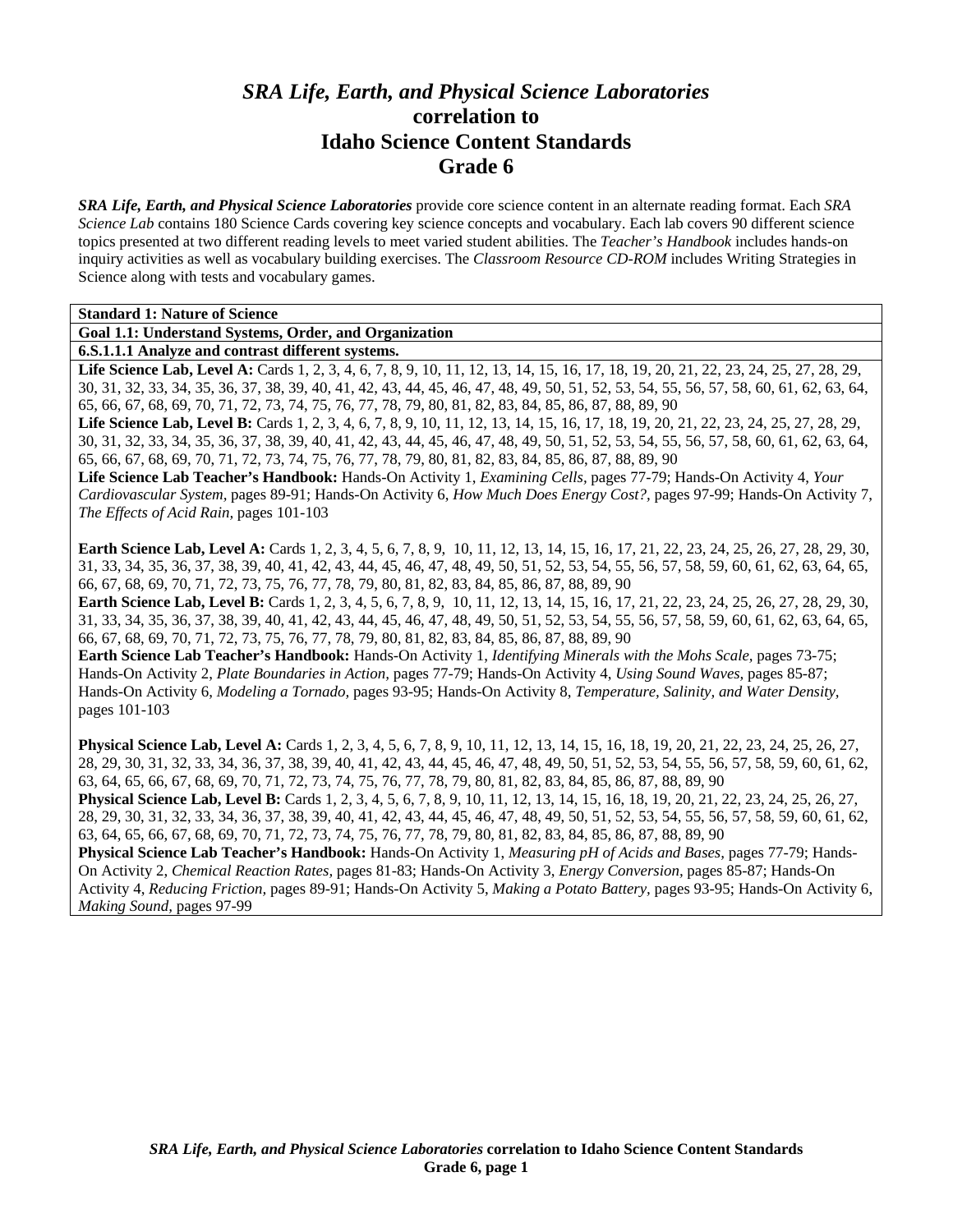# *SRA Life, Earth, and Physical Science Laboratories*
## correlation to
## Idaho Science Content Standards
## Grade 6

***SRA Life, Earth, and Physical Science Laboratories*** provide core science content in an alternate reading format. Each *SRA Science Lab* contains 180 Science Cards covering key science concepts and vocabulary. Each lab covers 90 different science topics presented at two different reading levels to meet varied student abilities. The *Teacher's Handbook* includes hands-on inquiry activities as well as vocabulary building exercises. The *Classroom Resource CD-ROM* includes Writing Strategies in Science along with tests and vocabulary games.

**Standard 1: Nature of Science**

**Goal 1.1: Understand Systems, Order, and Organization**

**6.S.1.1.1 Analyze and contrast different systems.**

**Life Science Lab, Level A:** Cards 1, 2, 3, 4, 6, 7, 8, 9, 10, 11, 12, 13, 14, 15, 16, 17, 18, 19, 20, 21, 22, 23, 24, 25, 27, 28, 29, 30, 31, 32, 33, 34, 35, 36, 37, 38, 39, 40, 41, 42, 43, 44, 45, 46, 47, 48, 49, 50, 51, 52, 53, 54, 55, 56, 57, 58, 60, 61, 62, 63, 64, 65, 66, 67, 68, 69, 70, 71, 72, 73, 74, 75, 76, 77, 78, 79, 80, 81, 82, 83, 84, 85, 86, 87, 88, 89, 90

**Life Science Lab, Level B:** Cards 1, 2, 3, 4, 6, 7, 8, 9, 10, 11, 12, 13, 14, 15, 16, 17, 18, 19, 20, 21, 22, 23, 24, 25, 27, 28, 29, 30, 31, 32, 33, 34, 35, 36, 37, 38, 39, 40, 41, 42, 43, 44, 45, 46, 47, 48, 49, 50, 51, 52, 53, 54, 55, 56, 57, 58, 60, 61, 62, 63, 64, 65, 66, 67, 68, 69, 70, 71, 72, 73, 74, 75, 76, 77, 78, 79, 80, 81, 82, 83, 84, 85, 86, 87, 88, 89, 90

**Life Science Lab Teacher's Handbook:** Hands-On Activity 1, *Examining Cells,* pages 77-79; Hands-On Activity 4, *Your Cardiovascular System,* pages 89-91; Hands-On Activity 6, *How Much Does Energy Cost?,* pages 97-99; Hands-On Activity 7, *The Effects of Acid Rain,* pages 101-103

**Earth Science Lab, Level A:** Cards 1, 2, 3, 4, 5, 6, 7, 8, 9, 10, 11, 12, 13, 14, 15, 16, 17, 21, 22, 23, 24, 25, 26, 27, 28, 29, 30, 31, 33, 34, 35, 36, 37, 38, 39, 40, 41, 42, 43, 44, 45, 46, 47, 48, 49, 50, 51, 52, 53, 54, 55, 56, 57, 58, 59, 60, 61, 62, 63, 64, 65, 66, 67, 68, 69, 70, 71, 72, 73, 75, 76, 77, 78, 79, 80, 81, 82, 83, 84, 85, 86, 87, 88, 89, 90

**Earth Science Lab, Level B:** Cards 1, 2, 3, 4, 5, 6, 7, 8, 9, 10, 11, 12, 13, 14, 15, 16, 17, 21, 22, 23, 24, 25, 26, 27, 28, 29, 30, 31, 33, 34, 35, 36, 37, 38, 39, 40, 41, 42, 43, 44, 45, 46, 47, 48, 49, 50, 51, 52, 53, 54, 55, 56, 57, 58, 59, 60, 61, 62, 63, 64, 65, 66, 67, 68, 69, 70, 71, 72, 73, 75, 76, 77, 78, 79, 80, 81, 82, 83, 84, 85, 86, 87, 88, 89, 90

**Earth Science Lab Teacher's Handbook:** Hands-On Activity 1, *Identifying Minerals with the Mohs Scale,* pages 73-75; Hands-On Activity 2, *Plate Boundaries in Action,* pages 77-79; Hands-On Activity 4, *Using Sound Waves,* pages 85-87; Hands-On Activity 6, *Modeling a Tornado,* pages 93-95; Hands-On Activity 8, *Temperature, Salinity, and Water Density,* pages 101-103

**Physical Science Lab, Level A:** Cards 1, 2, 3, 4, 5, 6, 7, 8, 9, 10, 11, 12, 13, 14, 15, 16, 18, 19, 20, 21, 22, 23, 24, 25, 26, 27, 28, 29, 30, 31, 32, 33, 34, 36, 37, 38, 39, 40, 41, 42, 43, 44, 45, 46, 47, 48, 49, 50, 51, 52, 53, 54, 55, 56, 57, 58, 59, 60, 61, 62, 63, 64, 65, 66, 67, 68, 69, 70, 71, 72, 73, 74, 75, 76, 77, 78, 79, 80, 81, 82, 83, 84, 85, 86, 87, 88, 89, 90

**Physical Science Lab, Level B:** Cards 1, 2, 3, 4, 5, 6, 7, 8, 9, 10, 11, 12, 13, 14, 15, 16, 18, 19, 20, 21, 22, 23, 24, 25, 26, 27, 28, 29, 30, 31, 32, 33, 34, 36, 37, 38, 39, 40, 41, 42, 43, 44, 45, 46, 47, 48, 49, 50, 51, 52, 53, 54, 55, 56, 57, 58, 59, 60, 61, 62, 63, 64, 65, 66, 67, 68, 69, 70, 71, 72, 73, 74, 75, 76, 77, 78, 79, 80, 81, 82, 83, 84, 85, 86, 87, 88, 89, 90

**Physical Science Lab Teacher's Handbook:** Hands-On Activity 1, *Measuring pH of Acids and Bases,* pages 77-79; Hands-On Activity 2, *Chemical Reaction Rates,* pages 81-83; Hands-On Activity 3, *Energy Conversion,* pages 85-87; Hands-On Activity 4, *Reducing Friction,* pages 89-91; Hands-On Activity 5, *Making a Potato Battery,* pages 93-95; Hands-On Activity 6, *Making Sound,* pages 97-99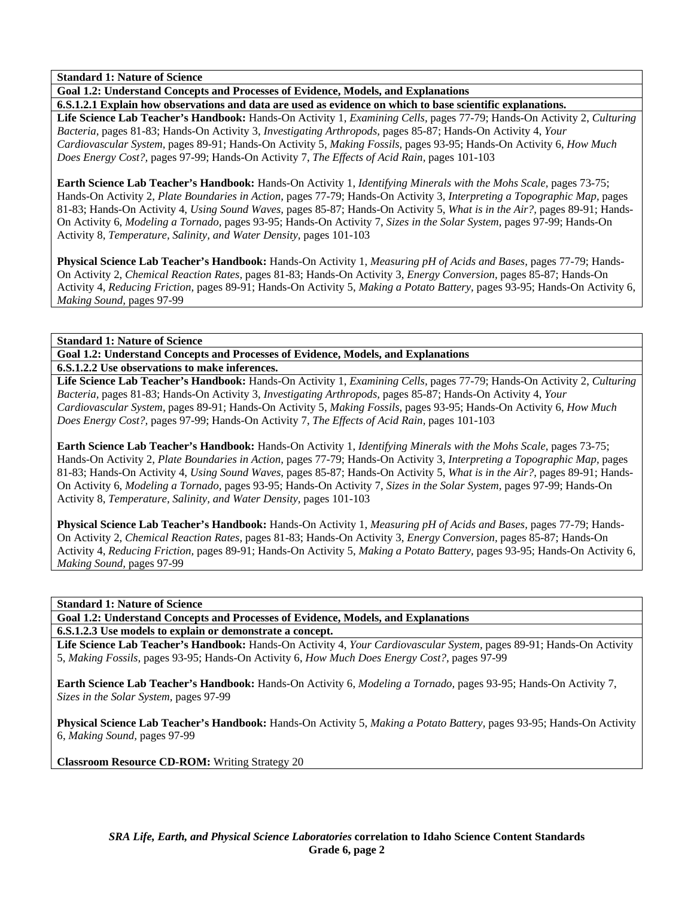**Standard 1: Nature of Science**

**Goal 1.2: Understand Concepts and Processes of Evidence, Models, and Explanations**

**6.S.1.2.1 Explain how observations and data are used as evidence on which to base scientific explanations.**

**Life Science Lab Teacher's Handbook:** Hands-On Activity 1, *Examining Cells,* pages 77-79; Hands-On Activity 2, *Culturing Bacteria,* pages 81-83; Hands-On Activity 3, *Investigating Arthropods,* pages 85-87; Hands-On Activity 4, *Your Cardiovascular System,* pages 89-91; Hands-On Activity 5, *Making Fossils,* pages 93-95; Hands-On Activity 6, *How Much Does Energy Cost?,* pages 97-99; Hands-On Activity 7, *The Effects of Acid Rain,* pages 101-103

**Earth Science Lab Teacher's Handbook:** Hands-On Activity 1, *Identifying Minerals with the Mohs Scale,* pages 73-75; Hands-On Activity 2, *Plate Boundaries in Action,* pages 77-79; Hands-On Activity 3, *Interpreting a Topographic Map,* pages 81-83; Hands-On Activity 4, *Using Sound Waves,* pages 85-87; Hands-On Activity 5, *What is in the Air?,* pages 89-91; Hands-On Activity 6, *Modeling a Tornado,* pages 93-95; Hands-On Activity 7, *Sizes in the Solar System,* pages 97-99; Hands-On Activity 8, *Temperature, Salinity, and Water Density,* pages 101-103

**Physical Science Lab Teacher's Handbook:** Hands-On Activity 1, *Measuring pH of Acids and Bases,* pages 77-79; Hands-On Activity 2, *Chemical Reaction Rates,* pages 81-83; Hands-On Activity 3, *Energy Conversion,* pages 85-87; Hands-On Activity 4, *Reducing Friction,* pages 89-91; Hands-On Activity 5, *Making a Potato Battery,* pages 93-95; Hands-On Activity 6, *Making Sound,* pages 97-99

**Standard 1: Nature of Science**

**Goal 1.2: Understand Concepts and Processes of Evidence, Models, and Explanations**

**6.S.1.2.2 Use observations to make inferences.**

**Life Science Lab Teacher's Handbook:** Hands-On Activity 1, *Examining Cells,* pages 77-79; Hands-On Activity 2, *Culturing Bacteria,* pages 81-83; Hands-On Activity 3, *Investigating Arthropods,* pages 85-87; Hands-On Activity 4, *Your Cardiovascular System,* pages 89-91; Hands-On Activity 5, *Making Fossils,* pages 93-95; Hands-On Activity 6, *How Much Does Energy Cost?,* pages 97-99; Hands-On Activity 7, *The Effects of Acid Rain,* pages 101-103

**Earth Science Lab Teacher's Handbook:** Hands-On Activity 1, *Identifying Minerals with the Mohs Scale,* pages 73-75; Hands-On Activity 2, *Plate Boundaries in Action,* pages 77-79; Hands-On Activity 3, *Interpreting a Topographic Map,* pages 81-83; Hands-On Activity 4, *Using Sound Waves,* pages 85-87; Hands-On Activity 5, *What is in the Air?,* pages 89-91; Hands-On Activity 6, *Modeling a Tornado,* pages 93-95; Hands-On Activity 7, *Sizes in the Solar System,* pages 97-99; Hands-On Activity 8, *Temperature, Salinity, and Water Density,* pages 101-103

**Physical Science Lab Teacher's Handbook:** Hands-On Activity 1, *Measuring pH of Acids and Bases,* pages 77-79; Hands-On Activity 2, *Chemical Reaction Rates,* pages 81-83; Hands-On Activity 3, *Energy Conversion,* pages 85-87; Hands-On Activity 4, *Reducing Friction,* pages 89-91; Hands-On Activity 5, *Making a Potato Battery,* pages 93-95; Hands-On Activity 6, *Making Sound,* pages 97-99

**Standard 1: Nature of Science**

**Goal 1.2: Understand Concepts and Processes of Evidence, Models, and Explanations**

**6.S.1.2.3 Use models to explain or demonstrate a concept.**

**Life Science Lab Teacher's Handbook:** Hands-On Activity 4, *Your Cardiovascular System,* pages 89-91; Hands-On Activity 5, *Making Fossils,* pages 93-95; Hands-On Activity 6, *How Much Does Energy Cost?,* pages 97-99

**Earth Science Lab Teacher's Handbook:** Hands-On Activity 6, *Modeling a Tornado,* pages 93-95; Hands-On Activity 7, *Sizes in the Solar System,* pages 97-99

**Physical Science Lab Teacher's Handbook:** Hands-On Activity 5, *Making a Potato Battery,* pages 93-95; Hands-On Activity 6, *Making Sound,* pages 97-99

**Classroom Resource CD-ROM:** Writing Strategy 20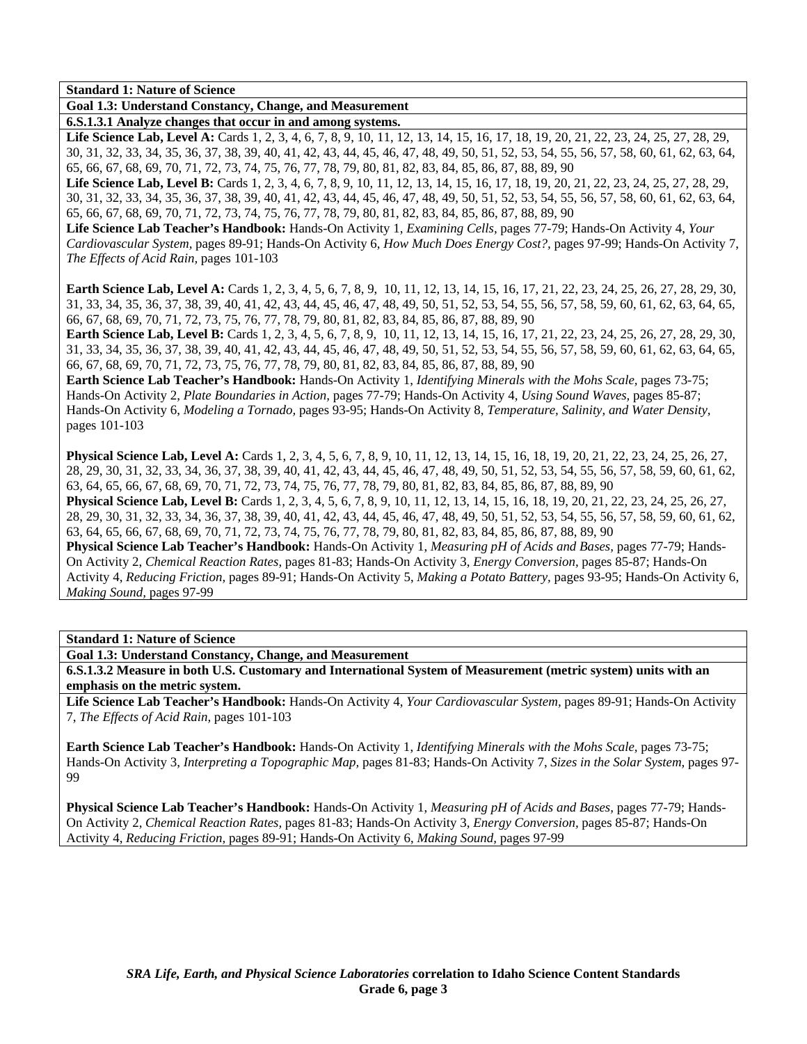**Standard 1: Nature of Science**

**Goal 1.3: Understand Constancy, Change, and Measurement**

**6.S.1.3.1 Analyze changes that occur in and among systems.**

**Life Science Lab, Level A:** Cards 1, 2, 3, 4, 6, 7, 8, 9, 10, 11, 12, 13, 14, 15, 16, 17, 18, 19, 20, 21, 22, 23, 24, 25, 27, 28, 29, 30, 31, 32, 33, 34, 35, 36, 37, 38, 39, 40, 41, 42, 43, 44, 45, 46, 47, 48, 49, 50, 51, 52, 53, 54, 55, 56, 57, 58, 60, 61, 62, 63, 64, 65, 66, 67, 68, 69, 70, 71, 72, 73, 74, 75, 76, 77, 78, 79, 80, 81, 82, 83, 84, 85, 86, 87, 88, 89, 90

**Life Science Lab, Level B:** Cards 1, 2, 3, 4, 6, 7, 8, 9, 10, 11, 12, 13, 14, 15, 16, 17, 18, 19, 20, 21, 22, 23, 24, 25, 27, 28, 29, 30, 31, 32, 33, 34, 35, 36, 37, 38, 39, 40, 41, 42, 43, 44, 45, 46, 47, 48, 49, 50, 51, 52, 53, 54, 55, 56, 57, 58, 60, 61, 62, 63, 64, 65, 66, 67, 68, 69, 70, 71, 72, 73, 74, 75, 76, 77, 78, 79, 80, 81, 82, 83, 84, 85, 86, 87, 88, 89, 90

**Life Science Lab Teacher's Handbook:** Hands-On Activity 1, *Examining Cells,* pages 77-79; Hands-On Activity 4, *Your Cardiovascular System,* pages 89-91; Hands-On Activity 6, *How Much Does Energy Cost?,* pages 97-99; Hands-On Activity 7, *The Effects of Acid Rain,* pages 101-103

**Earth Science Lab, Level A:** Cards 1, 2, 3, 4, 5, 6, 7, 8, 9, 10, 11, 12, 13, 14, 15, 16, 17, 21, 22, 23, 24, 25, 26, 27, 28, 29, 30, 31, 33, 34, 35, 36, 37, 38, 39, 40, 41, 42, 43, 44, 45, 46, 47, 48, 49, 50, 51, 52, 53, 54, 55, 56, 57, 58, 59, 60, 61, 62, 63, 64, 65, 66, 67, 68, 69, 70, 71, 72, 73, 75, 76, 77, 78, 79, 80, 81, 82, 83, 84, 85, 86, 87, 88, 89, 90

**Earth Science Lab, Level B:** Cards 1, 2, 3, 4, 5, 6, 7, 8, 9, 10, 11, 12, 13, 14, 15, 16, 17, 21, 22, 23, 24, 25, 26, 27, 28, 29, 30, 31, 33, 34, 35, 36, 37, 38, 39, 40, 41, 42, 43, 44, 45, 46, 47, 48, 49, 50, 51, 52, 53, 54, 55, 56, 57, 58, 59, 60, 61, 62, 63, 64, 65, 66, 67, 68, 69, 70, 71, 72, 73, 75, 76, 77, 78, 79, 80, 81, 82, 83, 84, 85, 86, 87, 88, 89, 90

**Earth Science Lab Teacher's Handbook:** Hands-On Activity 1, *Identifying Minerals with the Mohs Scale,* pages 73-75; Hands-On Activity 2, *Plate Boundaries in Action,* pages 77-79; Hands-On Activity 4, *Using Sound Waves,* pages 85-87; Hands-On Activity 6, *Modeling a Tornado,* pages 93-95; Hands-On Activity 8, *Temperature, Salinity, and Water Density,* pages 101-103

**Physical Science Lab, Level A:** Cards 1, 2, 3, 4, 5, 6, 7, 8, 9, 10, 11, 12, 13, 14, 15, 16, 18, 19, 20, 21, 22, 23, 24, 25, 26, 27, 28, 29, 30, 31, 32, 33, 34, 35, 36, 37, 38, 39, 40, 41, 42, 43, 44, 45, 46, 47, 48, 49, 50, 51, 52, 53, 54, 55, 56, 57, 58, 59, 60, 61, 62, 63, 64, 65, 66, 67, 68, 69, 70, 71, 72, 73, 74, 75, 76, 77, 78, 79, 80, 81, 82, 83, 84, 85, 86, 87, 88, 89, 90

**Physical Science Lab, Level B:** Cards 1, 2, 3, 4, 5, 6, 7, 8, 9, 10, 11, 12, 13, 14, 15, 16, 18, 19, 20, 21, 22, 23, 24, 25, 26, 27, 28, 29, 30, 31, 32, 33, 34, 36, 37, 38, 39, 40, 41, 42, 43, 44, 45, 46, 47, 48, 49, 50, 51, 52, 53, 54, 55, 56, 57, 58, 59, 60, 61, 62, 63, 64, 65, 66, 67, 68, 69, 70, 71, 72, 73, 74, 75, 76, 77, 78, 79, 80, 81, 82, 83, 84, 85, 86, 87, 88, 89, 90

**Physical Science Lab Teacher's Handbook:** Hands-On Activity 1, *Measuring pH of Acids and Bases,* pages 77-79; Hands-On Activity 2, *Chemical Reaction Rates,* pages 81-83; Hands-On Activity 3, *Energy Conversion,* pages 85-87; Hands-On Activity 4, *Reducing Friction,* pages 89-91; Hands-On Activity 5, *Making a Potato Battery,* pages 93-95; Hands-On Activity 6, *Making Sound,* pages 97-99

**Standard 1: Nature of Science**

**Goal 1.3: Understand Constancy, Change, and Measurement**

**6.S.1.3.2 Measure in both U.S. Customary and International System of Measurement (metric system) units with an emphasis on the metric system.**

**Life Science Lab Teacher's Handbook:** Hands-On Activity 4, *Your Cardiovascular System,* pages 89-91; Hands-On Activity 7, *The Effects of Acid Rain,* pages 101-103

**Earth Science Lab Teacher's Handbook:** Hands-On Activity 1, *Identifying Minerals with the Mohs Scale,* pages 73-75; Hands-On Activity 3, *Interpreting a Topographic Map,* pages 81-83; Hands-On Activity 7, *Sizes in the Solar System,* pages 97-99

**Physical Science Lab Teacher's Handbook:** Hands-On Activity 1, *Measuring pH of Acids and Bases,* pages 77-79; Hands-On Activity 2, *Chemical Reaction Rates,* pages 81-83; Hands-On Activity 3, *Energy Conversion,* pages 85-87; Hands-On Activity 4, *Reducing Friction,* pages 89-91; Hands-On Activity 6, *Making Sound,* pages 97-99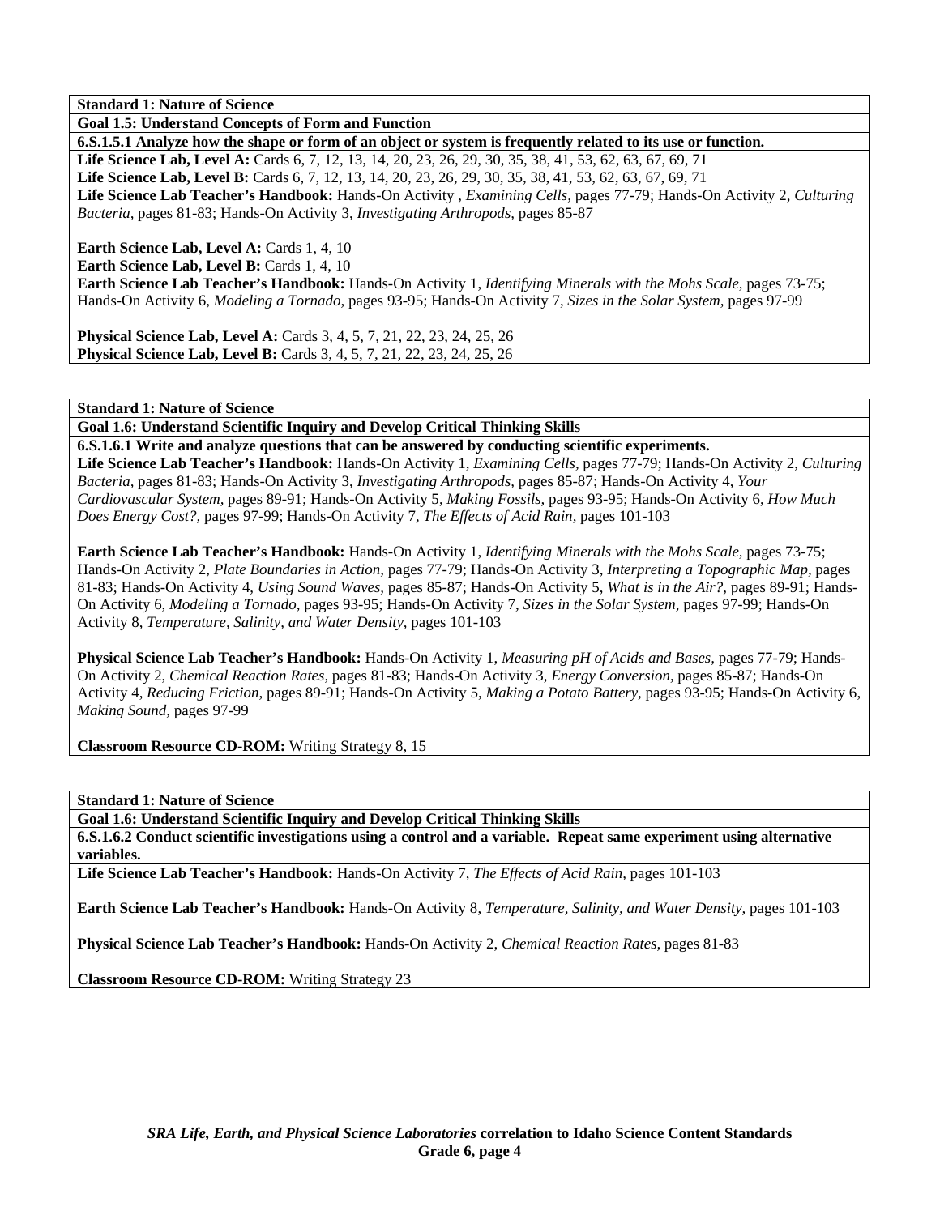**Standard 1: Nature of Science**

**Goal 1.5: Understand Concepts of Form and Function**

**6.S.1.5.1 Analyze how the shape or form of an object or system is frequently related to its use or function.**

**Life Science Lab, Level A:** Cards 6, 7, 12, 13, 14, 20, 23, 26, 29, 30, 35, 38, 41, 53, 62, 63, 67, 69, 71
**Life Science Lab, Level B:** Cards 6, 7, 12, 13, 14, 20, 23, 26, 29, 30, 35, 38, 41, 53, 62, 63, 67, 69, 71
**Life Science Lab Teacher's Handbook:** Hands-On Activity , *Examining Cells,* pages 77-79; Hands-On Activity 2, *Culturing Bacteria,* pages 81-83; Hands-On Activity 3, *Investigating Arthropods,* pages 85-87

**Earth Science Lab, Level A:** Cards 1, 4, 10
**Earth Science Lab, Level B:** Cards 1, 4, 10
**Earth Science Lab Teacher's Handbook:** Hands-On Activity 1, *Identifying Minerals with the Mohs Scale,* pages 73-75; Hands-On Activity 6, *Modeling a Tornado,* pages 93-95; Hands-On Activity 7, *Sizes in the Solar System,* pages 97-99

**Physical Science Lab, Level A:** Cards 3, 4, 5, 7, 21, 22, 23, 24, 25, 26
**Physical Science Lab, Level B:** Cards 3, 4, 5, 7, 21, 22, 23, 24, 25, 26

**Standard 1: Nature of Science**

**Goal 1.6: Understand Scientific Inquiry and Develop Critical Thinking Skills**

**6.S.1.6.1 Write and analyze questions that can be answered by conducting scientific experiments.**

**Life Science Lab Teacher's Handbook:** Hands-On Activity 1, *Examining Cells,* pages 77-79; Hands-On Activity 2, *Culturing Bacteria,* pages 81-83; Hands-On Activity 3, *Investigating Arthropods,* pages 85-87; Hands-On Activity 4, *Your Cardiovascular System,* pages 89-91; Hands-On Activity 5, *Making Fossils,* pages 93-95; Hands-On Activity 6, *How Much Does Energy Cost?,* pages 97-99; Hands-On Activity 7, *The Effects of Acid Rain,* pages 101-103

**Earth Science Lab Teacher's Handbook:** Hands-On Activity 1, *Identifying Minerals with the Mohs Scale,* pages 73-75; Hands-On Activity 2, *Plate Boundaries in Action,* pages 77-79; Hands-On Activity 3, *Interpreting a Topographic Map,* pages 81-83; Hands-On Activity 4, *Using Sound Waves,* pages 85-87; Hands-On Activity 5, *What is in the Air?,* pages 89-91; Hands-On Activity 6, *Modeling a Tornado,* pages 93-95; Hands-On Activity 7, *Sizes in the Solar System,* pages 97-99; Hands-On Activity 8, *Temperature, Salinity, and Water Density,* pages 101-103

**Physical Science Lab Teacher's Handbook:** Hands-On Activity 1, *Measuring pH of Acids and Bases,* pages 77-79; Hands-On Activity 2, *Chemical Reaction Rates,* pages 81-83; Hands-On Activity 3, *Energy Conversion,* pages 85-87; Hands-On Activity 4, *Reducing Friction,* pages 89-91; Hands-On Activity 5, *Making a Potato Battery,* pages 93-95; Hands-On Activity 6, *Making Sound,* pages 97-99

**Classroom Resource CD-ROM:** Writing Strategy 8, 15

**Standard 1: Nature of Science**

**Goal 1.6: Understand Scientific Inquiry and Develop Critical Thinking Skills**

**6.S.1.6.2 Conduct scientific investigations using a control and a variable. Repeat same experiment using alternative variables.**

**Life Science Lab Teacher's Handbook:** Hands-On Activity 7, *The Effects of Acid Rain,* pages 101-103

**Earth Science Lab Teacher's Handbook:** Hands-On Activity 8, *Temperature, Salinity, and Water Density,* pages 101-103

**Physical Science Lab Teacher's Handbook:** Hands-On Activity 2, *Chemical Reaction Rates,* pages 81-83

**Classroom Resource CD-ROM:** Writing Strategy 23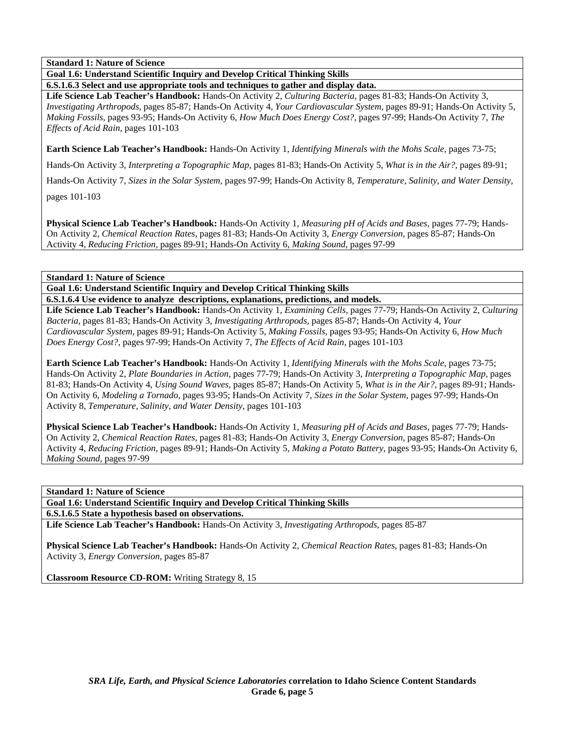**Standard 1: Nature of Science**

**Goal 1.6: Understand Scientific Inquiry and Develop Critical Thinking Skills**

**6.S.1.6.3 Select and use appropriate tools and techniques to gather and display data.**

**Life Science Lab Teacher's Handbook:** Hands-On Activity 2, *Culturing Bacteria,* pages 81-83; Hands-On Activity 3, *Investigating Arthropods,* pages 85-87; Hands-On Activity 4, *Your Cardiovascular System,* pages 89-91; Hands-On Activity 5, *Making Fossils,* pages 93-95; Hands-On Activity 6, *How Much Does Energy Cost?,* pages 97-99; Hands-On Activity 7, *The Effects of Acid Rain,* pages 101-103

**Earth Science Lab Teacher's Handbook:** Hands-On Activity 1, *Identifying Minerals with the Mohs Scale,* pages 73-75;

Hands-On Activity 3, *Interpreting a Topographic Map,* pages 81-83; Hands-On Activity 5, *What is in the Air?,* pages 89-91;

Hands-On Activity 7, *Sizes in the Solar System,* pages 97-99; Hands-On Activity 8, *Temperature, Salinity, and Water Density,*

pages 101-103

**Physical Science Lab Teacher's Handbook:** Hands-On Activity 1, *Measuring pH of Acids and Bases,* pages 77-79; Hands-On Activity 2, *Chemical Reaction Rates,* pages 81-83; Hands-On Activity 3, *Energy Conversion,* pages 85-87; Hands-On Activity 4, *Reducing Friction,* pages 89-91; Hands-On Activity 6, *Making Sound,* pages 97-99

**Standard 1: Nature of Science**

**Goal 1.6: Understand Scientific Inquiry and Develop Critical Thinking Skills**

**6.S.1.6.4 Use evidence to analyze descriptions, explanations, predictions, and models.**

**Life Science Lab Teacher's Handbook:** Hands-On Activity 1, *Examining Cells,* pages 77-79; Hands-On Activity 2, *Culturing Bacteria,* pages 81-83; Hands-On Activity 3, *Investigating Arthropods,* pages 85-87; Hands-On Activity 4, *Your Cardiovascular System,* pages 89-91; Hands-On Activity 5, *Making Fossils,* pages 93-95; Hands-On Activity 6, *How Much Does Energy Cost?,* pages 97-99; Hands-On Activity 7, *The Effects of Acid Rain,* pages 101-103

**Earth Science Lab Teacher's Handbook:** Hands-On Activity 1, *Identifying Minerals with the Mohs Scale,* pages 73-75; Hands-On Activity 2, *Plate Boundaries in Action,* pages 77-79; Hands-On Activity 3, *Interpreting a Topographic Map,* pages 81-83; Hands-On Activity 4, *Using Sound Waves,* pages 85-87; Hands-On Activity 5, *What is in the Air?,* pages 89-91; Hands-On Activity 6, *Modeling a Tornado,* pages 93-95; Hands-On Activity 7, *Sizes in the Solar System,* pages 97-99; Hands-On Activity 8, *Temperature, Salinity, and Water Density,* pages 101-103

**Physical Science Lab Teacher's Handbook:** Hands-On Activity 1, *Measuring pH of Acids and Bases,* pages 77-79; Hands-On Activity 2, *Chemical Reaction Rates,* pages 81-83; Hands-On Activity 3, *Energy Conversion,* pages 85-87; Hands-On Activity 4, *Reducing Friction,* pages 89-91; Hands-On Activity 5, *Making a Potato Battery,* pages 93-95; Hands-On Activity 6, *Making Sound,* pages 97-99

**Standard 1: Nature of Science**

**Goal 1.6: Understand Scientific Inquiry and Develop Critical Thinking Skills**

**6.S.1.6.5 State a hypothesis based on observations.**

**Life Science Lab Teacher's Handbook:** Hands-On Activity 3, *Investigating Arthropods,* pages 85-87

**Physical Science Lab Teacher's Handbook:** Hands-On Activity 2, *Chemical Reaction Rates,* pages 81-83; Hands-On Activity 3, *Energy Conversion,* pages 85-87

**Classroom Resource CD-ROM:** Writing Strategy 8, 15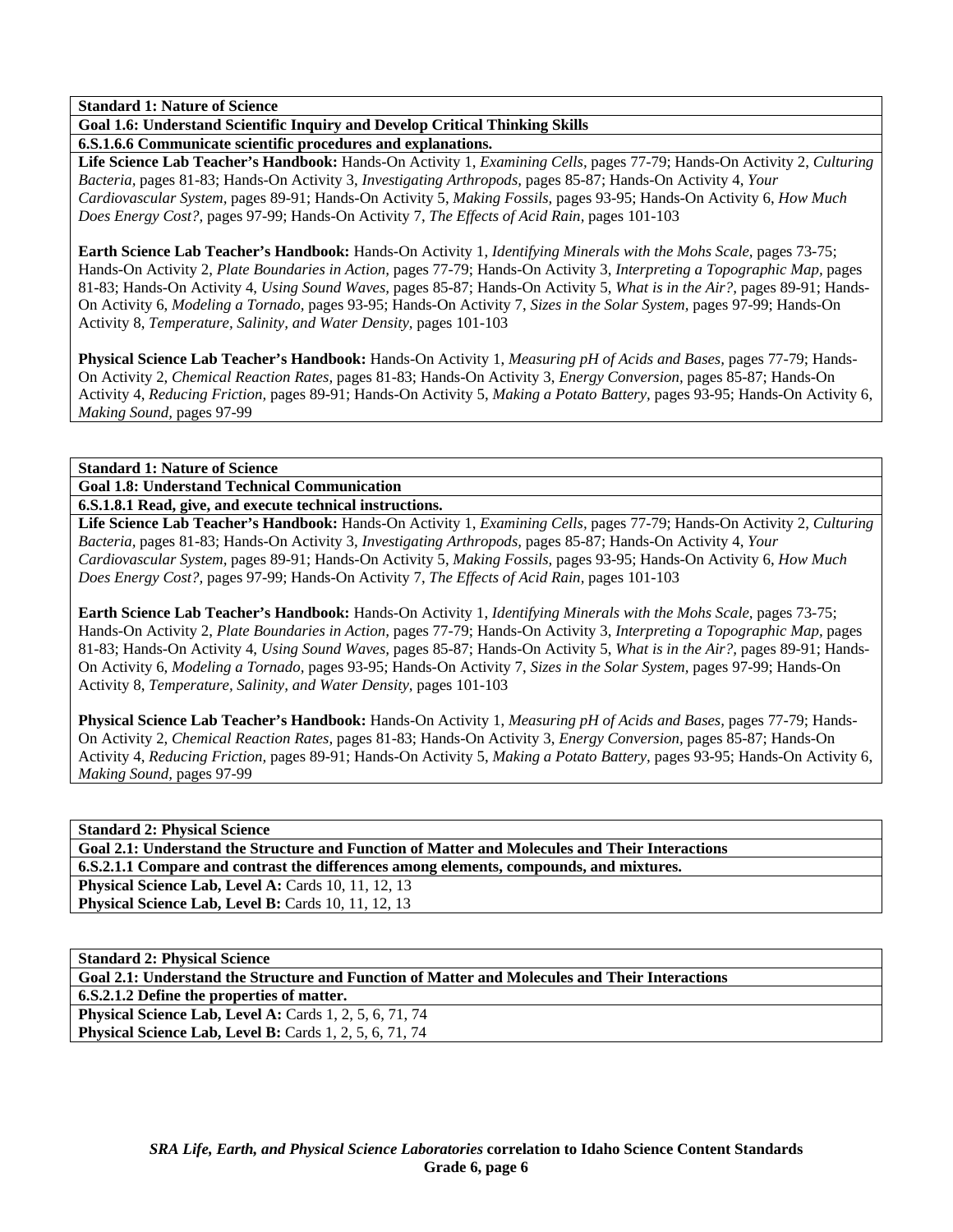**Standard 1: Nature of Science**

**Goal 1.6: Understand Scientific Inquiry and Develop Critical Thinking Skills**

**6.S.1.6.6 Communicate scientific procedures and explanations.**

**Life Science Lab Teacher's Handbook:** Hands-On Activity 1, *Examining Cells,* pages 77-79; Hands-On Activity 2, *Culturing Bacteria,* pages 81-83; Hands-On Activity 3, *Investigating Arthropods,* pages 85-87; Hands-On Activity 4, *Your Cardiovascular System,* pages 89-91; Hands-On Activity 5, *Making Fossils,* pages 93-95; Hands-On Activity 6, *How Much Does Energy Cost?,* pages 97-99; Hands-On Activity 7, *The Effects of Acid Rain,* pages 101-103

**Earth Science Lab Teacher's Handbook:** Hands-On Activity 1, *Identifying Minerals with the Mohs Scale,* pages 73-75; Hands-On Activity 2, *Plate Boundaries in Action,* pages 77-79; Hands-On Activity 3, *Interpreting a Topographic Map,* pages 81-83; Hands-On Activity 4, *Using Sound Waves,* pages 85-87; Hands-On Activity 5, *What is in the Air?,* pages 89-91; Hands-On Activity 6, *Modeling a Tornado,* pages 93-95; Hands-On Activity 7, *Sizes in the Solar System,* pages 97-99; Hands-On Activity 8, *Temperature, Salinity, and Water Density,* pages 101-103

**Physical Science Lab Teacher's Handbook:** Hands-On Activity 1, *Measuring pH of Acids and Bases,* pages 77-79; Hands-On Activity 2, *Chemical Reaction Rates,* pages 81-83; Hands-On Activity 3, *Energy Conversion,* pages 85-87; Hands-On Activity 4, *Reducing Friction,* pages 89-91; Hands-On Activity 5, *Making a Potato Battery,* pages 93-95; Hands-On Activity 6, *Making Sound,* pages 97-99

**Standard 1: Nature of Science**

**Goal 1.8: Understand Technical Communication**

**6.S.1.8.1 Read, give, and execute technical instructions.**

**Life Science Lab Teacher's Handbook:** Hands-On Activity 1, *Examining Cells,* pages 77-79; Hands-On Activity 2, *Culturing Bacteria,* pages 81-83; Hands-On Activity 3, *Investigating Arthropods,* pages 85-87; Hands-On Activity 4, *Your Cardiovascular System,* pages 89-91; Hands-On Activity 5, *Making Fossils,* pages 93-95; Hands-On Activity 6, *How Much Does Energy Cost?,* pages 97-99; Hands-On Activity 7, *The Effects of Acid Rain,* pages 101-103

**Earth Science Lab Teacher's Handbook:** Hands-On Activity 1, *Identifying Minerals with the Mohs Scale,* pages 73-75; Hands-On Activity 2, *Plate Boundaries in Action,* pages 77-79; Hands-On Activity 3, *Interpreting a Topographic Map,* pages 81-83; Hands-On Activity 4, *Using Sound Waves,* pages 85-87; Hands-On Activity 5, *What is in the Air?,* pages 89-91; Hands-On Activity 6, *Modeling a Tornado,* pages 93-95; Hands-On Activity 7, *Sizes in the Solar System,* pages 97-99; Hands-On Activity 8, *Temperature, Salinity, and Water Density,* pages 101-103

**Physical Science Lab Teacher's Handbook:** Hands-On Activity 1, *Measuring pH of Acids and Bases,* pages 77-79; Hands-On Activity 2, *Chemical Reaction Rates,* pages 81-83; Hands-On Activity 3, *Energy Conversion,* pages 85-87; Hands-On Activity 4, *Reducing Friction,* pages 89-91; Hands-On Activity 5, *Making a Potato Battery,* pages 93-95; Hands-On Activity 6, *Making Sound,* pages 97-99

**Standard 2: Physical Science**

**Goal 2.1: Understand the Structure and Function of Matter and Molecules and Their Interactions**

**6.S.2.1.1 Compare and contrast the differences among elements, compounds, and mixtures.**

**Physical Science Lab, Level A:** Cards 10, 11, 12, 13

**Physical Science Lab, Level B:** Cards 10, 11, 12, 13

**Standard 2: Physical Science**

**Goal 2.1: Understand the Structure and Function of Matter and Molecules and Their Interactions**

**6.S.2.1.2 Define the properties of matter.**

**Physical Science Lab, Level A:** Cards 1, 2, 5, 6, 71, 74

**Physical Science Lab, Level B:** Cards 1, 2, 5, 6, 71, 74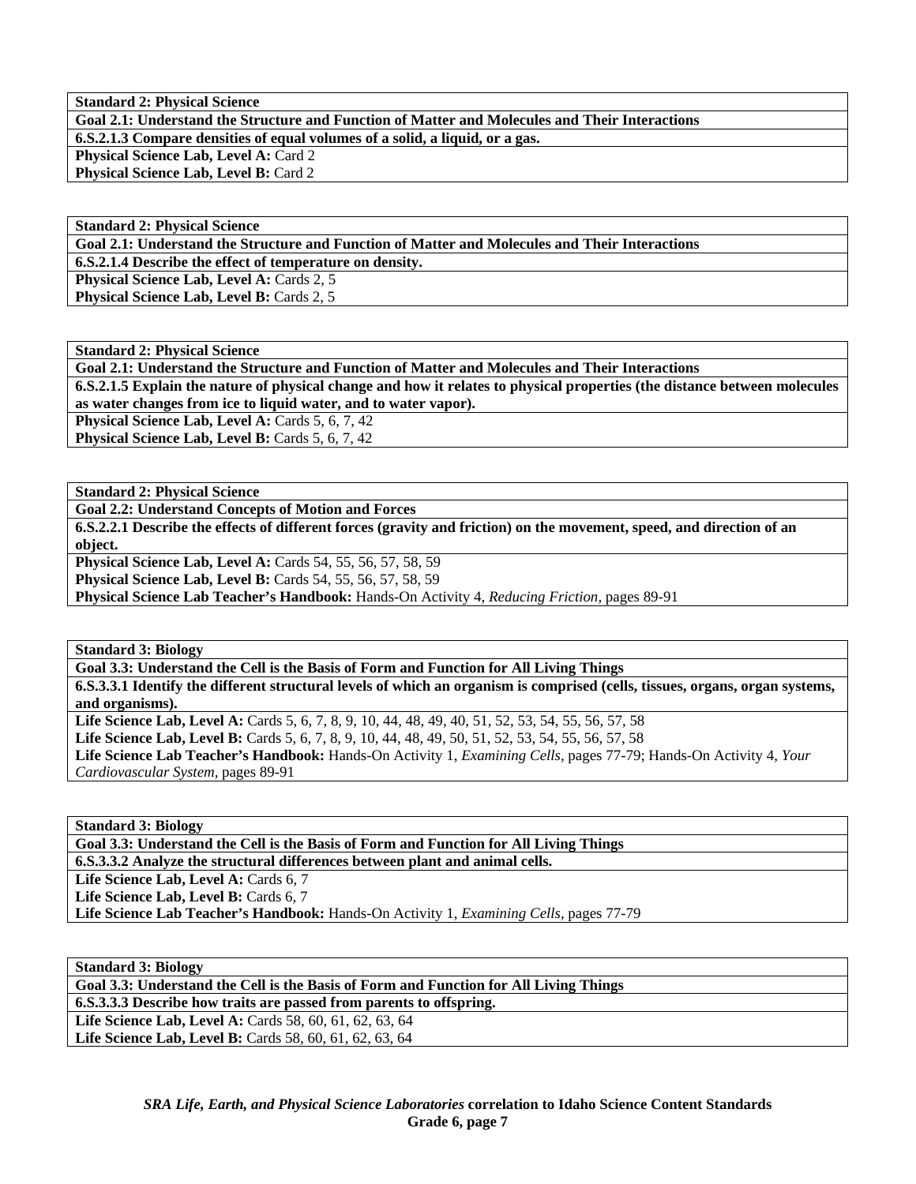**Standard 2: Physical Science**

**Goal 2.1: Understand the Structure and Function of Matter and Molecules and Their Interactions**

**6.S.2.1.3 Compare densities of equal volumes of a solid, a liquid, or a gas.**

**Physical Science Lab, Level A:** Card 2
**Physical Science Lab, Level B:** Card 2

**Standard 2: Physical Science**

**Goal 2.1: Understand the Structure and Function of Matter and Molecules and Their Interactions**

**6.S.2.1.4 Describe the effect of temperature on density.**

**Physical Science Lab, Level A:** Cards 2, 5
**Physical Science Lab, Level B:** Cards 2, 5

**Standard 2: Physical Science**

**Goal 2.1: Understand the Structure and Function of Matter and Molecules and Their Interactions**

**6.S.2.1.5 Explain the nature of physical change and how it relates to physical properties (the distance between molecules as water changes from ice to liquid water, and to water vapor).**

**Physical Science Lab, Level A:** Cards 5, 6, 7, 42
**Physical Science Lab, Level B:** Cards 5, 6, 7, 42

**Standard 2: Physical Science**

**Goal 2.2: Understand Concepts of Motion and Forces**

**6.S.2.2.1 Describe the effects of different forces (gravity and friction) on the movement, speed, and direction of an object.**

**Physical Science Lab, Level A:** Cards 54, 55, 56, 57, 58, 59
**Physical Science Lab, Level B:** Cards 54, 55, 56, 57, 58, 59
**Physical Science Lab Teacher's Handbook:** Hands-On Activity 4, *Reducing Friction,* pages 89-91

**Standard 3: Biology**

**Goal 3.3: Understand the Cell is the Basis of Form and Function for All Living Things**

**6.S.3.3.1 Identify the different structural levels of which an organism is comprised (cells, tissues, organs, organ systems, and organisms).**

**Life Science Lab, Level A:** Cards 5, 6, 7, 8, 9, 10, 44, 48, 49, 40, 51, 52, 53, 54, 55, 56, 57, 58
**Life Science Lab, Level B:** Cards 5, 6, 7, 8, 9, 10, 44, 48, 49, 50, 51, 52, 53, 54, 55, 56, 57, 58
**Life Science Lab Teacher's Handbook:** Hands-On Activity 1, *Examining Cells,* pages 77-79; Hands-On Activity 4, *Your Cardiovascular System,* pages 89-91

**Standard 3: Biology**

**Goal 3.3: Understand the Cell is the Basis of Form and Function for All Living Things**

**6.S.3.3.2 Analyze the structural differences between plant and animal cells.**

**Life Science Lab, Level A:** Cards 6, 7
**Life Science Lab, Level B:** Cards 6, 7
**Life Science Lab Teacher's Handbook:** Hands-On Activity 1, *Examining Cells,* pages 77-79

**Standard 3: Biology**

**Goal 3.3: Understand the Cell is the Basis of Form and Function for All Living Things**

**6.S.3.3.3 Describe how traits are passed from parents to offspring.**

**Life Science Lab, Level A:** Cards 58, 60, 61, 62, 63, 64
**Life Science Lab, Level B:** Cards 58, 60, 61, 62, 63, 64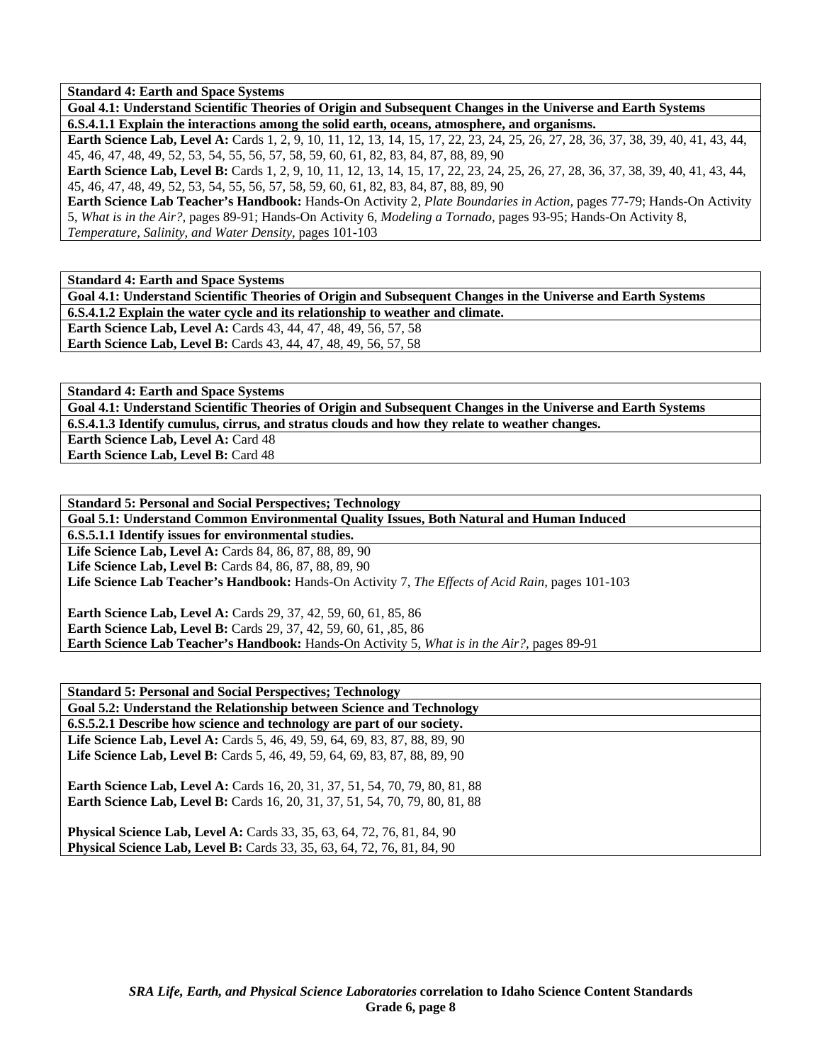**Standard 4: Earth and Space Systems**

**Goal 4.1: Understand Scientific Theories of Origin and Subsequent Changes in the Universe and Earth Systems**

**6.S.4.1.1 Explain the interactions among the solid earth, oceans, atmosphere, and organisms.**

**Earth Science Lab, Level A:** Cards 1, 2, 9, 10, 11, 12, 13, 14, 15, 17, 22, 23, 24, 25, 26, 27, 28, 36, 37, 38, 39, 40, 41, 43, 44, 45, 46, 47, 48, 49, 52, 53, 54, 55, 56, 57, 58, 59, 60, 61, 82, 83, 84, 87, 88, 89, 90

**Earth Science Lab, Level B:** Cards 1, 2, 9, 10, 11, 12, 13, 14, 15, 17, 22, 23, 24, 25, 26, 27, 28, 36, 37, 38, 39, 40, 41, 43, 44, 45, 46, 47, 48, 49, 52, 53, 54, 55, 56, 57, 58, 59, 60, 61, 82, 83, 84, 87, 88, 89, 90

**Earth Science Lab Teacher's Handbook:** Hands-On Activity 2, *Plate Boundaries in Action,* pages 77-79; Hands-On Activity 5, *What is in the Air?,* pages 89-91; Hands-On Activity 6, *Modeling a Tornado,* pages 93-95; Hands-On Activity 8, *Temperature, Salinity, and Water Density,* pages 101-103

**Standard 4: Earth and Space Systems**

**Goal 4.1: Understand Scientific Theories of Origin and Subsequent Changes in the Universe and Earth Systems**

**6.S.4.1.2 Explain the water cycle and its relationship to weather and climate.**

**Earth Science Lab, Level A:** Cards 43, 44, 47, 48, 49, 56, 57, 58

**Earth Science Lab, Level B:** Cards 43, 44, 47, 48, 49, 56, 57, 58

**Standard 4: Earth and Space Systems**

**Goal 4.1: Understand Scientific Theories of Origin and Subsequent Changes in the Universe and Earth Systems**

**6.S.4.1.3 Identify cumulus, cirrus, and stratus clouds and how they relate to weather changes.**

**Earth Science Lab, Level A:** Card 48

**Earth Science Lab, Level B:** Card 48

**Standard 5: Personal and Social Perspectives; Technology**

**Goal 5.1: Understand Common Environmental Quality Issues, Both Natural and Human Induced**

**6.S.5.1.1 Identify issues for environmental studies.**

**Life Science Lab, Level A:** Cards 84, 86, 87, 88, 89, 90

**Life Science Lab, Level B:** Cards 84, 86, 87, 88, 89, 90

**Life Science Lab Teacher's Handbook:** Hands-On Activity 7, *The Effects of Acid Rain,* pages 101-103

**Earth Science Lab, Level A:** Cards 29, 37, 42, 59, 60, 61, 85, 86

**Earth Science Lab, Level B:** Cards 29, 37, 42, 59, 60, 61, ,85, 86

**Earth Science Lab Teacher's Handbook:** Hands-On Activity 5, *What is in the Air?,* pages 89-91

**Standard 5: Personal and Social Perspectives; Technology**

**Goal 5.2: Understand the Relationship between Science and Technology**

**6.S.5.2.1 Describe how science and technology are part of our society.**

**Life Science Lab, Level A:** Cards 5, 46, 49, 59, 64, 69, 83, 87, 88, 89, 90

**Life Science Lab, Level B:** Cards 5, 46, 49, 59, 64, 69, 83, 87, 88, 89, 90

**Earth Science Lab, Level A:** Cards 16, 20, 31, 37, 51, 54, 70, 79, 80, 81, 88

**Earth Science Lab, Level B:** Cards 16, 20, 31, 37, 51, 54, 70, 79, 80, 81, 88

**Physical Science Lab, Level A:** Cards 33, 35, 63, 64, 72, 76, 81, 84, 90

**Physical Science Lab, Level B:** Cards 33, 35, 63, 64, 72, 76, 81, 84, 90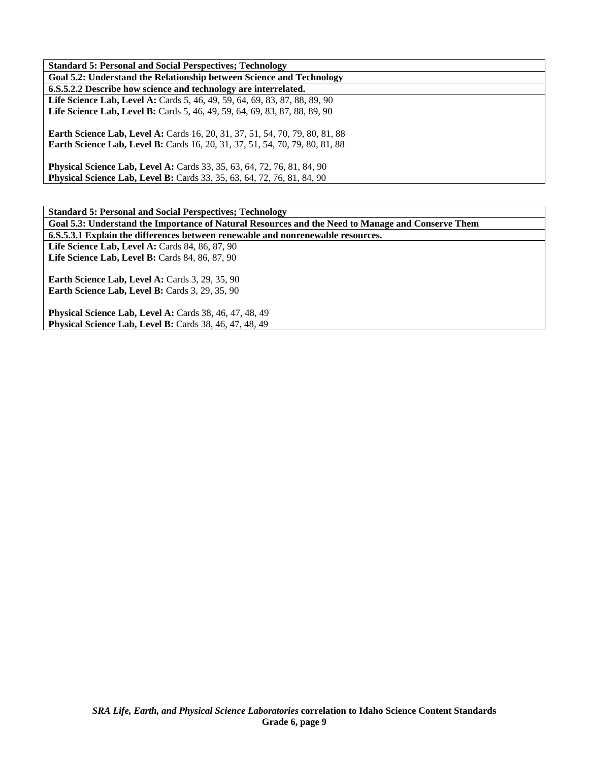**Standard 5: Personal and Social Perspectives; Technology**

**Goal 5.2: Understand the Relationship between Science and Technology**

**6.S.5.2.2 Describe how science and technology are interrelated.**

**Life Science Lab, Level A:** Cards 5, 46, 49, 59, 64, 69, 83, 87, 88, 89, 90
**Life Science Lab, Level B:** Cards 5, 46, 49, 59, 64, 69, 83, 87, 88, 89, 90

**Earth Science Lab, Level A:** Cards 16, 20, 31, 37, 51, 54, 70, 79, 80, 81, 88
**Earth Science Lab, Level B:** Cards 16, 20, 31, 37, 51, 54, 70, 79, 80, 81, 88

**Physical Science Lab, Level A:** Cards 33, 35, 63, 64, 72, 76, 81, 84, 90
**Physical Science Lab, Level B:** Cards 33, 35, 63, 64, 72, 76, 81, 84, 90

**Standard 5: Personal and Social Perspectives; Technology**

**Goal 5.3: Understand the Importance of Natural Resources and the Need to Manage and Conserve Them**

**6.S.5.3.1 Explain the differences between renewable and nonrenewable resources.**

**Life Science Lab, Level A:** Cards 84, 86, 87, 90
**Life Science Lab, Level B:** Cards 84, 86, 87, 90

**Earth Science Lab, Level A:** Cards 3, 29, 35, 90
**Earth Science Lab, Level B:** Cards 3, 29, 35, 90

**Physical Science Lab, Level A:** Cards 38, 46, 47, 48, 49
**Physical Science Lab, Level B:** Cards 38, 46, 47, 48, 49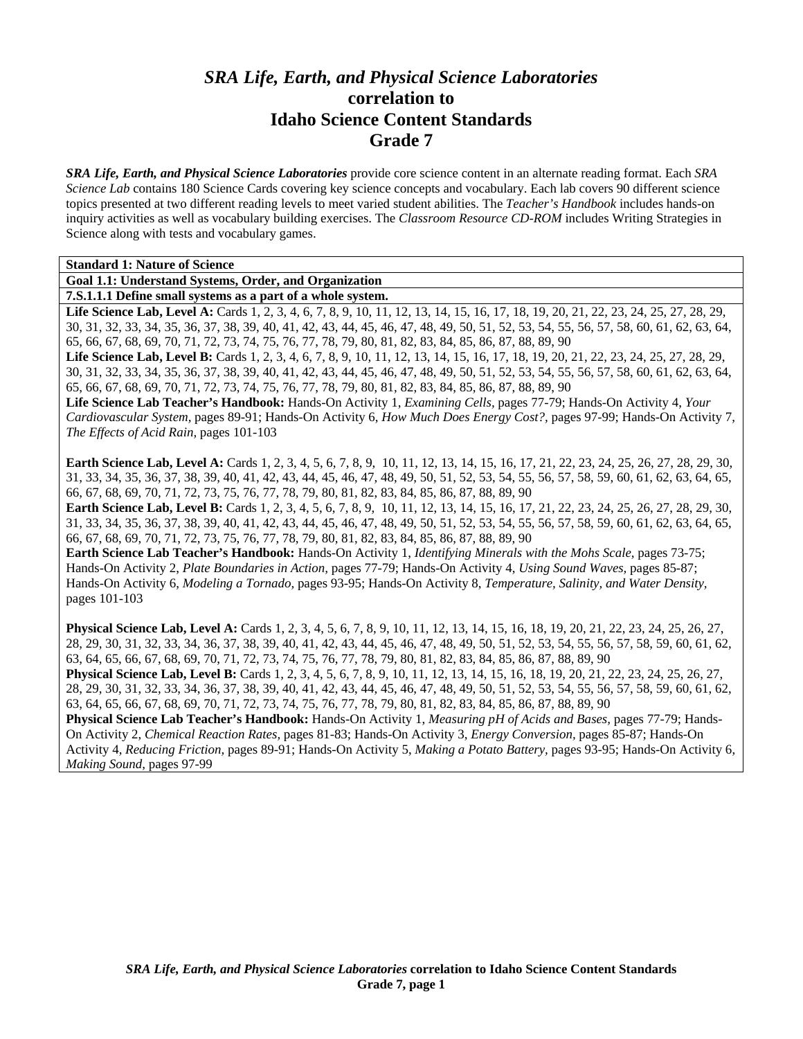# *SRA Life, Earth, and Physical Science Laboratories*
# correlation to
# Idaho Science Content Standards
# Grade 7

***SRA Life, Earth, and Physical Science Laboratories*** provide core science content in an alternate reading format. Each *SRA Science Lab* contains 180 Science Cards covering key science concepts and vocabulary. Each lab covers 90 different science topics presented at two different reading levels to meet varied student abilities. The *Teacher's Handbook* includes hands-on inquiry activities as well as vocabulary building exercises. The *Classroom Resource CD-ROM* includes Writing Strategies in Science along with tests and vocabulary games.

| **Standard 1: Nature of Science** |
|---|
| **Goal 1.1: Understand Systems, Order, and Organization** |
| **7.S.1.1.1 Define small systems as a part of a whole system.** |
| **Life Science Lab, Level A:** Cards 1, 2, 3, 4, 6, 7, 8, 9, 10, 11, 12, 13, 14, 15, 16, 17, 18, 19, 20, 21, 22, 23, 24, 25, 27, 28, 29, 30, 31, 32, 33, 34, 35, 36, 37, 38, 39, 40, 41, 42, 43, 44, 45, 46, 47, 48, 49, 50, 51, 52, 53, 54, 55, 56, 57, 58, 60, 61, 62, 63, 64, 65, 66, 67, 68, 69, 70, 71, 72, 73, 74, 75, 76, 77, 78, 79, 80, 81, 82, 83, 84, 85, 86, 87, 88, 89, 90<br>**Life Science Lab, Level B:** Cards 1, 2, 3, 4, 6, 7, 8, 9, 10, 11, 12, 13, 14, 15, 16, 17, 18, 19, 20, 21, 22, 23, 24, 25, 27, 28, 29, 30, 31, 32, 33, 34, 35, 36, 37, 38, 39, 40, 41, 42, 43, 44, 45, 46, 47, 48, 49, 50, 51, 52, 53, 54, 55, 56, 57, 58, 60, 61, 62, 63, 64, 65, 66, 67, 68, 69, 70, 71, 72, 73, 74, 75, 76, 77, 78, 79, 80, 81, 82, 83, 84, 85, 86, 87, 88, 89, 90<br>**Life Science Lab Teacher's Handbook:** Hands-On Activity 1, *Examining Cells,* pages 77-79; Hands-On Activity 4, *Your Cardiovascular System,* pages 89-91; Hands-On Activity 6, *How Much Does Energy Cost?,* pages 97-99; Hands-On Activity 7, *The Effects of Acid Rain,* pages 101-103<br><br>**Earth Science Lab, Level A:** Cards 1, 2, 3, 4, 5, 6, 7, 8, 9, 10, 11, 12, 13, 14, 15, 16, 17, 21, 22, 23, 24, 25, 26, 27, 28, 29, 30, 31, 33, 34, 35, 36, 37, 38, 39, 40, 41, 42, 43, 44, 45, 46, 47, 48, 49, 50, 51, 52, 53, 54, 55, 56, 57, 58, 59, 60, 61, 62, 63, 64, 65, 66, 67, 68, 69, 70, 71, 72, 73, 75, 76, 77, 78, 79, 80, 81, 82, 83, 84, 85, 86, 87, 88, 89, 90<br>**Earth Science Lab, Level B:** Cards 1, 2, 3, 4, 5, 6, 7, 8, 9, 10, 11, 12, 13, 14, 15, 16, 17, 21, 22, 23, 24, 25, 26, 27, 28, 29, 30, 31, 33, 34, 35, 36, 37, 38, 39, 40, 41, 42, 43, 44, 45, 46, 47, 48, 49, 50, 51, 52, 53, 54, 55, 56, 57, 58, 59, 60, 61, 62, 63, 64, 65, 66, 67, 68, 69, 70, 71, 72, 73, 75, 76, 77, 78, 79, 80, 81, 82, 83, 84, 85, 86, 87, 88, 89, 90<br>**Earth Science Lab Teacher's Handbook:** Hands-On Activity 1, *Identifying Minerals with the Mohs Scale,* pages 73-75; Hands-On Activity 2, *Plate Boundaries in Action,* pages 77-79; Hands-On Activity 4, *Using Sound Waves,* pages 85-87; Hands-On Activity 6, *Modeling a Tornado,* pages 93-95; Hands-On Activity 8, *Temperature, Salinity, and Water Density,* pages 101-103<br><br>**Physical Science Lab, Level A:** Cards 1, 2, 3, 4, 5, 6, 7, 8, 9, 10, 11, 12, 13, 14, 15, 16, 18, 19, 20, 21, 22, 23, 24, 25, 26, 27, 28, 29, 30, 31, 32, 33, 34, 36, 37, 38, 39, 40, 41, 42, 43, 44, 45, 46, 47, 48, 49, 50, 51, 52, 53, 54, 55, 56, 57, 58, 59, 60, 61, 62, 63, 64, 65, 66, 67, 68, 69, 70, 71, 72, 73, 74, 75, 76, 77, 78, 79, 80, 81, 82, 83, 84, 85, 86, 87, 88, 89, 90<br>**Physical Science Lab, Level B:** Cards 1, 2, 3, 4, 5, 6, 7, 8, 9, 10, 11, 12, 13, 14, 15, 16, 18, 19, 20, 21, 22, 23, 24, 25, 26, 27, 28, 29, 30, 31, 32, 33, 34, 36, 37, 38, 39, 40, 41, 42, 43, 44, 45, 46, 47, 48, 49, 50, 51, 52, 53, 54, 55, 56, 57, 58, 59, 60, 61, 62, 63, 64, 65, 66, 67, 68, 69, 70, 71, 72, 73, 74, 75, 76, 77, 78, 79, 80, 81, 82, 83, 84, 85, 86, 87, 88, 89, 90<br>**Physical Science Lab Teacher's Handbook:** Hands-On Activity 1, *Measuring pH of Acids and Bases,* pages 77-79; Hands-On Activity 2, *Chemical Reaction Rates,* pages 81-83; Hands-On Activity 3, *Energy Conversion,* pages 85-87; Hands-On Activity 4, *Reducing Friction,* pages 89-91; Hands-On Activity 5, *Making a Potato Battery,* pages 93-95; Hands-On Activity 6, *Making Sound,* pages 97-99 |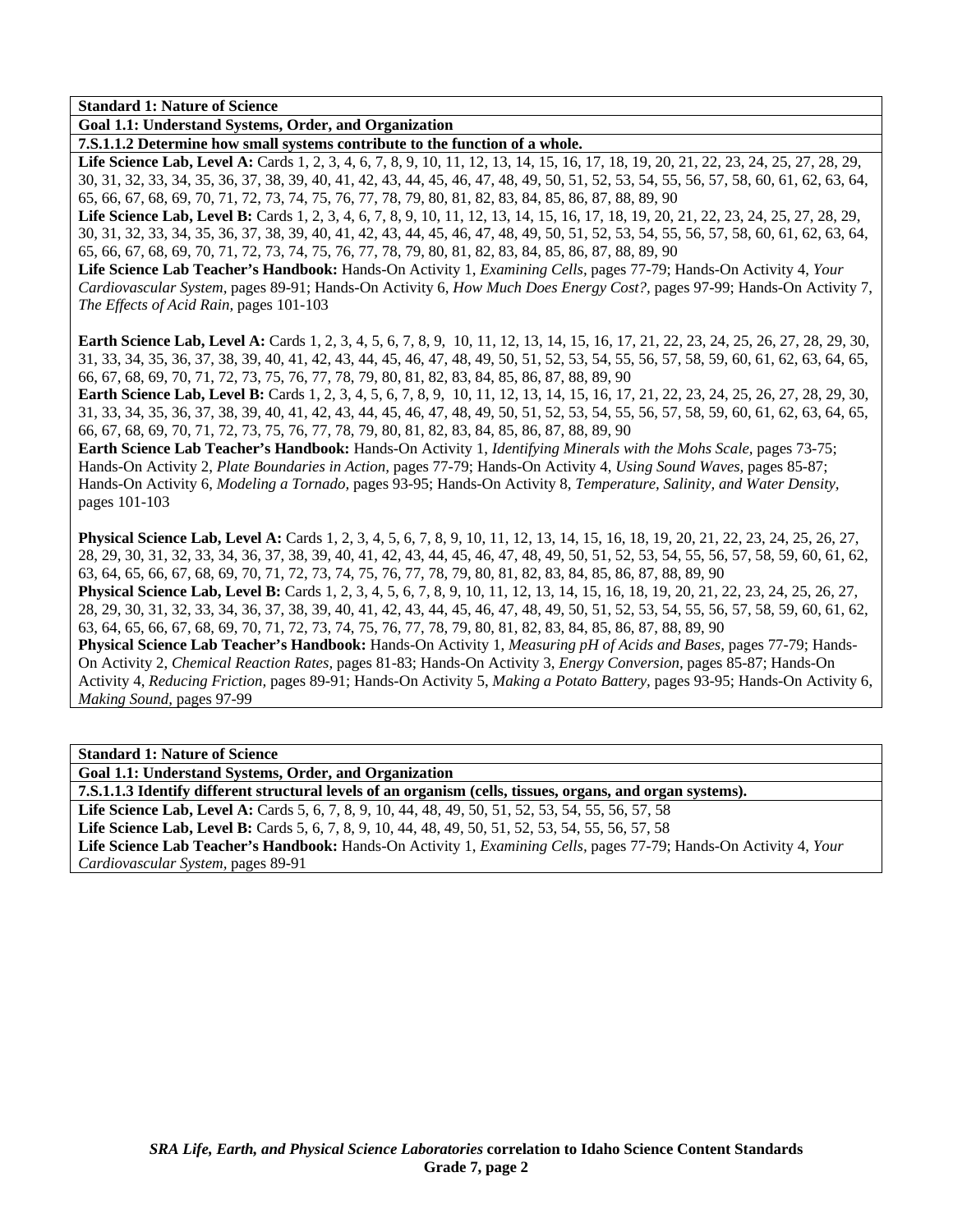**Standard 1: Nature of Science**

**Goal 1.1: Understand Systems, Order, and Organization**

**7.S.1.1.2 Determine how small systems contribute to the function of a whole.**

**Life Science Lab, Level A:** Cards 1, 2, 3, 4, 6, 7, 8, 9, 10, 11, 12, 13, 14, 15, 16, 17, 18, 19, 20, 21, 22, 23, 24, 25, 27, 28, 29, 30, 31, 32, 33, 34, 35, 36, 37, 38, 39, 40, 41, 42, 43, 44, 45, 46, 47, 48, 49, 50, 51, 52, 53, 54, 55, 56, 57, 58, 60, 61, 62, 63, 64, 65, 66, 67, 68, 69, 70, 71, 72, 73, 74, 75, 76, 77, 78, 79, 80, 81, 82, 83, 84, 85, 86, 87, 88, 89, 90

**Life Science Lab, Level B:** Cards 1, 2, 3, 4, 6, 7, 8, 9, 10, 11, 12, 13, 14, 15, 16, 17, 18, 19, 20, 21, 22, 23, 24, 25, 27, 28, 29, 30, 31, 32, 33, 34, 35, 36, 37, 38, 39, 40, 41, 42, 43, 44, 45, 46, 47, 48, 49, 50, 51, 52, 53, 54, 55, 56, 57, 58, 60, 61, 62, 63, 64, 65, 66, 67, 68, 69, 70, 71, 72, 73, 74, 75, 76, 77, 78, 79, 80, 81, 82, 83, 84, 85, 86, 87, 88, 89, 90

**Life Science Lab Teacher's Handbook:** Hands-On Activity 1, *Examining Cells,* pages 77-79; Hands-On Activity 4, *Your Cardiovascular System,* pages 89-91; Hands-On Activity 6, *How Much Does Energy Cost?,* pages 97-99; Hands-On Activity 7, *The Effects of Acid Rain,* pages 101-103

**Earth Science Lab, Level A:** Cards 1, 2, 3, 4, 5, 6, 7, 8, 9, 10, 11, 12, 13, 14, 15, 16, 17, 21, 22, 23, 24, 25, 26, 27, 28, 29, 30, 31, 33, 34, 35, 36, 37, 38, 39, 40, 41, 42, 43, 44, 45, 46, 47, 48, 49, 50, 51, 52, 53, 54, 55, 56, 57, 58, 59, 60, 61, 62, 63, 64, 65, 66, 67, 68, 69, 70, 71, 72, 73, 75, 76, 77, 78, 79, 80, 81, 82, 83, 84, 85, 86, 87, 88, 89, 90

**Earth Science Lab, Level B:** Cards 1, 2, 3, 4, 5, 6, 7, 8, 9, 10, 11, 12, 13, 14, 15, 16, 17, 21, 22, 23, 24, 25, 26, 27, 28, 29, 30, 31, 33, 34, 35, 36, 37, 38, 39, 40, 41, 42, 43, 44, 45, 46, 47, 48, 49, 50, 51, 52, 53, 54, 55, 56, 57, 58, 59, 60, 61, 62, 63, 64, 65, 66, 67, 68, 69, 70, 71, 72, 73, 75, 76, 77, 78, 79, 80, 81, 82, 83, 84, 85, 86, 87, 88, 89, 90

**Earth Science Lab Teacher's Handbook:** Hands-On Activity 1, *Identifying Minerals with the Mohs Scale,* pages 73-75; Hands-On Activity 2, *Plate Boundaries in Action,* pages 77-79; Hands-On Activity 4, *Using Sound Waves,* pages 85-87; Hands-On Activity 6, *Modeling a Tornado,* pages 93-95; Hands-On Activity 8, *Temperature, Salinity, and Water Density,* pages 101-103

**Physical Science Lab, Level A:** Cards 1, 2, 3, 4, 5, 6, 7, 8, 9, 10, 11, 12, 13, 14, 15, 16, 18, 19, 20, 21, 22, 23, 24, 25, 26, 27, 28, 29, 30, 31, 32, 33, 34, 36, 37, 38, 39, 40, 41, 42, 43, 44, 45, 46, 47, 48, 49, 50, 51, 52, 53, 54, 55, 56, 57, 58, 59, 60, 61, 62, 63, 64, 65, 66, 67, 68, 69, 70, 71, 72, 73, 74, 75, 76, 77, 78, 79, 80, 81, 82, 83, 84, 85, 86, 87, 88, 89, 90

**Physical Science Lab, Level B:** Cards 1, 2, 3, 4, 5, 6, 7, 8, 9, 10, 11, 12, 13, 14, 15, 16, 18, 19, 20, 21, 22, 23, 24, 25, 26, 27, 28, 29, 30, 31, 32, 33, 34, 36, 37, 38, 39, 40, 41, 42, 43, 44, 45, 46, 47, 48, 49, 50, 51, 52, 53, 54, 55, 56, 57, 58, 59, 60, 61, 62, 63, 64, 65, 66, 67, 68, 69, 70, 71, 72, 73, 74, 75, 76, 77, 78, 79, 80, 81, 82, 83, 84, 85, 86, 87, 88, 89, 90

**Physical Science Lab Teacher's Handbook:** Hands-On Activity 1, *Measuring pH of Acids and Bases,* pages 77-79; Hands-On Activity 2, *Chemical Reaction Rates,* pages 81-83; Hands-On Activity 3, *Energy Conversion,* pages 85-87; Hands-On Activity 4, *Reducing Friction,* pages 89-91; Hands-On Activity 5, *Making a Potato Battery,* pages 93-95; Hands-On Activity 6, *Making Sound,* pages 97-99

**Standard 1: Nature of Science**

**Goal 1.1: Understand Systems, Order, and Organization**

**7.S.1.1.3 Identify different structural levels of an organism (cells, tissues, organs, and organ systems).**

**Life Science Lab, Level A:** Cards 5, 6, 7, 8, 9, 10, 44, 48, 49, 50, 51, 52, 53, 54, 55, 56, 57, 58

**Life Science Lab, Level B:** Cards 5, 6, 7, 8, 9, 10, 44, 48, 49, 50, 51, 52, 53, 54, 55, 56, 57, 58

**Life Science Lab Teacher's Handbook:** Hands-On Activity 1, *Examining Cells,* pages 77-79; Hands-On Activity 4, *Your Cardiovascular System,* pages 89-91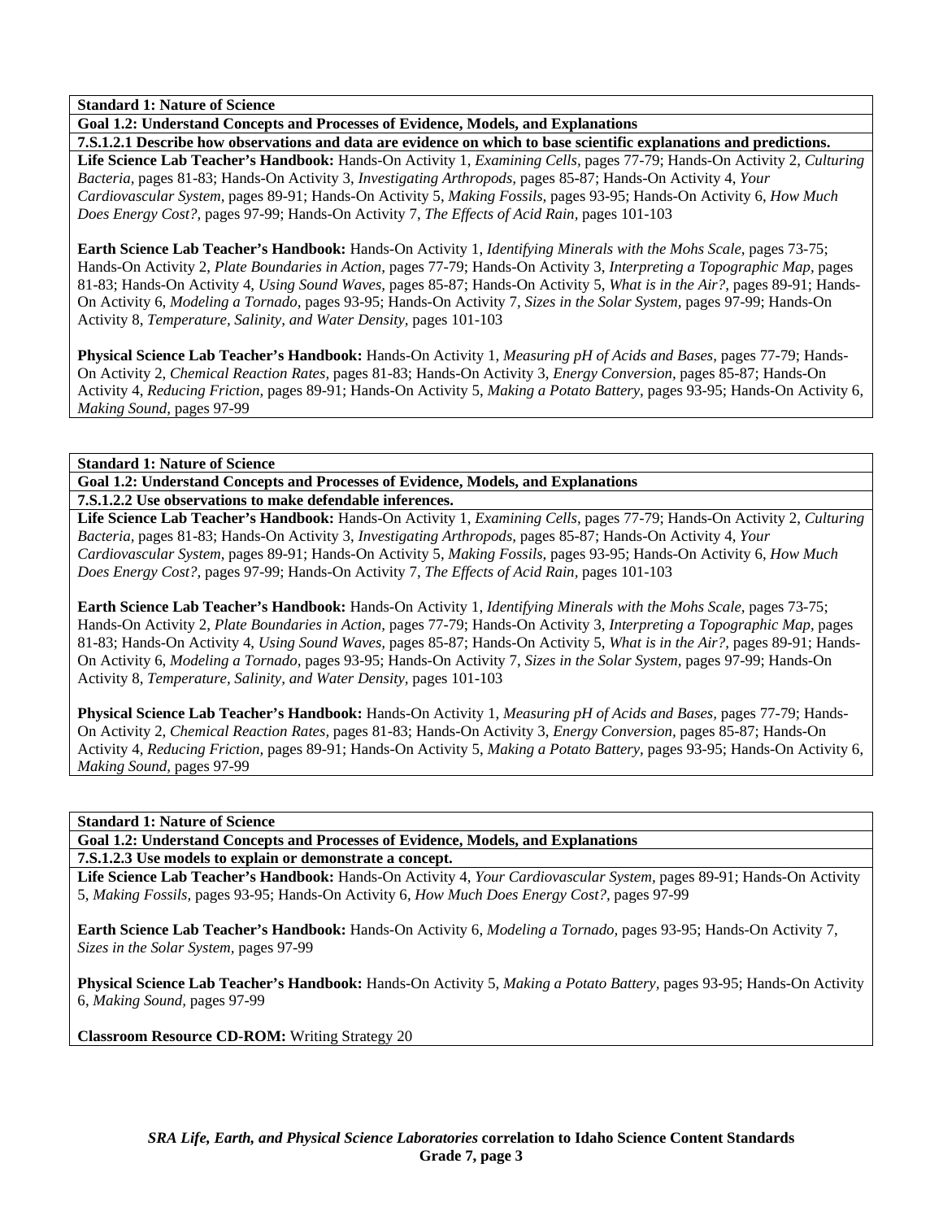**Standard 1: Nature of Science**

**Goal 1.2: Understand Concepts and Processes of Evidence, Models, and Explanations**

**7.S.1.2.1 Describe how observations and data are evidence on which to base scientific explanations and predictions.**

**Life Science Lab Teacher's Handbook:** Hands-On Activity 1, *Examining Cells,* pages 77-79; Hands-On Activity 2, *Culturing Bacteria,* pages 81-83; Hands-On Activity 3, *Investigating Arthropods,* pages 85-87; Hands-On Activity 4, *Your Cardiovascular System,* pages 89-91; Hands-On Activity 5, *Making Fossils,* pages 93-95; Hands-On Activity 6, *How Much Does Energy Cost?,* pages 97-99; Hands-On Activity 7, *The Effects of Acid Rain,* pages 101-103

**Earth Science Lab Teacher's Handbook:** Hands-On Activity 1, *Identifying Minerals with the Mohs Scale,* pages 73-75; Hands-On Activity 2, *Plate Boundaries in Action,* pages 77-79; Hands-On Activity 3, *Interpreting a Topographic Map,* pages 81-83; Hands-On Activity 4, *Using Sound Waves,* pages 85-87; Hands-On Activity 5, *What is in the Air?,* pages 89-91; Hands-On Activity 6, *Modeling a Tornado,* pages 93-95; Hands-On Activity 7, *Sizes in the Solar System,* pages 97-99; Hands-On Activity 8, *Temperature, Salinity, and Water Density,* pages 101-103

**Physical Science Lab Teacher's Handbook:** Hands-On Activity 1, *Measuring pH of Acids and Bases,* pages 77-79; Hands-On Activity 2, *Chemical Reaction Rates,* pages 81-83; Hands-On Activity 3, *Energy Conversion,* pages 85-87; Hands-On Activity 4, *Reducing Friction,* pages 89-91; Hands-On Activity 5, *Making a Potato Battery,* pages 93-95; Hands-On Activity 6, *Making Sound,* pages 97-99

**Standard 1: Nature of Science**

**Goal 1.2: Understand Concepts and Processes of Evidence, Models, and Explanations**

**7.S.1.2.2 Use observations to make defendable inferences.**

**Life Science Lab Teacher's Handbook:** Hands-On Activity 1, *Examining Cells,* pages 77-79; Hands-On Activity 2, *Culturing Bacteria,* pages 81-83; Hands-On Activity 3, *Investigating Arthropods,* pages 85-87; Hands-On Activity 4, *Your Cardiovascular System,* pages 89-91; Hands-On Activity 5, *Making Fossils,* pages 93-95; Hands-On Activity 6, *How Much Does Energy Cost?,* pages 97-99; Hands-On Activity 7, *The Effects of Acid Rain,* pages 101-103

**Earth Science Lab Teacher's Handbook:** Hands-On Activity 1, *Identifying Minerals with the Mohs Scale,* pages 73-75; Hands-On Activity 2, *Plate Boundaries in Action,* pages 77-79; Hands-On Activity 3, *Interpreting a Topographic Map,* pages 81-83; Hands-On Activity 4, *Using Sound Waves,* pages 85-87; Hands-On Activity 5, *What is in the Air?,* pages 89-91; Hands-On Activity 6, *Modeling a Tornado,* pages 93-95; Hands-On Activity 7, *Sizes in the Solar System,* pages 97-99; Hands-On Activity 8, *Temperature, Salinity, and Water Density,* pages 101-103

**Physical Science Lab Teacher's Handbook:** Hands-On Activity 1, *Measuring pH of Acids and Bases,* pages 77-79; Hands-On Activity 2, *Chemical Reaction Rates,* pages 81-83; Hands-On Activity 3, *Energy Conversion,* pages 85-87; Hands-On Activity 4, *Reducing Friction,* pages 89-91; Hands-On Activity 5, *Making a Potato Battery,* pages 93-95; Hands-On Activity 6, *Making Sound,* pages 97-99

**Standard 1: Nature of Science**

**Goal 1.2: Understand Concepts and Processes of Evidence, Models, and Explanations**

**7.S.1.2.3 Use models to explain or demonstrate a concept.**

**Life Science Lab Teacher's Handbook:** Hands-On Activity 4, *Your Cardiovascular System,* pages 89-91; Hands-On Activity 5, *Making Fossils,* pages 93-95; Hands-On Activity 6, *How Much Does Energy Cost?,* pages 97-99

**Earth Science Lab Teacher's Handbook:** Hands-On Activity 6, *Modeling a Tornado,* pages 93-95; Hands-On Activity 7, *Sizes in the Solar System,* pages 97-99

**Physical Science Lab Teacher's Handbook:** Hands-On Activity 5, *Making a Potato Battery,* pages 93-95; Hands-On Activity 6, *Making Sound,* pages 97-99

**Classroom Resource CD-ROM:** Writing Strategy 20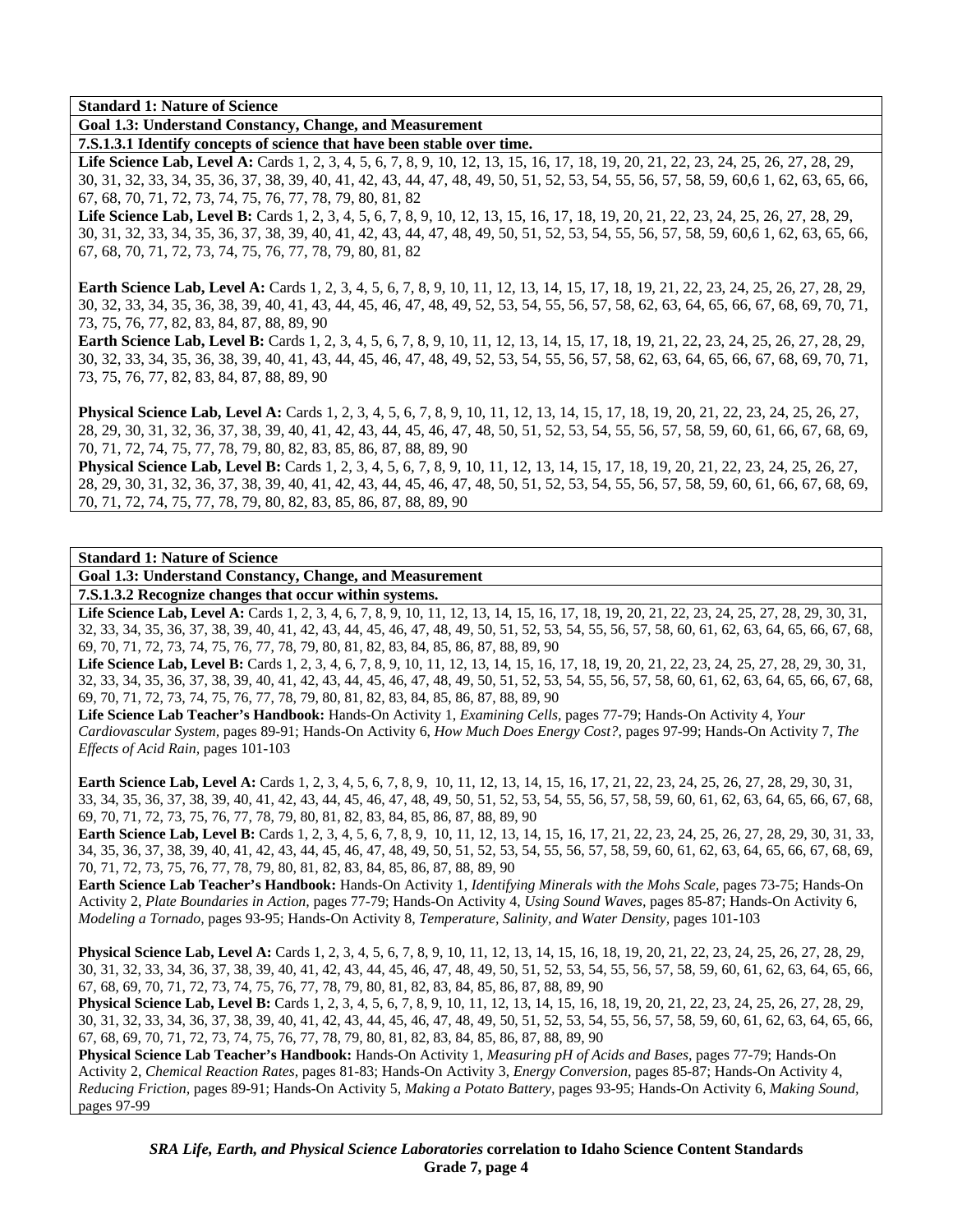**Standard 1: Nature of Science**

**Goal 1.3: Understand Constancy, Change, and Measurement**

**7.S.1.3.1 Identify concepts of science that have been stable over time.**

**Life Science Lab, Level A:** Cards 1, 2, 3, 4, 5, 6, 7, 8, 9, 10, 12, 13, 15, 16, 17, 18, 19, 20, 21, 22, 23, 24, 25, 26, 27, 28, 29, 30, 31, 32, 33, 34, 35, 36, 37, 38, 39, 40, 41, 42, 43, 44, 47, 48, 49, 50, 51, 52, 53, 54, 55, 56, 57, 58, 59, 60,6 1, 62, 63, 65, 66, 67, 68, 70, 71, 72, 73, 74, 75, 76, 77, 78, 79, 80, 81, 82

**Life Science Lab, Level B:** Cards 1, 2, 3, 4, 5, 6, 7, 8, 9, 10, 12, 13, 15, 16, 17, 18, 19, 20, 21, 22, 23, 24, 25, 26, 27, 28, 29, 30, 31, 32, 33, 34, 35, 36, 37, 38, 39, 40, 41, 42, 43, 44, 47, 48, 49, 50, 51, 52, 53, 54, 55, 56, 57, 58, 59, 60,6 1, 62, 63, 65, 66, 67, 68, 70, 71, 72, 73, 74, 75, 76, 77, 78, 79, 80, 81, 82

**Earth Science Lab, Level A:** Cards 1, 2, 3, 4, 5, 6, 7, 8, 9, 10, 11, 12, 13, 14, 15, 17, 18, 19, 21, 22, 23, 24, 25, 26, 27, 28, 29, 30, 32, 33, 34, 35, 36, 38, 39, 40, 41, 43, 44, 45, 46, 47, 48, 49, 52, 53, 54, 55, 56, 57, 58, 62, 63, 64, 65, 66, 67, 68, 69, 70, 71, 73, 75, 76, 77, 82, 83, 84, 87, 88, 89, 90

**Earth Science Lab, Level B:** Cards 1, 2, 3, 4, 5, 6, 7, 8, 9, 10, 11, 12, 13, 14, 15, 17, 18, 19, 21, 22, 23, 24, 25, 26, 27, 28, 29, 30, 32, 33, 34, 35, 36, 38, 39, 40, 41, 43, 44, 45, 46, 47, 48, 49, 52, 53, 54, 55, 56, 57, 58, 62, 63, 64, 65, 66, 67, 68, 69, 70, 71, 73, 75, 76, 77, 82, 83, 84, 87, 88, 89, 90

**Physical Science Lab, Level A:** Cards 1, 2, 3, 4, 5, 6, 7, 8, 9, 10, 11, 12, 13, 14, 15, 17, 18, 19, 20, 21, 22, 23, 24, 25, 26, 27, 28, 29, 30, 31, 32, 36, 37, 38, 39, 40, 41, 42, 43, 44, 45, 46, 47, 48, 50, 51, 52, 53, 54, 55, 56, 57, 58, 59, 60, 61, 66, 67, 68, 69, 70, 71, 72, 74, 75, 77, 78, 79, 80, 82, 83, 85, 86, 87, 88, 89, 90

**Physical Science Lab, Level B:** Cards 1, 2, 3, 4, 5, 6, 7, 8, 9, 10, 11, 12, 13, 14, 15, 17, 18, 19, 20, 21, 22, 23, 24, 25, 26, 27, 28, 29, 30, 31, 32, 36, 37, 38, 39, 40, 41, 42, 43, 44, 45, 46, 47, 48, 50, 51, 52, 53, 54, 55, 56, 57, 58, 59, 60, 61, 66, 67, 68, 69, 70, 71, 72, 74, 75, 77, 78, 79, 80, 82, 83, 85, 86, 87, 88, 89, 90

**Standard 1: Nature of Science**

**Goal 1.3: Understand Constancy, Change, and Measurement**

**7.S.1.3.2 Recognize changes that occur within systems.**

**Life Science Lab, Level A:** Cards 1, 2, 3, 4, 6, 7, 8, 9, 10, 11, 12, 13, 14, 15, 16, 17, 18, 19, 20, 21, 22, 23, 24, 25, 27, 28, 29, 30, 31, 32, 33, 34, 35, 36, 37, 38, 39, 40, 41, 42, 43, 44, 45, 46, 47, 48, 49, 50, 51, 52, 53, 54, 55, 56, 57, 58, 60, 61, 62, 63, 64, 65, 66, 67, 68, 69, 70, 71, 72, 73, 74, 75, 76, 77, 78, 79, 80, 81, 82, 83, 84, 85, 86, 87, 88, 89, 90

**Life Science Lab, Level B:** Cards 1, 2, 3, 4, 6, 7, 8, 9, 10, 11, 12, 13, 14, 15, 16, 17, 18, 19, 20, 21, 22, 23, 24, 25, 27, 28, 29, 30, 31, 32, 33, 34, 35, 36, 37, 38, 39, 40, 41, 42, 43, 44, 45, 46, 47, 48, 49, 50, 51, 52, 53, 54, 55, 56, 57, 58, 60, 61, 62, 63, 64, 65, 66, 67, 68, 69, 70, 71, 72, 73, 74, 75, 76, 77, 78, 79, 80, 81, 82, 83, 84, 85, 86, 87, 88, 89, 90

**Life Science Lab Teacher's Handbook:** Hands-On Activity 1, *Examining Cells,* pages 77-79; Hands-On Activity 4, *Your Cardiovascular System,* pages 89-91; Hands-On Activity 6, *How Much Does Energy Cost?,* pages 97-99; Hands-On Activity 7, *The Effects of Acid Rain,* pages 101-103

**Earth Science Lab, Level A:** Cards 1, 2, 3, 4, 5, 6, 7, 8, 9, 10, 11, 12, 13, 14, 15, 16, 17, 21, 22, 23, 24, 25, 26, 27, 28, 29, 30, 31, 33, 34, 35, 36, 37, 38, 39, 40, 41, 42, 43, 44, 45, 46, 47, 48, 49, 50, 51, 52, 53, 54, 55, 56, 57, 58, 59, 60, 61, 62, 63, 64, 65, 66, 67, 68, 69, 70, 71, 72, 73, 75, 76, 77, 78, 79, 80, 81, 82, 83, 84, 85, 86, 87, 88, 89, 90

**Earth Science Lab, Level B:** Cards 1, 2, 3, 4, 5, 6, 7, 8, 9, 10, 11, 12, 13, 14, 15, 16, 17, 21, 22, 23, 24, 25, 26, 27, 28, 29, 30, 31, 33, 34, 35, 36, 37, 38, 39, 40, 41, 42, 43, 44, 45, 46, 47, 48, 49, 50, 51, 52, 53, 54, 55, 56, 57, 58, 59, 60, 61, 62, 63, 64, 65, 66, 67, 68, 69, 70, 71, 72, 73, 75, 76, 77, 78, 79, 80, 81, 82, 83, 84, 85, 86, 87, 88, 89, 90

**Earth Science Lab Teacher's Handbook:** Hands-On Activity 1, *Identifying Minerals with the Mohs Scale,* pages 73-75; Hands-On Activity 2, *Plate Boundaries in Action,* pages 77-79; Hands-On Activity 4, *Using Sound Waves,* pages 85-87; Hands-On Activity 6, *Modeling a Tornado,* pages 93-95; Hands-On Activity 8, *Temperature, Salinity, and Water Density,* pages 101-103

**Physical Science Lab, Level A:** Cards 1, 2, 3, 4, 5, 6, 7, 8, 9, 10, 11, 12, 13, 14, 15, 16, 18, 19, 20, 21, 22, 23, 24, 25, 26, 27, 28, 29, 30, 31, 32, 33, 34, 36, 37, 38, 39, 40, 41, 42, 43, 44, 45, 46, 47, 48, 49, 50, 51, 52, 53, 54, 55, 56, 57, 58, 59, 60, 61, 62, 63, 64, 65, 66, 67, 68, 69, 70, 71, 72, 73, 74, 75, 76, 77, 78, 79, 80, 81, 82, 83, 84, 85, 86, 87, 88, 89, 90

**Physical Science Lab, Level B:** Cards 1, 2, 3, 4, 5, 6, 7, 8, 9, 10, 11, 12, 13, 14, 15, 16, 18, 19, 20, 21, 22, 23, 24, 25, 26, 27, 28, 29, 30, 31, 32, 33, 34, 36, 37, 38, 39, 40, 41, 42, 43, 44, 45, 46, 47, 48, 49, 50, 51, 52, 53, 54, 55, 56, 57, 58, 59, 60, 61, 62, 63, 64, 65, 66, 67, 68, 69, 70, 71, 72, 73, 74, 75, 76, 77, 78, 79, 80, 81, 82, 83, 84, 85, 86, 87, 88, 89, 90

**Physical Science Lab Teacher's Handbook:** Hands-On Activity 1, *Measuring pH of Acids and Bases,* pages 77-79; Hands-On Activity 2, *Chemical Reaction Rates,* pages 81-83; Hands-On Activity 3, *Energy Conversion,* pages 85-87; Hands-On Activity 4, *Reducing Friction,* pages 89-91; Hands-On Activity 5, *Making a Potato Battery,* pages 93-95; Hands-On Activity 6, *Making Sound,* pages 97-99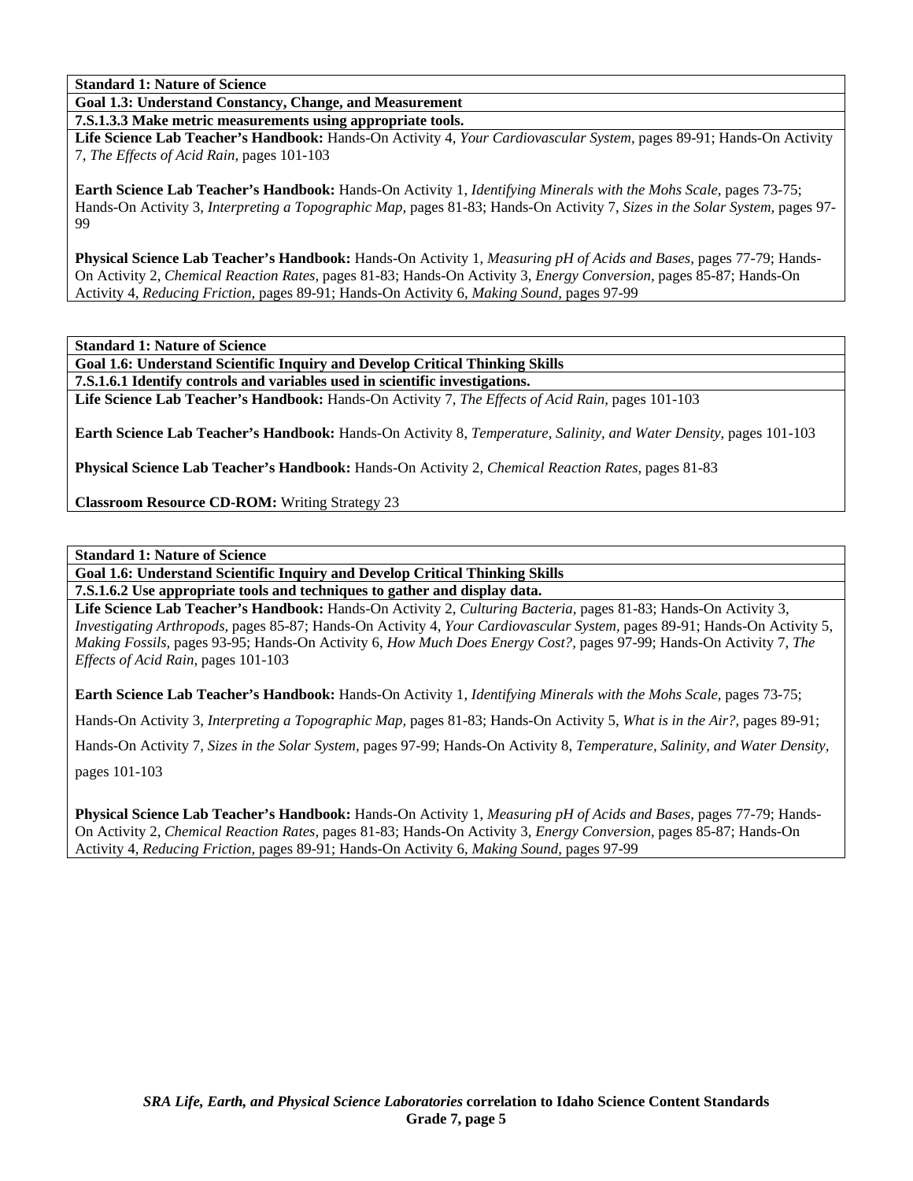**Standard 1: Nature of Science**

**Goal 1.3: Understand Constancy, Change, and Measurement**

**7.S.1.3.3 Make metric measurements using appropriate tools.**

**Life Science Lab Teacher's Handbook:** Hands-On Activity 4, *Your Cardiovascular System,* pages 89-91; Hands-On Activity 7, *The Effects of Acid Rain,* pages 101-103

**Earth Science Lab Teacher's Handbook:** Hands-On Activity 1, *Identifying Minerals with the Mohs Scale,* pages 73-75; Hands-On Activity 3, *Interpreting a Topographic Map,* pages 81-83; Hands-On Activity 7, *Sizes in the Solar System,* pages 97-99

**Physical Science Lab Teacher's Handbook:** Hands-On Activity 1, *Measuring pH of Acids and Bases,* pages 77-79; Hands-On Activity 2, *Chemical Reaction Rates,* pages 81-83; Hands-On Activity 3, *Energy Conversion,* pages 85-87; Hands-On Activity 4, *Reducing Friction,* pages 89-91; Hands-On Activity 6, *Making Sound,* pages 97-99

**Standard 1: Nature of Science**

**Goal 1.6: Understand Scientific Inquiry and Develop Critical Thinking Skills**

**7.S.1.6.1 Identify controls and variables used in scientific investigations.**

**Life Science Lab Teacher's Handbook:** Hands-On Activity 7, *The Effects of Acid Rain,* pages 101-103

**Earth Science Lab Teacher's Handbook:** Hands-On Activity 8, *Temperature, Salinity, and Water Density,* pages 101-103

**Physical Science Lab Teacher's Handbook:** Hands-On Activity 2, *Chemical Reaction Rates,* pages 81-83

**Classroom Resource CD-ROM:** Writing Strategy 23

**Standard 1: Nature of Science**

**Goal 1.6: Understand Scientific Inquiry and Develop Critical Thinking Skills**

**7.S.1.6.2 Use appropriate tools and techniques to gather and display data.**

**Life Science Lab Teacher's Handbook:** Hands-On Activity 2, *Culturing Bacteria,* pages 81-83; Hands-On Activity 3, *Investigating Arthropods,* pages 85-87; Hands-On Activity 4, *Your Cardiovascular System,* pages 89-91; Hands-On Activity 5, *Making Fossils,* pages 93-95; Hands-On Activity 6, *How Much Does Energy Cost?,* pages 97-99; Hands-On Activity 7, *The Effects of Acid Rain,* pages 101-103

**Earth Science Lab Teacher's Handbook:** Hands-On Activity 1, *Identifying Minerals with the Mohs Scale,* pages 73-75;

Hands-On Activity 3, *Interpreting a Topographic Map,* pages 81-83; Hands-On Activity 5, *What is in the Air?,* pages 89-91;

Hands-On Activity 7, *Sizes in the Solar System,* pages 97-99; Hands-On Activity 8, *Temperature, Salinity, and Water Density,*

pages 101-103

**Physical Science Lab Teacher's Handbook:** Hands-On Activity 1, *Measuring pH of Acids and Bases,* pages 77-79; Hands-On Activity 2, *Chemical Reaction Rates,* pages 81-83; Hands-On Activity 3, *Energy Conversion,* pages 85-87; Hands-On Activity 4, *Reducing Friction,* pages 89-91; Hands-On Activity 6, *Making Sound,* pages 97-99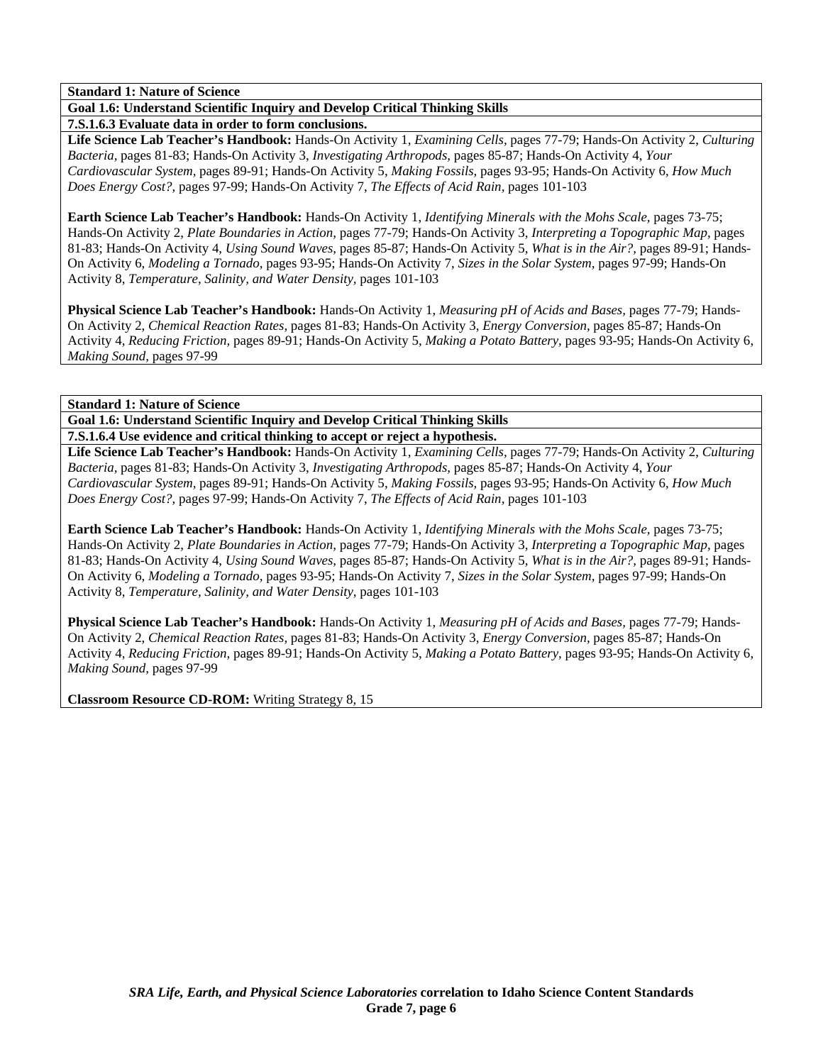**Standard 1: Nature of Science**

**Goal 1.6: Understand Scientific Inquiry and Develop Critical Thinking Skills**

**7.S.1.6.3 Evaluate data in order to form conclusions.**

**Life Science Lab Teacher's Handbook:** Hands-On Activity 1, *Examining Cells,* pages 77-79; Hands-On Activity 2, *Culturing Bacteria,* pages 81-83; Hands-On Activity 3, *Investigating Arthropods,* pages 85-87; Hands-On Activity 4, *Your Cardiovascular System,* pages 89-91; Hands-On Activity 5, *Making Fossils,* pages 93-95; Hands-On Activity 6, *How Much Does Energy Cost?,* pages 97-99; Hands-On Activity 7, *The Effects of Acid Rain,* pages 101-103

**Earth Science Lab Teacher's Handbook:** Hands-On Activity 1, *Identifying Minerals with the Mohs Scale,* pages 73-75; Hands-On Activity 2, *Plate Boundaries in Action,* pages 77-79; Hands-On Activity 3, *Interpreting a Topographic Map,* pages 81-83; Hands-On Activity 4, *Using Sound Waves,* pages 85-87; Hands-On Activity 5, *What is in the Air?,* pages 89-91; Hands-On Activity 6, *Modeling a Tornado,* pages 93-95; Hands-On Activity 7, *Sizes in the Solar System,* pages 97-99; Hands-On Activity 8, *Temperature, Salinity, and Water Density,* pages 101-103

**Physical Science Lab Teacher's Handbook:** Hands-On Activity 1, *Measuring pH of Acids and Bases,* pages 77-79; Hands-On Activity 2, *Chemical Reaction Rates,* pages 81-83; Hands-On Activity 3, *Energy Conversion,* pages 85-87; Hands-On Activity 4, *Reducing Friction,* pages 89-91; Hands-On Activity 5, *Making a Potato Battery,* pages 93-95; Hands-On Activity 6, *Making Sound,* pages 97-99

**Standard 1: Nature of Science**

**Goal 1.6: Understand Scientific Inquiry and Develop Critical Thinking Skills**

**7.S.1.6.4 Use evidence and critical thinking to accept or reject a hypothesis.**

**Life Science Lab Teacher's Handbook:** Hands-On Activity 1, *Examining Cells,* pages 77-79; Hands-On Activity 2, *Culturing Bacteria,* pages 81-83; Hands-On Activity 3, *Investigating Arthropods,* pages 85-87; Hands-On Activity 4, *Your Cardiovascular System,* pages 89-91; Hands-On Activity 5, *Making Fossils,* pages 93-95; Hands-On Activity 6, *How Much Does Energy Cost?,* pages 97-99; Hands-On Activity 7, *The Effects of Acid Rain,* pages 101-103

**Earth Science Lab Teacher's Handbook:** Hands-On Activity 1, *Identifying Minerals with the Mohs Scale,* pages 73-75; Hands-On Activity 2, *Plate Boundaries in Action,* pages 77-79; Hands-On Activity 3, *Interpreting a Topographic Map,* pages 81-83; Hands-On Activity 4, *Using Sound Waves,* pages 85-87; Hands-On Activity 5, *What is in the Air?,* pages 89-91; Hands-On Activity 6, *Modeling a Tornado,* pages 93-95; Hands-On Activity 7, *Sizes in the Solar System,* pages 97-99; Hands-On Activity 8, *Temperature, Salinity, and Water Density,* pages 101-103

**Physical Science Lab Teacher's Handbook:** Hands-On Activity 1, *Measuring pH of Acids and Bases,* pages 77-79; Hands-On Activity 2, *Chemical Reaction Rates,* pages 81-83; Hands-On Activity 3, *Energy Conversion,* pages 85-87; Hands-On Activity 4, *Reducing Friction,* pages 89-91; Hands-On Activity 5, *Making a Potato Battery,* pages 93-95; Hands-On Activity 6, *Making Sound,* pages 97-99

**Classroom Resource CD-ROM:** Writing Strategy 8, 15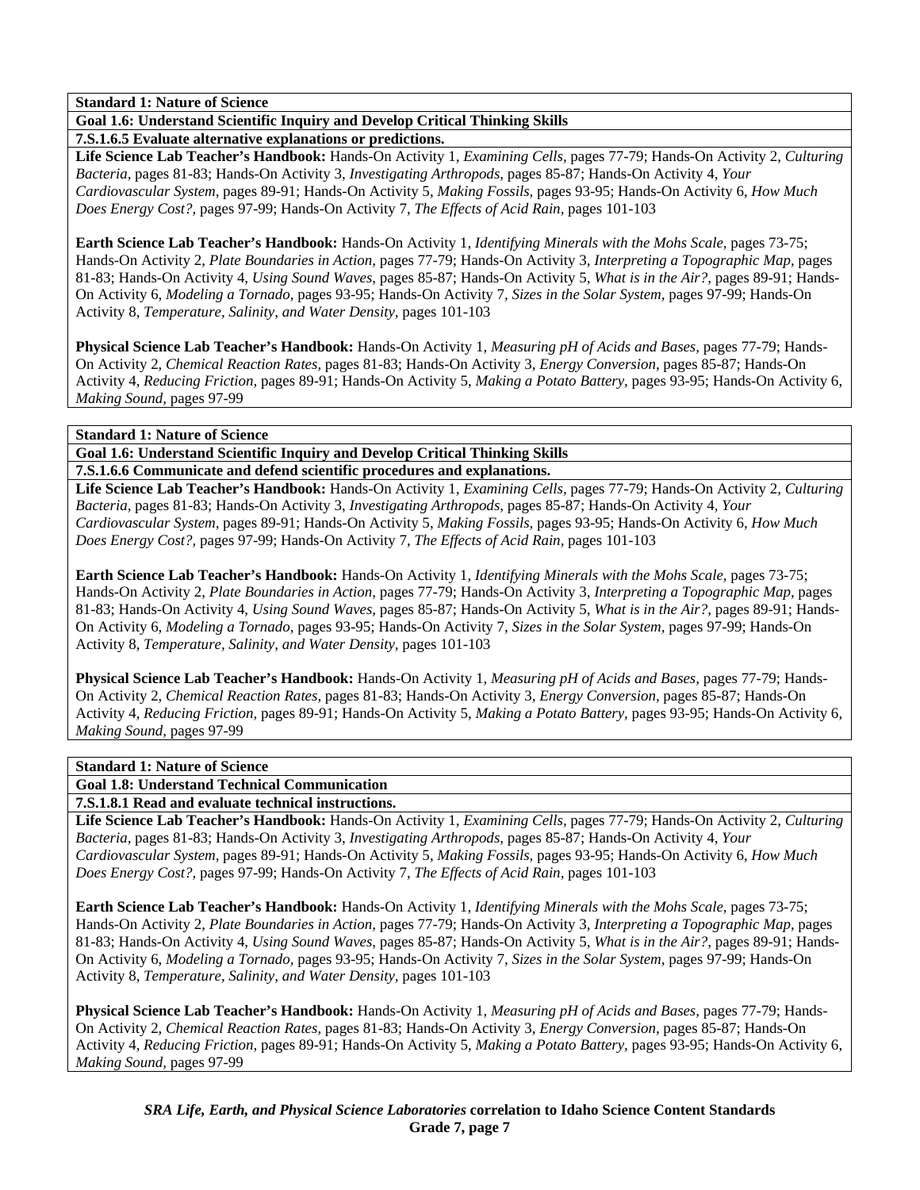**Standard 1: Nature of Science**

**Goal 1.6: Understand Scientific Inquiry and Develop Critical Thinking Skills**

**7.S.1.6.5 Evaluate alternative explanations or predictions.**

**Life Science Lab Teacher's Handbook:** Hands-On Activity 1, *Examining Cells,* pages 77-79; Hands-On Activity 2, *Culturing Bacteria,* pages 81-83; Hands-On Activity 3, *Investigating Arthropods,* pages 85-87; Hands-On Activity 4, *Your Cardiovascular System,* pages 89-91; Hands-On Activity 5, *Making Fossils,* pages 93-95; Hands-On Activity 6, *How Much Does Energy Cost?,* pages 97-99; Hands-On Activity 7, *The Effects of Acid Rain,* pages 101-103

**Earth Science Lab Teacher's Handbook:** Hands-On Activity 1, *Identifying Minerals with the Mohs Scale,* pages 73-75; Hands-On Activity 2, *Plate Boundaries in Action,* pages 77-79; Hands-On Activity 3, *Interpreting a Topographic Map,* pages 81-83; Hands-On Activity 4, *Using Sound Waves,* pages 85-87; Hands-On Activity 5, *What is in the Air?,* pages 89-91; Hands-On Activity 6, *Modeling a Tornado,* pages 93-95; Hands-On Activity 7, *Sizes in the Solar System,* pages 97-99; Hands-On Activity 8, *Temperature, Salinity, and Water Density,* pages 101-103

**Physical Science Lab Teacher's Handbook:** Hands-On Activity 1, *Measuring pH of Acids and Bases,* pages 77-79; Hands-On Activity 2, *Chemical Reaction Rates,* pages 81-83; Hands-On Activity 3, *Energy Conversion,* pages 85-87; Hands-On Activity 4, *Reducing Friction,* pages 89-91; Hands-On Activity 5, *Making a Potato Battery,* pages 93-95; Hands-On Activity 6, *Making Sound,* pages 97-99

**Standard 1: Nature of Science**

**Goal 1.6: Understand Scientific Inquiry and Develop Critical Thinking Skills**

**7.S.1.6.6 Communicate and defend scientific procedures and explanations.**

**Life Science Lab Teacher's Handbook:** Hands-On Activity 1, *Examining Cells,* pages 77-79; Hands-On Activity 2, *Culturing Bacteria,* pages 81-83; Hands-On Activity 3, *Investigating Arthropods,* pages 85-87; Hands-On Activity 4, *Your Cardiovascular System,* pages 89-91; Hands-On Activity 5, *Making Fossils,* pages 93-95; Hands-On Activity 6, *How Much Does Energy Cost?,* pages 97-99; Hands-On Activity 7, *The Effects of Acid Rain,* pages 101-103

**Earth Science Lab Teacher's Handbook:** Hands-On Activity 1, *Identifying Minerals with the Mohs Scale,* pages 73-75; Hands-On Activity 2, *Plate Boundaries in Action,* pages 77-79; Hands-On Activity 3, *Interpreting a Topographic Map,* pages 81-83; Hands-On Activity 4, *Using Sound Waves,* pages 85-87; Hands-On Activity 5, *What is in the Air?,* pages 89-91; Hands-On Activity 6, *Modeling a Tornado,* pages 93-95; Hands-On Activity 7, *Sizes in the Solar System,* pages 97-99; Hands-On Activity 8, *Temperature, Salinity, and Water Density,* pages 101-103

**Physical Science Lab Teacher's Handbook:** Hands-On Activity 1, *Measuring pH of Acids and Bases,* pages 77-79; Hands-On Activity 2, *Chemical Reaction Rates,* pages 81-83; Hands-On Activity 3, *Energy Conversion,* pages 85-87; Hands-On Activity 4, *Reducing Friction,* pages 89-91; Hands-On Activity 5, *Making a Potato Battery,* pages 93-95; Hands-On Activity 6, *Making Sound,* pages 97-99

**Standard 1: Nature of Science**

**Goal 1.8: Understand Technical Communication**

**7.S.1.8.1 Read and evaluate technical instructions.**

**Life Science Lab Teacher's Handbook:** Hands-On Activity 1, *Examining Cells,* pages 77-79; Hands-On Activity 2, *Culturing Bacteria,* pages 81-83; Hands-On Activity 3, *Investigating Arthropods,* pages 85-87; Hands-On Activity 4, *Your Cardiovascular System,* pages 89-91; Hands-On Activity 5, *Making Fossils,* pages 93-95; Hands-On Activity 6, *How Much Does Energy Cost?,* pages 97-99; Hands-On Activity 7, *The Effects of Acid Rain,* pages 101-103

**Earth Science Lab Teacher's Handbook:** Hands-On Activity 1, *Identifying Minerals with the Mohs Scale,* pages 73-75; Hands-On Activity 2, *Plate Boundaries in Action,* pages 77-79; Hands-On Activity 3, *Interpreting a Topographic Map,* pages 81-83; Hands-On Activity 4, *Using Sound Waves,* pages 85-87; Hands-On Activity 5, *What is in the Air?,* pages 89-91; Hands-On Activity 6, *Modeling a Tornado,* pages 93-95; Hands-On Activity 7, *Sizes in the Solar System,* pages 97-99; Hands-On Activity 8, *Temperature, Salinity, and Water Density,* pages 101-103

**Physical Science Lab Teacher's Handbook:** Hands-On Activity 1, *Measuring pH of Acids and Bases,* pages 77-79; Hands-On Activity 2, *Chemical Reaction Rates,* pages 81-83; Hands-On Activity 3, *Energy Conversion,* pages 85-87; Hands-On Activity 4, *Reducing Friction,* pages 89-91; Hands-On Activity 5, *Making a Potato Battery,* pages 93-95; Hands-On Activity 6, *Making Sound,* pages 97-99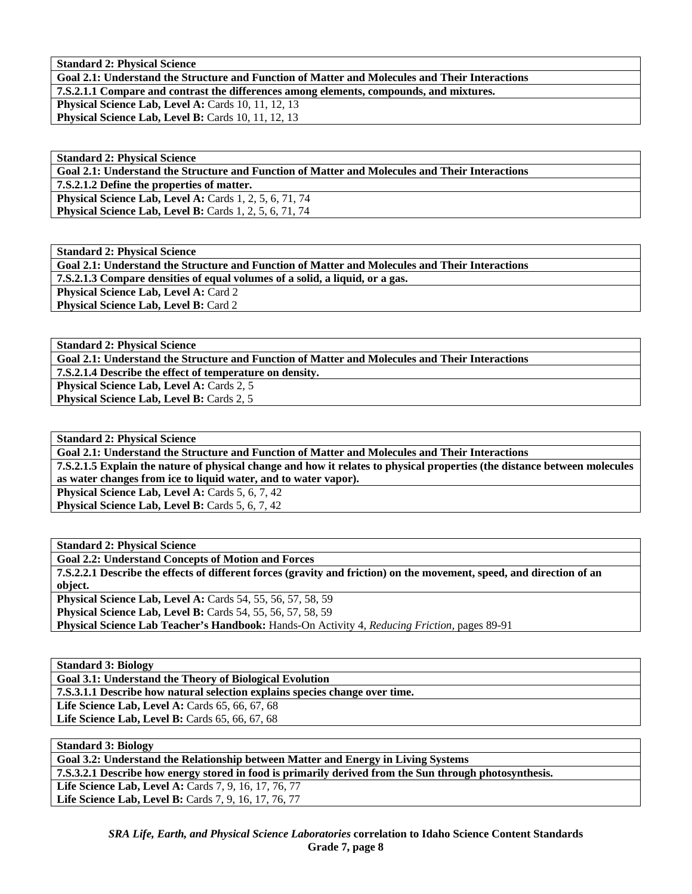| **Standard 2: Physical Science** |
|---|
| **Goal 2.1: Understand the Structure and Function of Matter and Molecules and Their Interactions** |
| **7.S.2.1.1 Compare and contrast the differences among elements, compounds, and mixtures.** |
| **Physical Science Lab, Level A:** Cards 10, 11, 12, 13 |
| **Physical Science Lab, Level B:** Cards 10, 11, 12, 13 |

| **Standard 2: Physical Science** |
|---|
| **Goal 2.1: Understand the Structure and Function of Matter and Molecules and Their Interactions** |
| **7.S.2.1.2 Define the properties of matter.** |
| **Physical Science Lab, Level A:** Cards 1, 2, 5, 6, 71, 74 |
| **Physical Science Lab, Level B:** Cards 1, 2, 5, 6, 71, 74 |

| **Standard 2: Physical Science** |
|---|
| **Goal 2.1: Understand the Structure and Function of Matter and Molecules and Their Interactions** |
| **7.S.2.1.3 Compare densities of equal volumes of a solid, a liquid, or a gas.** |
| **Physical Science Lab, Level A:** Card 2 |
| **Physical Science Lab, Level B:** Card 2 |

| **Standard 2: Physical Science** |
|---|
| **Goal 2.1: Understand the Structure and Function of Matter and Molecules and Their Interactions** |
| **7.S.2.1.4 Describe the effect of temperature on density.** |
| **Physical Science Lab, Level A:** Cards 2, 5 |
| **Physical Science Lab, Level B:** Cards 2, 5 |

| **Standard 2: Physical Science** |
|---|
| **Goal 2.1: Understand the Structure and Function of Matter and Molecules and Their Interactions** |
| **7.S.2.1.5 Explain the nature of physical change and how it relates to physical properties (the distance between molecules as water changes from ice to liquid water, and to water vapor).** |
| **Physical Science Lab, Level A:** Cards 5, 6, 7, 42 |
| **Physical Science Lab, Level B:** Cards 5, 6, 7, 42 |

| **Standard 2: Physical Science** |
|---|
| **Goal 2.2: Understand Concepts of Motion and Forces** |
| **7.S.2.2.1 Describe the effects of different forces (gravity and friction) on the movement, speed, and direction of an object.** |
| **Physical Science Lab, Level A:** Cards 54, 55, 56, 57, 58, 59 |
| **Physical Science Lab, Level B:** Cards 54, 55, 56, 57, 58, 59 |
| **Physical Science Lab Teacher's Handbook:** Hands-On Activity 4, *Reducing Friction,* pages 89-91 |

| **Standard 3: Biology** |
|---|
| **Goal 3.1: Understand the Theory of Biological Evolution** |
| **7.S.3.1.1 Describe how natural selection explains species change over time.** |
| **Life Science Lab, Level A:** Cards 65, 66, 67, 68 |
| **Life Science Lab, Level B:** Cards 65, 66, 67, 68 |

| **Standard 3: Biology** |
|---|
| **Goal 3.2: Understand the Relationship between Matter and Energy in Living Systems** |
| **7.S.3.2.1 Describe how energy stored in food is primarily derived from the Sun through photosynthesis.** |
| **Life Science Lab, Level A:** Cards 7, 9, 16, 17, 76, 77 |
| **Life Science Lab, Level B:** Cards 7, 9, 16, 17, 76, 77 |

***SRA Life, Earth, and Physical Science Laboratories*** **correlation to Idaho Science Content Standards**
**Grade 7, page 8**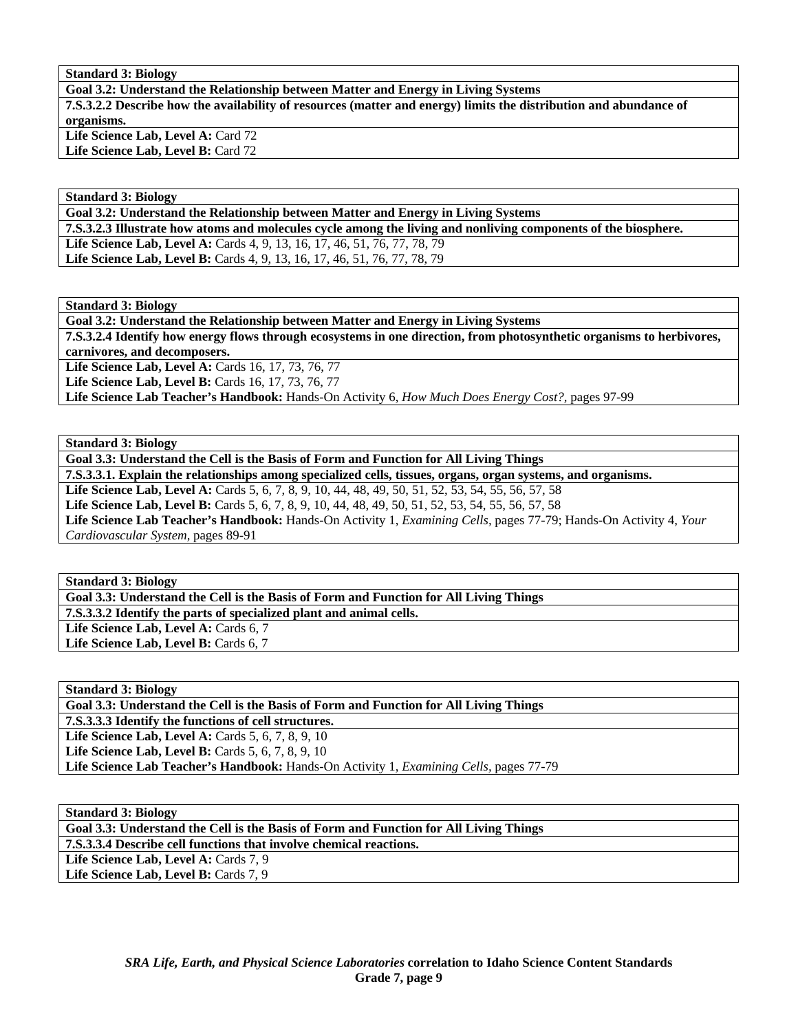| **Standard 3: Biology** |
|---|
| **Goal 3.2: Understand the Relationship between Matter and Energy in Living Systems** |
| **7.S.3.2.2 Describe how the availability of resources (matter and energy) limits the distribution and abundance of organisms.** |
| **Life Science Lab, Level A:** Card 72<br>**Life Science Lab, Level B:** Card 72 |

| **Standard 3: Biology** |
|---|
| **Goal 3.2: Understand the Relationship between Matter and Energy in Living Systems** |
| **7.S.3.2.3 Illustrate how atoms and molecules cycle among the living and nonliving components of the biosphere.** |
| **Life Science Lab, Level A:** Cards 4, 9, 13, 16, 17, 46, 51, 76, 77, 78, 79<br>**Life Science Lab, Level B:** Cards 4, 9, 13, 16, 17, 46, 51, 76, 77, 78, 79 |

| **Standard 3: Biology** |
|---|
| **Goal 3.2: Understand the Relationship between Matter and Energy in Living Systems** |
| **7.S.3.2.4 Identify how energy flows through ecosystems in one direction, from photosynthetic organisms to herbivores, carnivores, and decomposers.** |
| **Life Science Lab, Level A:** Cards 16, 17, 73, 76, 77<br>**Life Science Lab, Level B:** Cards 16, 17, 73, 76, 77<br>**Life Science Lab Teacher's Handbook:** Hands-On Activity 6, *How Much Does Energy Cost?,* pages 97-99 |

| **Standard 3: Biology** |
|---|
| **Goal 3.3: Understand the Cell is the Basis of Form and Function for All Living Things** |
| **7.S.3.3.1. Explain the relationships among specialized cells, tissues, organs, organ systems, and organisms.** |
| **Life Science Lab, Level A:** Cards 5, 6, 7, 8, 9, 10, 44, 48, 49, 50, 51, 52, 53, 54, 55, 56, 57, 58<br>**Life Science Lab, Level B:** Cards 5, 6, 7, 8, 9, 10, 44, 48, 49, 50, 51, 52, 53, 54, 55, 56, 57, 58<br>**Life Science Lab Teacher's Handbook:** Hands-On Activity 1, *Examining Cells,* pages 77-79; Hands-On Activity 4, *Your Cardiovascular System,* pages 89-91 |

| **Standard 3: Biology** |
|---|
| **Goal 3.3: Understand the Cell is the Basis of Form and Function for All Living Things** |
| **7.S.3.3.2 Identify the parts of specialized plant and animal cells.** |
| **Life Science Lab, Level A:** Cards 6, 7<br>**Life Science Lab, Level B:** Cards 6, 7 |

| **Standard 3: Biology** |
|---|
| **Goal 3.3: Understand the Cell is the Basis of Form and Function for All Living Things** |
| **7.S.3.3.3 Identify the functions of cell structures.** |
| **Life Science Lab, Level A:** Cards 5, 6, 7, 8, 9, 10<br>**Life Science Lab, Level B:** Cards 5, 6, 7, 8, 9, 10<br>**Life Science Lab Teacher's Handbook:** Hands-On Activity 1, *Examining Cells,* pages 77-79 |

| **Standard 3: Biology** |
|---|
| **Goal 3.3: Understand the Cell is the Basis of Form and Function for All Living Things** |
| **7.S.3.3.4 Describe cell functions that involve chemical reactions.** |
| **Life Science Lab, Level A:** Cards 7, 9<br>**Life Science Lab, Level B:** Cards 7, 9 |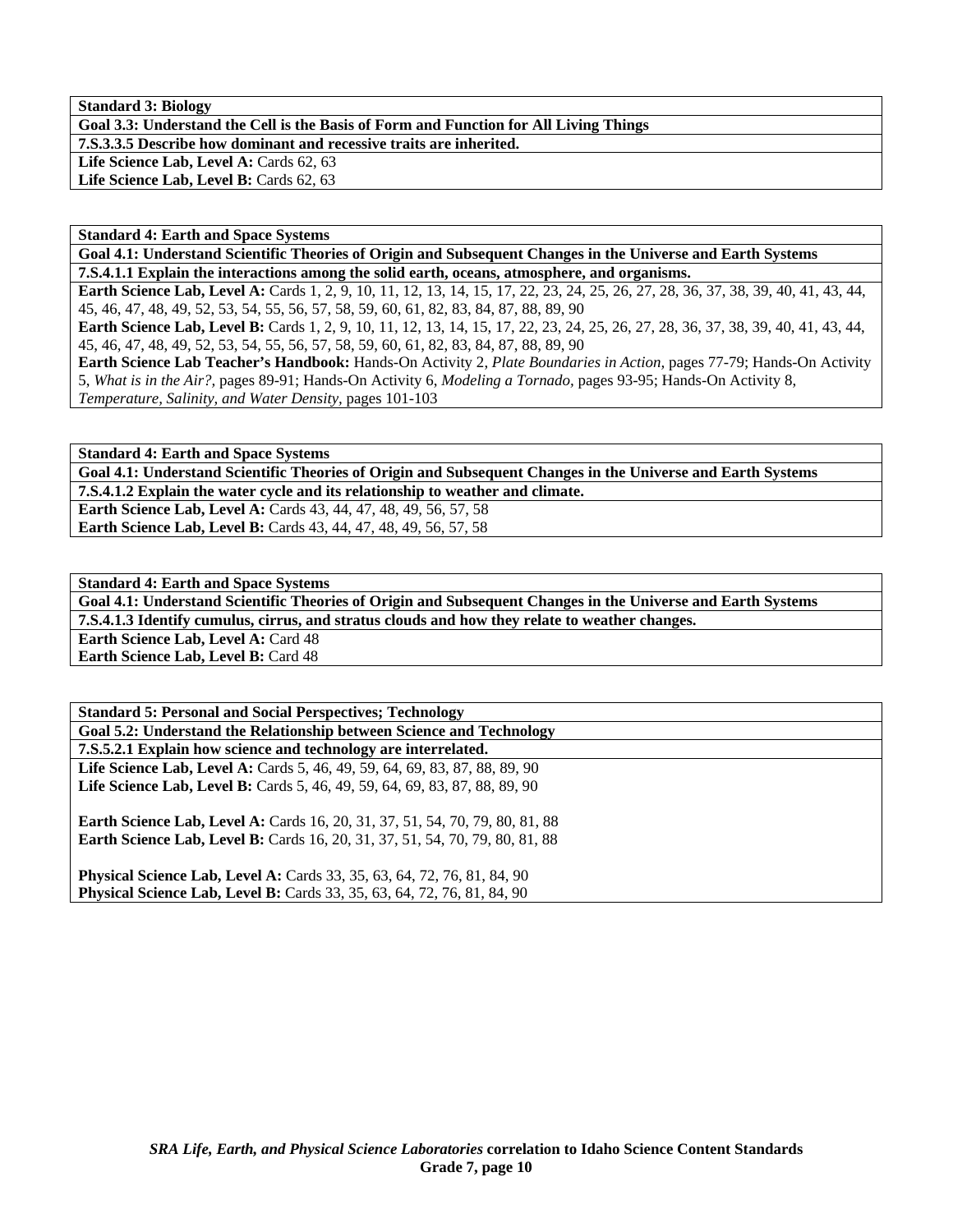| **Standard 3: Biology** |
|---|
| **Goal 3.3: Understand the Cell is the Basis of Form and Function for All Living Things** |
| **7.S.3.3.5 Describe how dominant and recessive traits are inherited.** |
| **Life Science Lab, Level A:** Cards 62, 63<br>**Life Science Lab, Level B:** Cards 62, 63 |

| **Standard 4: Earth and Space Systems** |
|---|
| **Goal 4.1: Understand Scientific Theories of Origin and Subsequent Changes in the Universe and Earth Systems** |
| **7.S.4.1.1 Explain the interactions among the solid earth, oceans, atmosphere, and organisms.** |
| **Earth Science Lab, Level A:** Cards 1, 2, 9, 10, 11, 12, 13, 14, 15, 17, 22, 23, 24, 25, 26, 27, 28, 36, 37, 38, 39, 40, 41, 43, 44, 45, 46, 47, 48, 49, 52, 53, 54, 55, 56, 57, 58, 59, 60, 61, 82, 83, 84, 87, 88, 89, 90<br>**Earth Science Lab, Level B:** Cards 1, 2, 9, 10, 11, 12, 13, 14, 15, 17, 22, 23, 24, 25, 26, 27, 28, 36, 37, 38, 39, 40, 41, 43, 44, 45, 46, 47, 48, 49, 52, 53, 54, 55, 56, 57, 58, 59, 60, 61, 82, 83, 84, 87, 88, 89, 90<br>**Earth Science Lab Teacher's Handbook:** Hands-On Activity 2, *Plate Boundaries in Action,* pages 77-79; Hands-On Activity 5, *What is in the Air?,* pages 89-91; Hands-On Activity 6, *Modeling a Tornado,* pages 93-95; Hands-On Activity 8, *Temperature, Salinity, and Water Density,* pages 101-103 |

| **Standard 4: Earth and Space Systems** |
|---|
| **Goal 4.1: Understand Scientific Theories of Origin and Subsequent Changes in the Universe and Earth Systems** |
| **7.S.4.1.2 Explain the water cycle and its relationship to weather and climate.** |
| **Earth Science Lab, Level A:** Cards 43, 44, 47, 48, 49, 56, 57, 58<br>**Earth Science Lab, Level B:** Cards 43, 44, 47, 48, 49, 56, 57, 58 |

| **Standard 4: Earth and Space Systems** |
|---|
| **Goal 4.1: Understand Scientific Theories of Origin and Subsequent Changes in the Universe and Earth Systems** |
| **7.S.4.1.3 Identify cumulus, cirrus, and stratus clouds and how they relate to weather changes.** |
| **Earth Science Lab, Level A:** Card 48<br>**Earth Science Lab, Level B:** Card 48 |

| **Standard 5: Personal and Social Perspectives; Technology** |
|---|
| **Goal 5.2: Understand the Relationship between Science and Technology** |
| **7.S.5.2.1 Explain how science and technology are interrelated.** |
| **Life Science Lab, Level A:** Cards 5, 46, 49, 59, 64, 69, 83, 87, 88, 89, 90<br>**Life Science Lab, Level B:** Cards 5, 46, 49, 59, 64, 69, 83, 87, 88, 89, 90<br><br>**Earth Science Lab, Level A:** Cards 16, 20, 31, 37, 51, 54, 70, 79, 80, 81, 88<br>**Earth Science Lab, Level B:** Cards 16, 20, 31, 37, 51, 54, 70, 79, 80, 81, 88<br><br>**Physical Science Lab, Level A:** Cards 33, 35, 63, 64, 72, 76, 81, 84, 90<br>**Physical Science Lab, Level B:** Cards 33, 35, 63, 64, 72, 76, 81, 84, 90 |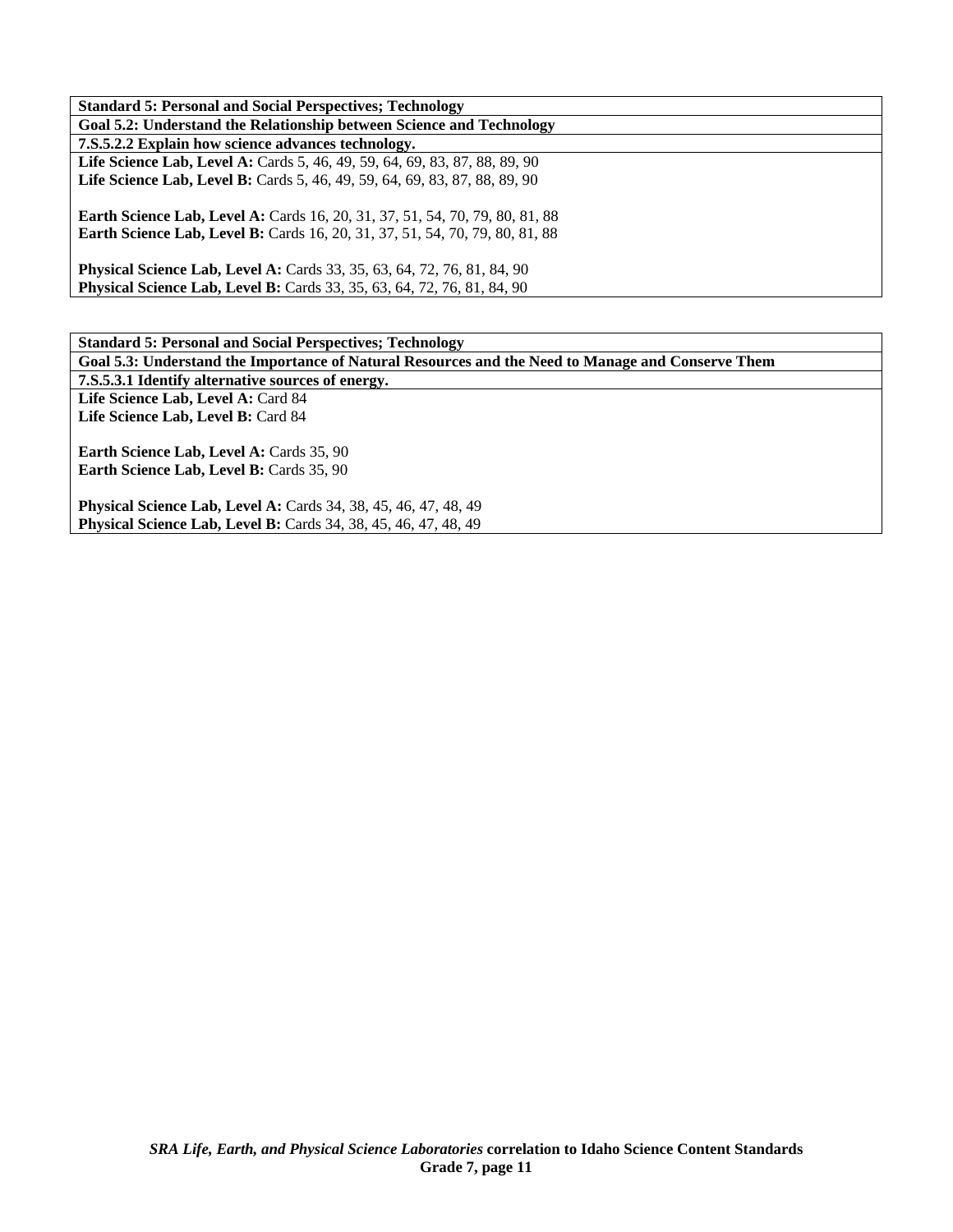| **Standard 5: Personal and Social Perspectives; Technology** |
|---|
| **Goal 5.2: Understand the Relationship between Science and Technology** |
| **7.S.5.2.2 Explain how science advances technology.** |
| **Life Science Lab, Level A:** Cards 5, 46, 49, 59, 64, 69, 83, 87, 88, 89, 90<br>**Life Science Lab, Level B:** Cards 5, 46, 49, 59, 64, 69, 83, 87, 88, 89, 90<br><br>**Earth Science Lab, Level A:** Cards 16, 20, 31, 37, 51, 54, 70, 79, 80, 81, 88<br>**Earth Science Lab, Level B:** Cards 16, 20, 31, 37, 51, 54, 70, 79, 80, 81, 88<br><br>**Physical Science Lab, Level A:** Cards 33, 35, 63, 64, 72, 76, 81, 84, 90<br>**Physical Science Lab, Level B:** Cards 33, 35, 63, 64, 72, 76, 81, 84, 90 |

| **Standard 5: Personal and Social Perspectives; Technology** |
|---|
| **Goal 5.3: Understand the Importance of Natural Resources and the Need to Manage and Conserve Them** |
| **7.S.5.3.1 Identify alternative sources of energy.** |
| **Life Science Lab, Level A:** Card 84<br>**Life Science Lab, Level B:** Card 84<br><br>**Earth Science Lab, Level A:** Cards 35, 90<br>**Earth Science Lab, Level B:** Cards 35, 90<br><br>**Physical Science Lab, Level A:** Cards 34, 38, 45, 46, 47, 48, 49<br>**Physical Science Lab, Level B:** Cards 34, 38, 45, 46, 47, 48, 49 |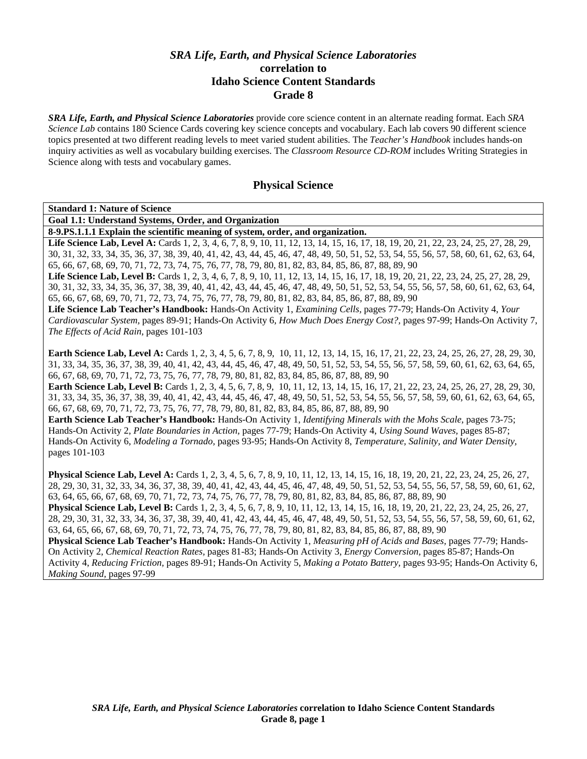# *SRA Life, Earth, and Physical Science Laboratories* correlation to Idaho Science Content Standards Grade 8

***SRA Life, Earth, and Physical Science Laboratories*** provide core science content in an alternate reading format. Each *SRA Science Lab* contains 180 Science Cards covering key science concepts and vocabulary. Each lab covers 90 different science topics presented at two different reading levels to meet varied student abilities. The *Teacher's Handbook* includes hands-on inquiry activities as well as vocabulary building exercises. The *Classroom Resource CD-ROM* includes Writing Strategies in Science along with tests and vocabulary games.

## Physical Science

**Standard 1: Nature of Science**

**Goal 1.1: Understand Systems, Order, and Organization**

**8-9.PS.1.1.1 Explain the scientific meaning of system, order, and organization.**

**Life Science Lab, Level A:** Cards 1, 2, 3, 4, 6, 7, 8, 9, 10, 11, 12, 13, 14, 15, 16, 17, 18, 19, 20, 21, 22, 23, 24, 25, 27, 28, 29, 30, 31, 32, 33, 34, 35, 36, 37, 38, 39, 40, 41, 42, 43, 44, 45, 46, 47, 48, 49, 50, 51, 52, 53, 54, 55, 56, 57, 58, 60, 61, 62, 63, 64, 65, 66, 67, 68, 69, 70, 71, 72, 73, 74, 75, 76, 77, 78, 79, 80, 81, 82, 83, 84, 85, 86, 87, 88, 89, 90

**Life Science Lab, Level B:** Cards 1, 2, 3, 4, 6, 7, 8, 9, 10, 11, 12, 13, 14, 15, 16, 17, 18, 19, 20, 21, 22, 23, 24, 25, 27, 28, 29, 30, 31, 32, 33, 34, 35, 36, 37, 38, 39, 40, 41, 42, 43, 44, 45, 46, 47, 48, 49, 50, 51, 52, 53, 54, 55, 56, 57, 58, 60, 61, 62, 63, 64, 65, 66, 67, 68, 69, 70, 71, 72, 73, 74, 75, 76, 77, 78, 79, 80, 81, 82, 83, 84, 85, 86, 87, 88, 89, 90

**Life Science Lab Teacher's Handbook:** Hands-On Activity 1, *Examining Cells,* pages 77-79; Hands-On Activity 4, *Your Cardiovascular System,* pages 89-91; Hands-On Activity 6, *How Much Does Energy Cost?,* pages 97-99; Hands-On Activity 7, *The Effects of Acid Rain,* pages 101-103

**Earth Science Lab, Level A:** Cards 1, 2, 3, 4, 5, 6, 7, 8, 9, 10, 11, 12, 13, 14, 15, 16, 17, 21, 22, 23, 24, 25, 26, 27, 28, 29, 30, 31, 33, 34, 35, 36, 37, 38, 39, 40, 41, 42, 43, 44, 45, 46, 47, 48, 49, 50, 51, 52, 53, 54, 55, 56, 57, 58, 59, 60, 61, 62, 63, 64, 65, 66, 67, 68, 69, 70, 71, 72, 73, 75, 76, 77, 78, 79, 80, 81, 82, 83, 84, 85, 86, 87, 88, 89, 90

**Earth Science Lab, Level B:** Cards 1, 2, 3, 4, 5, 6, 7, 8, 9, 10, 11, 12, 13, 14, 15, 16, 17, 21, 22, 23, 24, 25, 26, 27, 28, 29, 30, 31, 33, 34, 35, 36, 37, 38, 39, 40, 41, 42, 43, 44, 45, 46, 47, 48, 49, 50, 51, 52, 53, 54, 55, 56, 57, 58, 59, 60, 61, 62, 63, 64, 65, 66, 67, 68, 69, 70, 71, 72, 73, 75, 76, 77, 78, 79, 80, 81, 82, 83, 84, 85, 86, 87, 88, 89, 90

**Earth Science Lab Teacher's Handbook:** Hands-On Activity 1, *Identifying Minerals with the Mohs Scale,* pages 73-75; Hands-On Activity 2, *Plate Boundaries in Action,* pages 77-79; Hands-On Activity 4, *Using Sound Waves,* pages 85-87; Hands-On Activity 6, *Modeling a Tornado,* pages 93-95; Hands-On Activity 8, *Temperature, Salinity, and Water Density,* pages 101-103

**Physical Science Lab, Level A:** Cards 1, 2, 3, 4, 5, 6, 7, 8, 9, 10, 11, 12, 13, 14, 15, 16, 18, 19, 20, 21, 22, 23, 24, 25, 26, 27, 28, 29, 30, 31, 32, 33, 34, 36, 37, 38, 39, 40, 41, 42, 43, 44, 45, 46, 47, 48, 49, 50, 51, 52, 53, 54, 55, 56, 57, 58, 59, 60, 61, 62, 63, 64, 65, 66, 67, 68, 69, 70, 71, 72, 73, 74, 75, 76, 77, 78, 79, 80, 81, 82, 83, 84, 85, 86, 87, 88, 89, 90

**Physical Science Lab, Level B:** Cards 1, 2, 3, 4, 5, 6, 7, 8, 9, 10, 11, 12, 13, 14, 15, 16, 18, 19, 20, 21, 22, 23, 24, 25, 26, 27, 28, 29, 30, 31, 32, 33, 34, 36, 37, 38, 39, 40, 41, 42, 43, 44, 45, 46, 47, 48, 49, 50, 51, 52, 53, 54, 55, 56, 57, 58, 59, 60, 61, 62, 63, 64, 65, 66, 67, 68, 69, 70, 71, 72, 73, 74, 75, 76, 77, 78, 79, 80, 81, 82, 83, 84, 85, 86, 87, 88, 89, 90

**Physical Science Lab Teacher's Handbook:** Hands-On Activity 1, *Measuring pH of Acids and Bases,* pages 77-79; Hands-On Activity 2, *Chemical Reaction Rates,* pages 81-83; Hands-On Activity 3, *Energy Conversion,* pages 85-87; Hands-On Activity 4, *Reducing Friction,* pages 89-91; Hands-On Activity 5, *Making a Potato Battery,* pages 93-95; Hands-On Activity 6, *Making Sound,* pages 97-99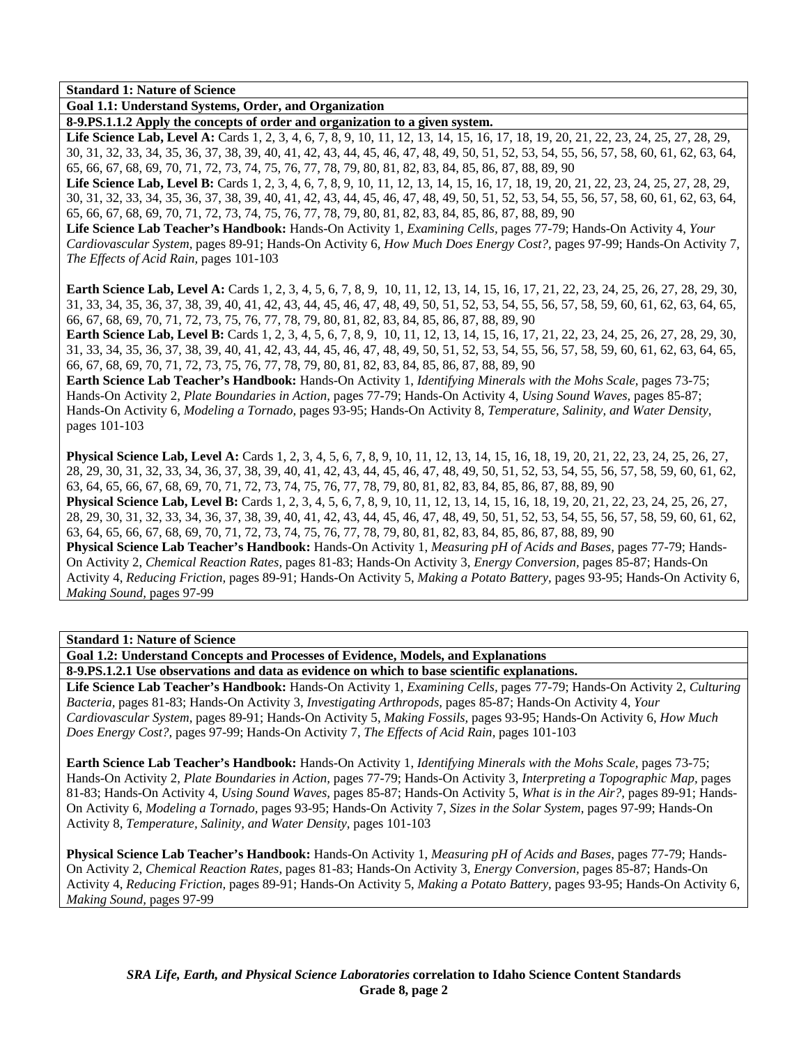**Standard 1: Nature of Science**

**Goal 1.1: Understand Systems, Order, and Organization**

**8-9.PS.1.1.2 Apply the concepts of order and organization to a given system.**

**Life Science Lab, Level A:** Cards 1, 2, 3, 4, 6, 7, 8, 9, 10, 11, 12, 13, 14, 15, 16, 17, 18, 19, 20, 21, 22, 23, 24, 25, 27, 28, 29, 30, 31, 32, 33, 34, 35, 36, 37, 38, 39, 40, 41, 42, 43, 44, 45, 46, 47, 48, 49, 50, 51, 52, 53, 54, 55, 56, 57, 58, 60, 61, 62, 63, 64, 65, 66, 67, 68, 69, 70, 71, 72, 73, 74, 75, 76, 77, 78, 79, 80, 81, 82, 83, 84, 85, 86, 87, 88, 89, 90

**Life Science Lab, Level B:** Cards 1, 2, 3, 4, 6, 7, 8, 9, 10, 11, 12, 13, 14, 15, 16, 17, 18, 19, 20, 21, 22, 23, 24, 25, 27, 28, 29, 30, 31, 32, 33, 34, 35, 36, 37, 38, 39, 40, 41, 42, 43, 44, 45, 46, 47, 48, 49, 50, 51, 52, 53, 54, 55, 56, 57, 58, 60, 61, 62, 63, 64, 65, 66, 67, 68, 69, 70, 71, 72, 73, 74, 75, 76, 77, 78, 79, 80, 81, 82, 83, 84, 85, 86, 87, 88, 89, 90

**Life Science Lab Teacher's Handbook:** Hands-On Activity 1, *Examining Cells,* pages 77-79; Hands-On Activity 4, *Your Cardiovascular System,* pages 89-91; Hands-On Activity 6, *How Much Does Energy Cost?,* pages 97-99; Hands-On Activity 7, *The Effects of Acid Rain,* pages 101-103

**Earth Science Lab, Level A:** Cards 1, 2, 3, 4, 5, 6, 7, 8, 9, 10, 11, 12, 13, 14, 15, 16, 17, 21, 22, 23, 24, 25, 26, 27, 28, 29, 30, 31, 33, 34, 35, 36, 37, 38, 39, 40, 41, 42, 43, 44, 45, 46, 47, 48, 49, 50, 51, 52, 53, 54, 55, 56, 57, 58, 59, 60, 61, 62, 63, 64, 65, 66, 67, 68, 69, 70, 71, 72, 73, 75, 76, 77, 78, 79, 80, 81, 82, 83, 84, 85, 86, 87, 88, 89, 90

**Earth Science Lab, Level B:** Cards 1, 2, 3, 4, 5, 6, 7, 8, 9, 10, 11, 12, 13, 14, 15, 16, 17, 21, 22, 23, 24, 25, 26, 27, 28, 29, 30, 31, 33, 34, 35, 36, 37, 38, 39, 40, 41, 42, 43, 44, 45, 46, 47, 48, 49, 50, 51, 52, 53, 54, 55, 56, 57, 58, 59, 60, 61, 62, 63, 64, 65, 66, 67, 68, 69, 70, 71, 72, 73, 75, 76, 77, 78, 79, 80, 81, 82, 83, 84, 85, 86, 87, 88, 89, 90

**Earth Science Lab Teacher's Handbook:** Hands-On Activity 1, *Identifying Minerals with the Mohs Scale,* pages 73-75; Hands-On Activity 2, *Plate Boundaries in Action,* pages 77-79; Hands-On Activity 4, *Using Sound Waves,* pages 85-87; Hands-On Activity 6, *Modeling a Tornado,* pages 93-95; Hands-On Activity 8, *Temperature, Salinity, and Water Density,* pages 101-103

**Physical Science Lab, Level A:** Cards 1, 2, 3, 4, 5, 6, 7, 8, 9, 10, 11, 12, 13, 14, 15, 16, 18, 19, 20, 21, 22, 23, 24, 25, 26, 27, 28, 29, 30, 31, 32, 33, 34, 35, 36, 37, 38, 39, 40, 41, 42, 43, 44, 45, 46, 47, 48, 49, 50, 51, 52, 53, 54, 55, 56, 57, 58, 59, 60, 61, 62, 63, 64, 65, 66, 67, 68, 69, 70, 71, 72, 73, 74, 75, 76, 77, 78, 79, 80, 81, 82, 83, 84, 85, 86, 87, 88, 89, 90

**Physical Science Lab, Level B:** Cards 1, 2, 3, 4, 5, 6, 7, 8, 9, 10, 11, 12, 13, 14, 15, 16, 18, 19, 20, 21, 22, 23, 24, 25, 26, 27, 28, 29, 30, 31, 32, 33, 34, 36, 37, 38, 39, 40, 41, 42, 43, 44, 45, 46, 47, 48, 49, 50, 51, 52, 53, 54, 55, 56, 57, 58, 59, 60, 61, 62, 63, 64, 65, 66, 67, 68, 69, 70, 71, 72, 73, 74, 75, 76, 77, 78, 79, 80, 81, 82, 83, 84, 85, 86, 87, 88, 89, 90

**Physical Science Lab Teacher's Handbook:** Hands-On Activity 1, *Measuring pH of Acids and Bases,* pages 77-79; Hands-On Activity 2, *Chemical Reaction Rates,* pages 81-83; Hands-On Activity 3, *Energy Conversion,* pages 85-87; Hands-On Activity 4, *Reducing Friction,* pages 89-91; Hands-On Activity 5, *Making a Potato Battery,* pages 93-95; Hands-On Activity 6, *Making Sound,* pages 97-99

**Standard 1: Nature of Science**

**Goal 1.2: Understand Concepts and Processes of Evidence, Models, and Explanations**

**8-9.PS.1.2.1 Use observations and data as evidence on which to base scientific explanations.**

**Life Science Lab Teacher's Handbook:** Hands-On Activity 1, *Examining Cells,* pages 77-79; Hands-On Activity 2, *Culturing Bacteria,* pages 81-83; Hands-On Activity 3, *Investigating Arthropods,* pages 85-87; Hands-On Activity 4, *Your Cardiovascular System,* pages 89-91; Hands-On Activity 5, *Making Fossils,* pages 93-95; Hands-On Activity 6, *How Much Does Energy Cost?,* pages 97-99; Hands-On Activity 7, *The Effects of Acid Rain,* pages 101-103

**Earth Science Lab Teacher's Handbook:** Hands-On Activity 1, *Identifying Minerals with the Mohs Scale,* pages 73-75; Hands-On Activity 2, *Plate Boundaries in Action,* pages 77-79; Hands-On Activity 3, *Interpreting a Topographic Map,* pages 81-83; Hands-On Activity 4, *Using Sound Waves,* pages 85-87; Hands-On Activity 5, *What is in the Air?,* pages 89-91; Hands-On Activity 6, *Modeling a Tornado,* pages 93-95; Hands-On Activity 7, *Sizes in the Solar System,* pages 97-99; Hands-On Activity 8, *Temperature, Salinity, and Water Density,* pages 101-103

**Physical Science Lab Teacher's Handbook:** Hands-On Activity 1, *Measuring pH of Acids and Bases,* pages 77-79; Hands-On Activity 2, *Chemical Reaction Rates,* pages 81-83; Hands-On Activity 3, *Energy Conversion,* pages 85-87; Hands-On Activity 4, *Reducing Friction,* pages 89-91; Hands-On Activity 5, *Making a Potato Battery,* pages 93-95; Hands-On Activity 6, *Making Sound,* pages 97-99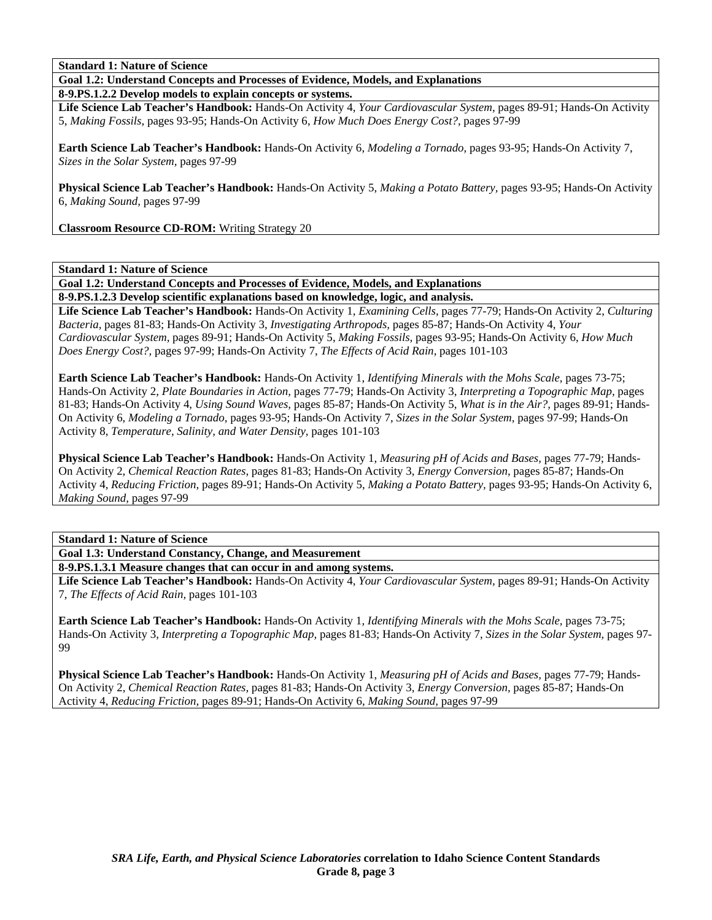**Standard 1: Nature of Science**

**Goal 1.2: Understand Concepts and Processes of Evidence, Models, and Explanations**

**8-9.PS.1.2.2 Develop models to explain concepts or systems.**

**Life Science Lab Teacher's Handbook:** Hands-On Activity 4, *Your Cardiovascular System,* pages 89-91; Hands-On Activity 5, *Making Fossils,* pages 93-95; Hands-On Activity 6, *How Much Does Energy Cost?,* pages 97-99

**Earth Science Lab Teacher's Handbook:** Hands-On Activity 6, *Modeling a Tornado,* pages 93-95; Hands-On Activity 7, *Sizes in the Solar System,* pages 97-99

**Physical Science Lab Teacher's Handbook:** Hands-On Activity 5, *Making a Potato Battery,* pages 93-95; Hands-On Activity 6, *Making Sound,* pages 97-99

**Classroom Resource CD-ROM:** Writing Strategy 20

**Standard 1: Nature of Science**

**Goal 1.2: Understand Concepts and Processes of Evidence, Models, and Explanations**

**8-9.PS.1.2.3 Develop scientific explanations based on knowledge, logic, and analysis.**

**Life Science Lab Teacher's Handbook:** Hands-On Activity 1, *Examining Cells,* pages 77-79; Hands-On Activity 2, *Culturing Bacteria,* pages 81-83; Hands-On Activity 3, *Investigating Arthropods,* pages 85-87; Hands-On Activity 4, *Your Cardiovascular System,* pages 89-91; Hands-On Activity 5, *Making Fossils,* pages 93-95; Hands-On Activity 6, *How Much Does Energy Cost?,* pages 97-99; Hands-On Activity 7, *The Effects of Acid Rain,* pages 101-103

**Earth Science Lab Teacher's Handbook:** Hands-On Activity 1, *Identifying Minerals with the Mohs Scale,* pages 73-75; Hands-On Activity 2, *Plate Boundaries in Action,* pages 77-79; Hands-On Activity 3, *Interpreting a Topographic Map,* pages 81-83; Hands-On Activity 4, *Using Sound Waves,* pages 85-87; Hands-On Activity 5, *What is in the Air?,* pages 89-91; Hands-On Activity 6, *Modeling a Tornado,* pages 93-95; Hands-On Activity 7, *Sizes in the Solar System,* pages 97-99; Hands-On Activity 8, *Temperature, Salinity, and Water Density,* pages 101-103

**Physical Science Lab Teacher's Handbook:** Hands-On Activity 1, *Measuring pH of Acids and Bases,* pages 77-79; Hands-On Activity 2, *Chemical Reaction Rates,* pages 81-83; Hands-On Activity 3, *Energy Conversion,* pages 85-87; Hands-On Activity 4, *Reducing Friction,* pages 89-91; Hands-On Activity 5, *Making a Potato Battery,* pages 93-95; Hands-On Activity 6, *Making Sound,* pages 97-99

**Standard 1: Nature of Science**

**Goal 1.3: Understand Constancy, Change, and Measurement**

**8-9.PS.1.3.1 Measure changes that can occur in and among systems.**

**Life Science Lab Teacher's Handbook:** Hands-On Activity 4, *Your Cardiovascular System,* pages 89-91; Hands-On Activity 7, *The Effects of Acid Rain,* pages 101-103

**Earth Science Lab Teacher's Handbook:** Hands-On Activity 1, *Identifying Minerals with the Mohs Scale,* pages 73-75; Hands-On Activity 3, *Interpreting a Topographic Map,* pages 81-83; Hands-On Activity 7, *Sizes in the Solar System,* pages 97-99

**Physical Science Lab Teacher's Handbook:** Hands-On Activity 1, *Measuring pH of Acids and Bases,* pages 77-79; Hands-On Activity 2, *Chemical Reaction Rates,* pages 81-83; Hands-On Activity 3, *Energy Conversion,* pages 85-87; Hands-On Activity 4, *Reducing Friction,* pages 89-91; Hands-On Activity 6, *Making Sound,* pages 97-99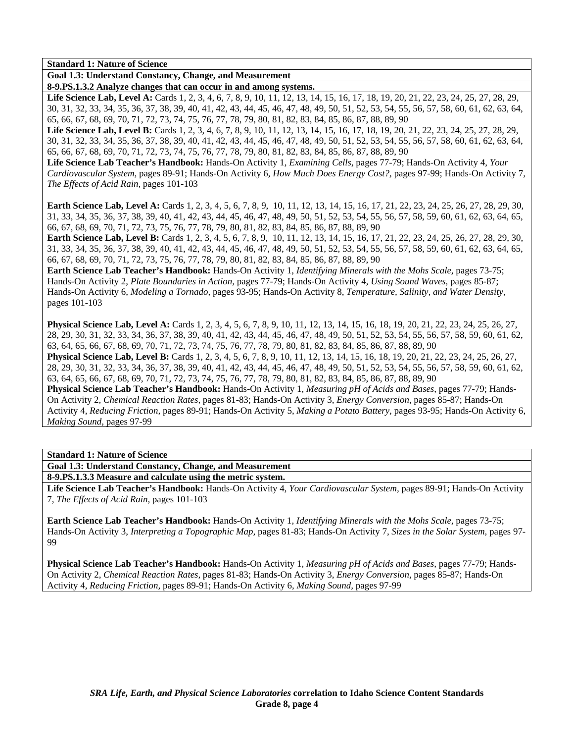**Standard 1: Nature of Science**

**Goal 1.3: Understand Constancy, Change, and Measurement**

**8-9.PS.1.3.2 Analyze changes that can occur in and among systems.**

**Life Science Lab, Level A:** Cards 1, 2, 3, 4, 6, 7, 8, 9, 10, 11, 12, 13, 14, 15, 16, 17, 18, 19, 20, 21, 22, 23, 24, 25, 27, 28, 29, 30, 31, 32, 33, 34, 35, 36, 37, 38, 39, 40, 41, 42, 43, 44, 45, 46, 47, 48, 49, 50, 51, 52, 53, 54, 55, 56, 57, 58, 60, 61, 62, 63, 64, 65, 66, 67, 68, 69, 70, 71, 72, 73, 74, 75, 76, 77, 78, 79, 80, 81, 82, 83, 84, 85, 86, 87, 88, 89, 90

**Life Science Lab, Level B:** Cards 1, 2, 3, 4, 6, 7, 8, 9, 10, 11, 12, 13, 14, 15, 16, 17, 18, 19, 20, 21, 22, 23, 24, 25, 27, 28, 29, 30, 31, 32, 33, 34, 35, 36, 37, 38, 39, 40, 41, 42, 43, 44, 45, 46, 47, 48, 49, 50, 51, 52, 53, 54, 55, 56, 57, 58, 60, 61, 62, 63, 64, 65, 66, 67, 68, 69, 70, 71, 72, 73, 74, 75, 76, 77, 78, 79, 80, 81, 82, 83, 84, 85, 86, 87, 88, 89, 90

**Life Science Lab Teacher's Handbook:** Hands-On Activity 1, *Examining Cells,* pages 77-79; Hands-On Activity 4, *Your Cardiovascular System,* pages 89-91; Hands-On Activity 6, *How Much Does Energy Cost?*, pages 97-99; Hands-On Activity 7, *The Effects of Acid Rain,* pages 101-103

**Earth Science Lab, Level A:** Cards 1, 2, 3, 4, 5, 6, 7, 8, 9, 10, 11, 12, 13, 14, 15, 16, 17, 21, 22, 23, 24, 25, 26, 27, 28, 29, 30, 31, 33, 34, 35, 36, 37, 38, 39, 40, 41, 42, 43, 44, 45, 46, 47, 48, 49, 50, 51, 52, 53, 54, 55, 56, 57, 58, 59, 60, 61, 62, 63, 64, 65, 66, 67, 68, 69, 70, 71, 72, 73, 75, 76, 77, 78, 79, 80, 81, 82, 83, 84, 85, 86, 87, 88, 89, 90

**Earth Science Lab, Level B:** Cards 1, 2, 3, 4, 5, 6, 7, 8, 9, 10, 11, 12, 13, 14, 15, 16, 17, 21, 22, 23, 24, 25, 26, 27, 28, 29, 30, 31, 33, 34, 35, 36, 37, 38, 39, 40, 41, 42, 43, 44, 45, 46, 47, 48, 49, 50, 51, 52, 53, 54, 55, 56, 57, 58, 59, 60, 61, 62, 63, 64, 65, 66, 67, 68, 69, 70, 71, 72, 73, 75, 76, 77, 78, 79, 80, 81, 82, 83, 84, 85, 86, 87, 88, 89, 90

**Earth Science Lab Teacher's Handbook:** Hands-On Activity 1, *Identifying Minerals with the Mohs Scale,* pages 73-75; Hands-On Activity 2, *Plate Boundaries in Action,* pages 77-79; Hands-On Activity 4, *Using Sound Waves,* pages 85-87; Hands-On Activity 6, *Modeling a Tornado,* pages 93-95; Hands-On Activity 8, *Temperature, Salinity, and Water Density,* pages 101-103

**Physical Science Lab, Level A:** Cards 1, 2, 3, 4, 5, 6, 7, 8, 9, 10, 11, 12, 13, 14, 15, 16, 18, 19, 20, 21, 22, 23, 24, 25, 26, 27, 28, 29, 30, 31, 32, 33, 34, 35, 36, 37, 38, 39, 40, 41, 42, 43, 44, 45, 46, 47, 48, 49, 50, 51, 52, 53, 54, 55, 56, 57, 58, 59, 60, 61, 62, 63, 64, 65, 66, 67, 68, 69, 70, 71, 72, 73, 74, 75, 76, 77, 78, 79, 80, 81, 82, 83, 84, 85, 86, 87, 88, 89, 90

**Physical Science Lab, Level B:** Cards 1, 2, 3, 4, 5, 6, 7, 8, 9, 10, 11, 12, 13, 14, 15, 16, 18, 19, 20, 21, 22, 23, 24, 25, 26, 27, 28, 29, 30, 31, 32, 33, 34, 36, 37, 38, 39, 40, 41, 42, 43, 44, 45, 46, 47, 48, 49, 50, 51, 52, 53, 54, 55, 56, 57, 58, 59, 60, 61, 62, 63, 64, 65, 66, 67, 68, 69, 70, 71, 72, 73, 74, 75, 76, 77, 78, 79, 80, 81, 82, 83, 84, 85, 86, 87, 88, 89, 90

**Physical Science Lab Teacher's Handbook:** Hands-On Activity 1, *Measuring pH of Acids and Bases,* pages 77-79; Hands-On Activity 2, *Chemical Reaction Rates,* pages 81-83; Hands-On Activity 3, *Energy Conversion,* pages 85-87; Hands-On Activity 4, *Reducing Friction,* pages 89-91; Hands-On Activity 5, *Making a Potato Battery,* pages 93-95; Hands-On Activity 6, *Making Sound,* pages 97-99

**Standard 1: Nature of Science**

**Goal 1.3: Understand Constancy, Change, and Measurement**

**8-9.PS.1.3.3 Measure and calculate using the metric system.**

**Life Science Lab Teacher's Handbook:** Hands-On Activity 4, *Your Cardiovascular System,* pages 89-91; Hands-On Activity 7, *The Effects of Acid Rain,* pages 101-103

**Earth Science Lab Teacher's Handbook:** Hands-On Activity 1, *Identifying Minerals with the Mohs Scale,* pages 73-75; Hands-On Activity 3, *Interpreting a Topographic Map,* pages 81-83; Hands-On Activity 7, *Sizes in the Solar System,* pages 97-99

**Physical Science Lab Teacher's Handbook:** Hands-On Activity 1, *Measuring pH of Acids and Bases,* pages 77-79; Hands-On Activity 2, *Chemical Reaction Rates,* pages 81-83; Hands-On Activity 3, *Energy Conversion,* pages 85-87; Hands-On Activity 4, *Reducing Friction,* pages 89-91; Hands-On Activity 6, *Making Sound,* pages 97-99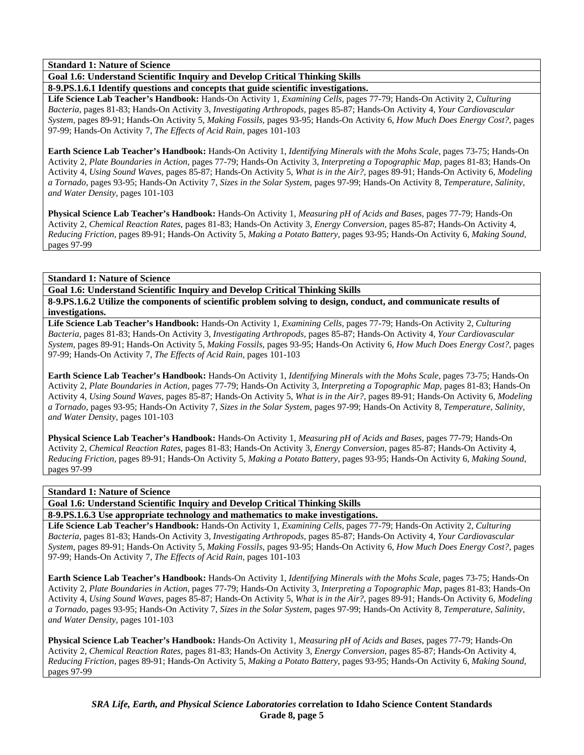**Standard 1: Nature of Science**

**Goal 1.6: Understand Scientific Inquiry and Develop Critical Thinking Skills**

**8-9.PS.1.6.1 Identify questions and concepts that guide scientific investigations.**

**Life Science Lab Teacher's Handbook:** Hands-On Activity 1, *Examining Cells,* pages 77-79; Hands-On Activity 2, *Culturing Bacteria,* pages 81-83; Hands-On Activity 3, *Investigating Arthropods,* pages 85-87; Hands-On Activity 4, *Your Cardiovascular System,* pages 89-91; Hands-On Activity 5, *Making Fossils,* pages 93-95; Hands-On Activity 6, *How Much Does Energy Cost?,* pages 97-99; Hands-On Activity 7, *The Effects of Acid Rain,* pages 101-103

**Earth Science Lab Teacher's Handbook:** Hands-On Activity 1, *Identifying Minerals with the Mohs Scale,* pages 73-75; Hands-On Activity 2, *Plate Boundaries in Action,* pages 77-79; Hands-On Activity 3, *Interpreting a Topographic Map,* pages 81-83; Hands-On Activity 4, *Using Sound Waves,* pages 85-87; Hands-On Activity 5, *What is in the Air?,* pages 89-91; Hands-On Activity 6, *Modeling a Tornado,* pages 93-95; Hands-On Activity 7, *Sizes in the Solar System,* pages 97-99; Hands-On Activity 8, *Temperature, Salinity, and Water Density,* pages 101-103

**Physical Science Lab Teacher's Handbook:** Hands-On Activity 1, *Measuring pH of Acids and Bases,* pages 77-79; Hands-On Activity 2, *Chemical Reaction Rates,* pages 81-83; Hands-On Activity 3, *Energy Conversion,* pages 85-87; Hands-On Activity 4, *Reducing Friction,* pages 89-91; Hands-On Activity 5, *Making a Potato Battery,* pages 93-95; Hands-On Activity 6, *Making Sound,* pages 97-99

**Standard 1: Nature of Science**

**Goal 1.6: Understand Scientific Inquiry and Develop Critical Thinking Skills**

**8-9.PS.1.6.2 Utilize the components of scientific problem solving to design, conduct, and communicate results of investigations.**

**Life Science Lab Teacher's Handbook:** Hands-On Activity 1, *Examining Cells,* pages 77-79; Hands-On Activity 2, *Culturing Bacteria,* pages 81-83; Hands-On Activity 3, *Investigating Arthropods,* pages 85-87; Hands-On Activity 4, *Your Cardiovascular System,* pages 89-91; Hands-On Activity 5, *Making Fossils,* pages 93-95; Hands-On Activity 6, *How Much Does Energy Cost?,* pages 97-99; Hands-On Activity 7, *The Effects of Acid Rain,* pages 101-103

**Earth Science Lab Teacher's Handbook:** Hands-On Activity 1, *Identifying Minerals with the Mohs Scale,* pages 73-75; Hands-On Activity 2, *Plate Boundaries in Action,* pages 77-79; Hands-On Activity 3, *Interpreting a Topographic Map,* pages 81-83; Hands-On Activity 4, *Using Sound Waves,* pages 85-87; Hands-On Activity 5, *What is in the Air?,* pages 89-91; Hands-On Activity 6, *Modeling a Tornado,* pages 93-95; Hands-On Activity 7, *Sizes in the Solar System,* pages 97-99; Hands-On Activity 8, *Temperature, Salinity, and Water Density,* pages 101-103

**Physical Science Lab Teacher's Handbook:** Hands-On Activity 1, *Measuring pH of Acids and Bases,* pages 77-79; Hands-On Activity 2, *Chemical Reaction Rates,* pages 81-83; Hands-On Activity 3, *Energy Conversion,* pages 85-87; Hands-On Activity 4, *Reducing Friction,* pages 89-91; Hands-On Activity 5, *Making a Potato Battery,* pages 93-95; Hands-On Activity 6, *Making Sound,* pages 97-99

**Standard 1: Nature of Science**

**Goal 1.6: Understand Scientific Inquiry and Develop Critical Thinking Skills**

**8-9.PS.1.6.3 Use appropriate technology and mathematics to make investigations.**

**Life Science Lab Teacher's Handbook:** Hands-On Activity 1, *Examining Cells,* pages 77-79; Hands-On Activity 2, *Culturing Bacteria,* pages 81-83; Hands-On Activity 3, *Investigating Arthropods,* pages 85-87; Hands-On Activity 4, *Your Cardiovascular System,* pages 89-91; Hands-On Activity 5, *Making Fossils,* pages 93-95; Hands-On Activity 6, *How Much Does Energy Cost?,* pages 97-99; Hands-On Activity 7, *The Effects of Acid Rain,* pages 101-103

**Earth Science Lab Teacher's Handbook:** Hands-On Activity 1, *Identifying Minerals with the Mohs Scale,* pages 73-75; Hands-On Activity 2, *Plate Boundaries in Action,* pages 77-79; Hands-On Activity 3, *Interpreting a Topographic Map,* pages 81-83; Hands-On Activity 4, *Using Sound Waves,* pages 85-87; Hands-On Activity 5, *What is in the Air?,* pages 89-91; Hands-On Activity 6, *Modeling a Tornado,* pages 93-95; Hands-On Activity 7, *Sizes in the Solar System,* pages 97-99; Hands-On Activity 8, *Temperature, Salinity, and Water Density,* pages 101-103

**Physical Science Lab Teacher's Handbook:** Hands-On Activity 1, *Measuring pH of Acids and Bases,* pages 77-79; Hands-On Activity 2, *Chemical Reaction Rates,* pages 81-83; Hands-On Activity 3, *Energy Conversion,* pages 85-87; Hands-On Activity 4, *Reducing Friction,* pages 89-91; Hands-On Activity 5, *Making a Potato Battery,* pages 93-95; Hands-On Activity 6, *Making Sound,* pages 97-99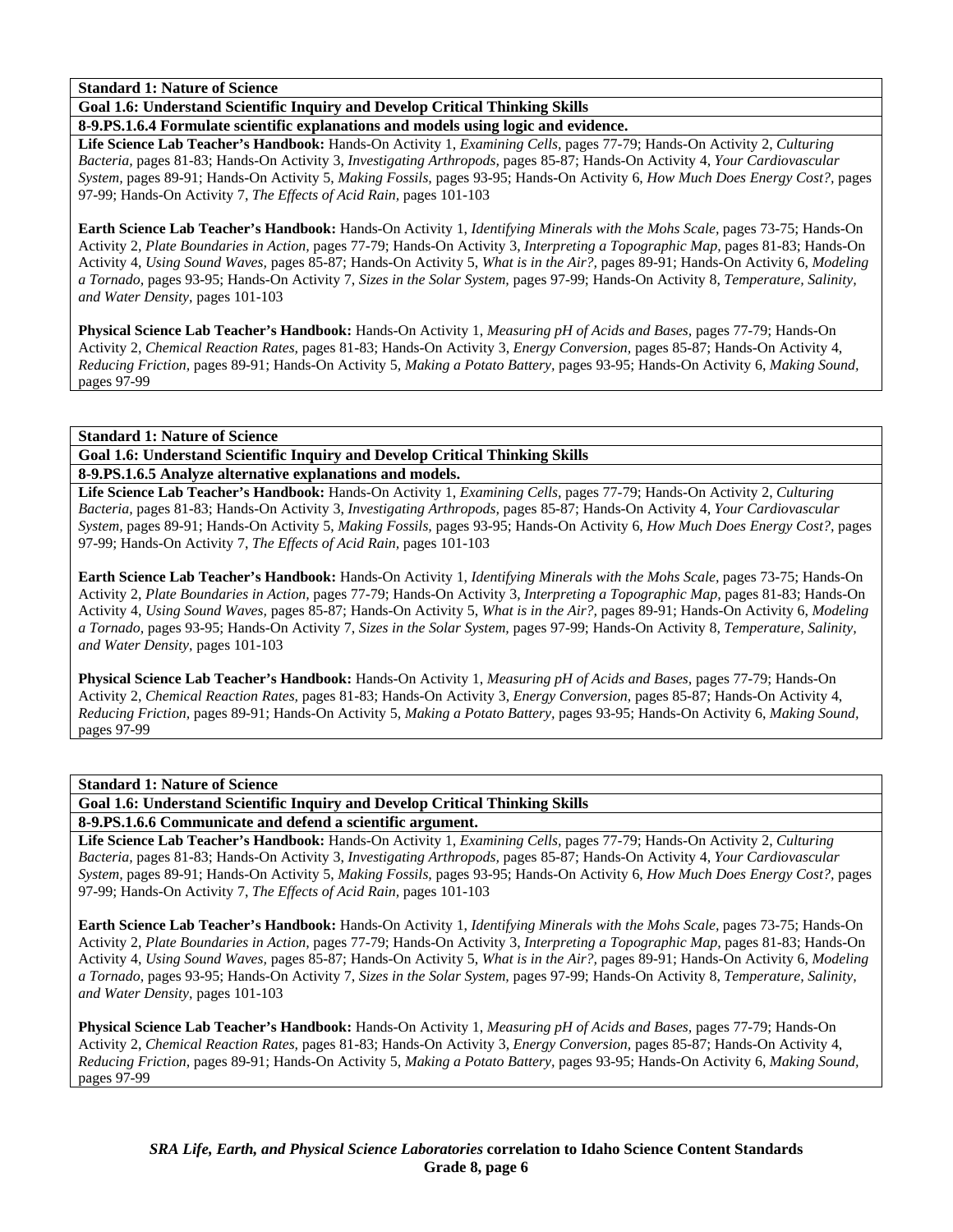**Standard 1: Nature of Science**

**Goal 1.6: Understand Scientific Inquiry and Develop Critical Thinking Skills**

**8-9.PS.1.6.4 Formulate scientific explanations and models using logic and evidence.**

**Life Science Lab Teacher's Handbook:** Hands-On Activity 1, *Examining Cells,* pages 77-79; Hands-On Activity 2, *Culturing Bacteria,* pages 81-83; Hands-On Activity 3, *Investigating Arthropods,* pages 85-87; Hands-On Activity 4, *Your Cardiovascular System,* pages 89-91; Hands-On Activity 5, *Making Fossils,* pages 93-95; Hands-On Activity 6, *How Much Does Energy Cost?,* pages 97-99; Hands-On Activity 7, *The Effects of Acid Rain,* pages 101-103

**Earth Science Lab Teacher's Handbook:** Hands-On Activity 1, *Identifying Minerals with the Mohs Scale,* pages 73-75; Hands-On Activity 2, *Plate Boundaries in Action,* pages 77-79; Hands-On Activity 3, *Interpreting a Topographic Map,* pages 81-83; Hands-On Activity 4, *Using Sound Waves,* pages 85-87; Hands-On Activity 5, *What is in the Air?,* pages 89-91; Hands-On Activity 6, *Modeling a Tornado,* pages 93-95; Hands-On Activity 7, *Sizes in the Solar System,* pages 97-99; Hands-On Activity 8, *Temperature, Salinity, and Water Density,* pages 101-103

**Physical Science Lab Teacher's Handbook:** Hands-On Activity 1, *Measuring pH of Acids and Bases,* pages 77-79; Hands-On Activity 2, *Chemical Reaction Rates,* pages 81-83; Hands-On Activity 3, *Energy Conversion,* pages 85-87; Hands-On Activity 4, *Reducing Friction,* pages 89-91; Hands-On Activity 5, *Making a Potato Battery,* pages 93-95; Hands-On Activity 6, *Making Sound,* pages 97-99

**Standard 1: Nature of Science**

**Goal 1.6: Understand Scientific Inquiry and Develop Critical Thinking Skills**

**8-9.PS.1.6.5 Analyze alternative explanations and models.**

**Life Science Lab Teacher's Handbook:** Hands-On Activity 1, *Examining Cells,* pages 77-79; Hands-On Activity 2, *Culturing Bacteria,* pages 81-83; Hands-On Activity 3, *Investigating Arthropods,* pages 85-87; Hands-On Activity 4, *Your Cardiovascular System,* pages 89-91; Hands-On Activity 5, *Making Fossils,* pages 93-95; Hands-On Activity 6, *How Much Does Energy Cost?,* pages 97-99; Hands-On Activity 7, *The Effects of Acid Rain,* pages 101-103

**Earth Science Lab Teacher's Handbook:** Hands-On Activity 1, *Identifying Minerals with the Mohs Scale,* pages 73-75; Hands-On Activity 2, *Plate Boundaries in Action,* pages 77-79; Hands-On Activity 3, *Interpreting a Topographic Map,* pages 81-83; Hands-On Activity 4, *Using Sound Waves,* pages 85-87; Hands-On Activity 5, *What is in the Air?,* pages 89-91; Hands-On Activity 6, *Modeling a Tornado,* pages 93-95; Hands-On Activity 7, *Sizes in the Solar System,* pages 97-99; Hands-On Activity 8, *Temperature, Salinity, and Water Density,* pages 101-103

**Physical Science Lab Teacher's Handbook:** Hands-On Activity 1, *Measuring pH of Acids and Bases,* pages 77-79; Hands-On Activity 2, *Chemical Reaction Rates,* pages 81-83; Hands-On Activity 3, *Energy Conversion,* pages 85-87; Hands-On Activity 4, *Reducing Friction,* pages 89-91; Hands-On Activity 5, *Making a Potato Battery,* pages 93-95; Hands-On Activity 6, *Making Sound,* pages 97-99

**Standard 1: Nature of Science**

**Goal 1.6: Understand Scientific Inquiry and Develop Critical Thinking Skills**

**8-9.PS.1.6.6 Communicate and defend a scientific argument.**

**Life Science Lab Teacher's Handbook:** Hands-On Activity 1, *Examining Cells,* pages 77-79; Hands-On Activity 2, *Culturing Bacteria,* pages 81-83; Hands-On Activity 3, *Investigating Arthropods,* pages 85-87; Hands-On Activity 4, *Your Cardiovascular System,* pages 89-91; Hands-On Activity 5, *Making Fossils,* pages 93-95; Hands-On Activity 6, *How Much Does Energy Cost?,* pages 97-99; Hands-On Activity 7, *The Effects of Acid Rain,* pages 101-103

**Earth Science Lab Teacher's Handbook:** Hands-On Activity 1, *Identifying Minerals with the Mohs Scale,* pages 73-75; Hands-On Activity 2, *Plate Boundaries in Action,* pages 77-79; Hands-On Activity 3, *Interpreting a Topographic Map,* pages 81-83; Hands-On Activity 4, *Using Sound Waves,* pages 85-87; Hands-On Activity 5, *What is in the Air?,* pages 89-91; Hands-On Activity 6, *Modeling a Tornado,* pages 93-95; Hands-On Activity 7, *Sizes in the Solar System,* pages 97-99; Hands-On Activity 8, *Temperature, Salinity, and Water Density,* pages 101-103

**Physical Science Lab Teacher's Handbook:** Hands-On Activity 1, *Measuring pH of Acids and Bases,* pages 77-79; Hands-On Activity 2, *Chemical Reaction Rates,* pages 81-83; Hands-On Activity 3, *Energy Conversion,* pages 85-87; Hands-On Activity 4, *Reducing Friction,* pages 89-91; Hands-On Activity 5, *Making a Potato Battery,* pages 93-95; Hands-On Activity 6, *Making Sound,* pages 97-99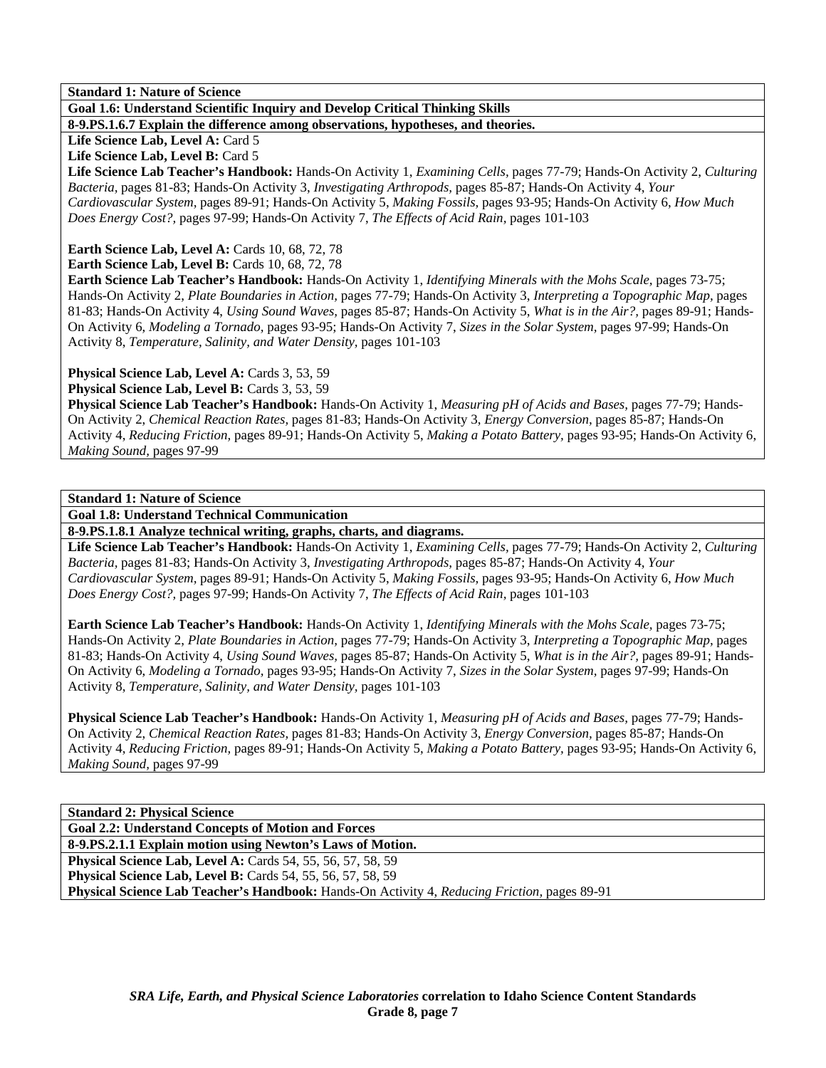**Standard 1: Nature of Science**

**Goal 1.6: Understand Scientific Inquiry and Develop Critical Thinking Skills**

**8-9.PS.1.6.7 Explain the difference among observations, hypotheses, and theories.**

**Life Science Lab, Level A:** Card 5

**Life Science Lab, Level B:** Card 5

**Life Science Lab Teacher's Handbook:** Hands-On Activity 1, *Examining Cells,* pages 77-79; Hands-On Activity 2, *Culturing Bacteria,* pages 81-83; Hands-On Activity 3, *Investigating Arthropods,* pages 85-87; Hands-On Activity 4, *Your Cardiovascular System,* pages 89-91; Hands-On Activity 5, *Making Fossils,* pages 93-95; Hands-On Activity 6, *How Much Does Energy Cost?,* pages 97-99; Hands-On Activity 7, *The Effects of Acid Rain,* pages 101-103

**Earth Science Lab, Level A:** Cards 10, 68, 72, 78

**Earth Science Lab, Level B:** Cards 10, 68, 72, 78

**Earth Science Lab Teacher's Handbook:** Hands-On Activity 1, *Identifying Minerals with the Mohs Scale,* pages 73-75; Hands-On Activity 2, *Plate Boundaries in Action,* pages 77-79; Hands-On Activity 3, *Interpreting a Topographic Map,* pages 81-83; Hands-On Activity 4, *Using Sound Waves,* pages 85-87; Hands-On Activity 5, *What is in the Air?,* pages 89-91; Hands-On Activity 6, *Modeling a Tornado,* pages 93-95; Hands-On Activity 7, *Sizes in the Solar System,* pages 97-99; Hands-On Activity 8, *Temperature, Salinity, and Water Density,* pages 101-103

**Physical Science Lab, Level A:** Cards 3, 53, 59

**Physical Science Lab, Level B:** Cards 3, 53, 59

**Physical Science Lab Teacher's Handbook:** Hands-On Activity 1, *Measuring pH of Acids and Bases,* pages 77-79; Hands-On Activity 2, *Chemical Reaction Rates,* pages 81-83; Hands-On Activity 3, *Energy Conversion,* pages 85-87; Hands-On Activity 4, *Reducing Friction,* pages 89-91; Hands-On Activity 5, *Making a Potato Battery,* pages 93-95; Hands-On Activity 6, *Making Sound,* pages 97-99

**Standard 1: Nature of Science**

**Goal 1.8: Understand Technical Communication**

**8-9.PS.1.8.1 Analyze technical writing, graphs, charts, and diagrams.**

**Life Science Lab Teacher's Handbook:** Hands-On Activity 1, *Examining Cells,* pages 77-79; Hands-On Activity 2, *Culturing Bacteria,* pages 81-83; Hands-On Activity 3, *Investigating Arthropods,* pages 85-87; Hands-On Activity 4, *Your Cardiovascular System,* pages 89-91; Hands-On Activity 5, *Making Fossils,* pages 93-95; Hands-On Activity 6, *How Much Does Energy Cost?,* pages 97-99; Hands-On Activity 7, *The Effects of Acid Rain,* pages 101-103

**Earth Science Lab Teacher's Handbook:** Hands-On Activity 1, *Identifying Minerals with the Mohs Scale,* pages 73-75; Hands-On Activity 2, *Plate Boundaries in Action,* pages 77-79; Hands-On Activity 3, *Interpreting a Topographic Map,* pages 81-83; Hands-On Activity 4, *Using Sound Waves,* pages 85-87; Hands-On Activity 5, *What is in the Air?,* pages 89-91; Hands-On Activity 6, *Modeling a Tornado,* pages 93-95; Hands-On Activity 7, *Sizes in the Solar System,* pages 97-99; Hands-On Activity 8, *Temperature, Salinity, and Water Density,* pages 101-103

**Physical Science Lab Teacher's Handbook:** Hands-On Activity 1, *Measuring pH of Acids and Bases,* pages 77-79; Hands-On Activity 2, *Chemical Reaction Rates,* pages 81-83; Hands-On Activity 3, *Energy Conversion,* pages 85-87; Hands-On Activity 4, *Reducing Friction,* pages 89-91; Hands-On Activity 5, *Making a Potato Battery,* pages 93-95; Hands-On Activity 6, *Making Sound,* pages 97-99

**Standard 2: Physical Science**

**Goal 2.2: Understand Concepts of Motion and Forces**

**8-9.PS.2.1.1 Explain motion using Newton's Laws of Motion.**

**Physical Science Lab, Level A:** Cards 54, 55, 56, 57, 58, 59

**Physical Science Lab, Level B:** Cards 54, 55, 56, 57, 58, 59

**Physical Science Lab Teacher's Handbook:** Hands-On Activity 4, *Reducing Friction,* pages 89-91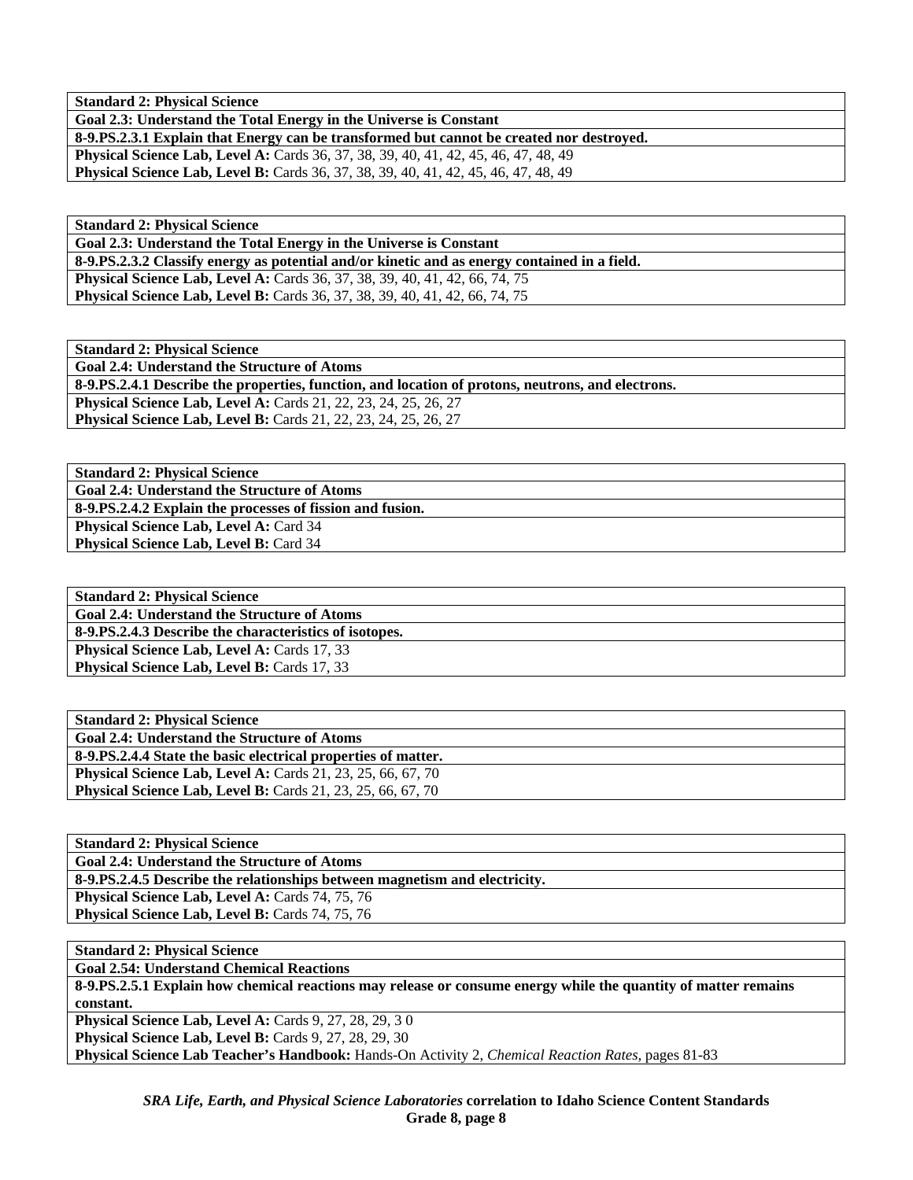| **Standard 2: Physical Science** |
|---|
| **Goal 2.3: Understand the Total Energy in the Universe is Constant** |
| **8-9.PS.2.3.1 Explain that Energy can be transformed but cannot be created nor destroyed.** |
| **Physical Science Lab, Level A:** Cards 36, 37, 38, 39, 40, 41, 42, 45, 46, 47, 48, 49 |
| **Physical Science Lab, Level B:** Cards 36, 37, 38, 39, 40, 41, 42, 45, 46, 47, 48, 49 |

| **Standard 2: Physical Science** |
|---|
| **Goal 2.3: Understand the Total Energy in the Universe is Constant** |
| **8-9.PS.2.3.2 Classify energy as potential and/or kinetic and as energy contained in a field.** |
| **Physical Science Lab, Level A:** Cards 36, 37, 38, 39, 40, 41, 42, 66, 74, 75 |
| **Physical Science Lab, Level B:** Cards 36, 37, 38, 39, 40, 41, 42, 66, 74, 75 |

| **Standard 2: Physical Science** |
|---|
| **Goal 2.4: Understand the Structure of Atoms** |
| **8-9.PS.2.4.1 Describe the properties, function, and location of protons, neutrons, and electrons.** |
| **Physical Science Lab, Level A:** Cards 21, 22, 23, 24, 25, 26, 27 |
| **Physical Science Lab, Level B:** Cards 21, 22, 23, 24, 25, 26, 27 |

| **Standard 2: Physical Science** |
|---|
| **Goal 2.4: Understand the Structure of Atoms** |
| **8-9.PS.2.4.2 Explain the processes of fission and fusion.** |
| **Physical Science Lab, Level A:** Card 34 |
| **Physical Science Lab, Level B:** Card 34 |

| **Standard 2: Physical Science** |
|---|
| **Goal 2.4: Understand the Structure of Atoms** |
| **8-9.PS.2.4.3 Describe the characteristics of isotopes.** |
| **Physical Science Lab, Level A:** Cards 17, 33 |
| **Physical Science Lab, Level B:** Cards 17, 33 |

| **Standard 2: Physical Science** |
|---|
| **Goal 2.4: Understand the Structure of Atoms** |
| **8-9.PS.2.4.4 State the basic electrical properties of matter.** |
| **Physical Science Lab, Level A:** Cards 21, 23, 25, 66, 67, 70 |
| **Physical Science Lab, Level B:** Cards 21, 23, 25, 66, 67, 70 |

| **Standard 2: Physical Science** |
|---|
| **Goal 2.4: Understand the Structure of Atoms** |
| **8-9.PS.2.4.5 Describe the relationships between magnetism and electricity.** |
| **Physical Science Lab, Level A:** Cards 74, 75, 76 |
| **Physical Science Lab, Level B:** Cards 74, 75, 76 |

| **Standard 2: Physical Science** |
|---|
| **Goal 2.54: Understand Chemical Reactions** |
| **8-9.PS.2.5.1 Explain how chemical reactions may release or consume energy while the quantity of matter remains constant.** |
| **Physical Science Lab, Level A:** Cards 9, 27, 28, 29, 3 0 |
| **Physical Science Lab, Level B:** Cards 9, 27, 28, 29, 30 |
| **Physical Science Lab Teacher's Handbook:** Hands-On Activity 2, *Chemical Reaction Rates,* pages 81-83 |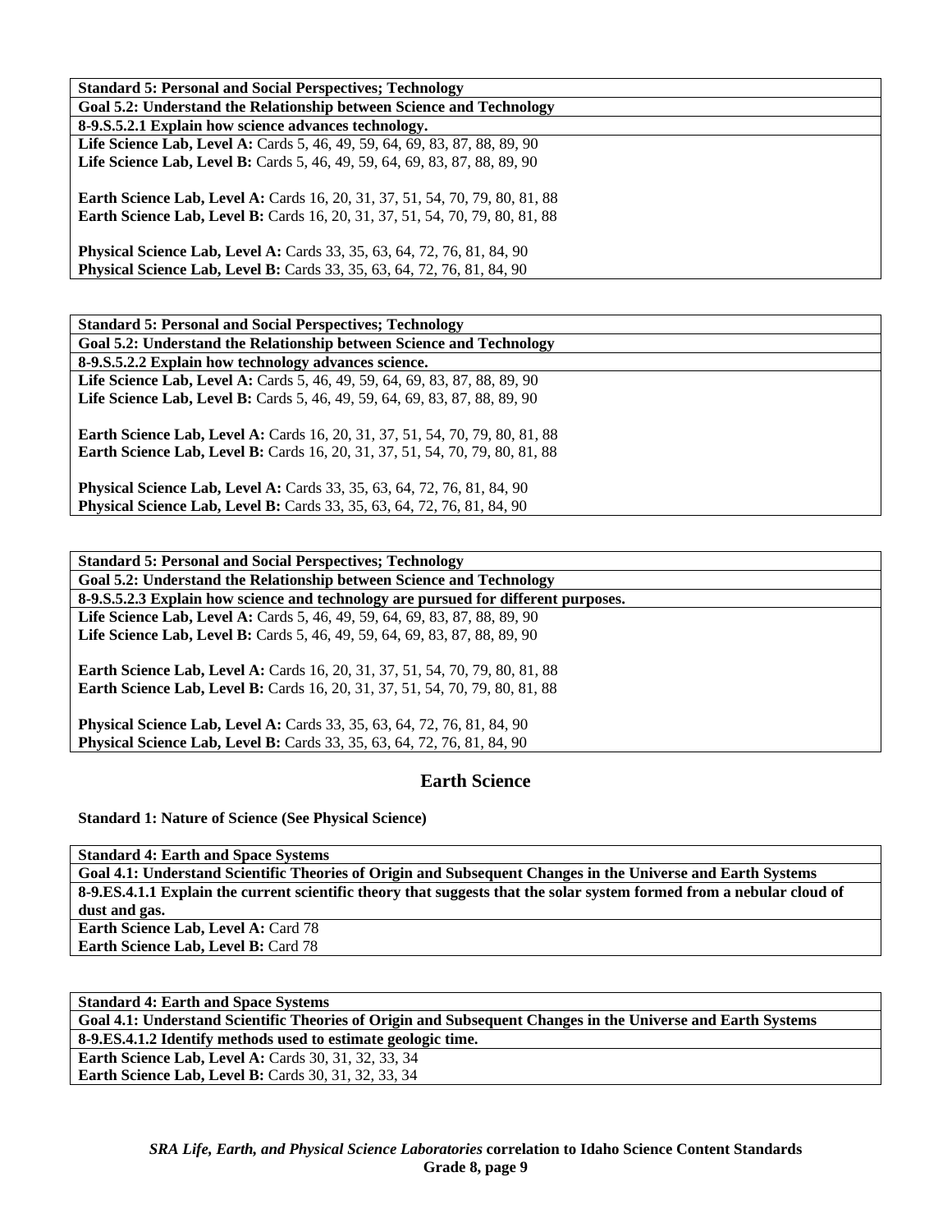| **Standard 5: Personal and Social Perspectives; Technology** |
|---|
| **Goal 5.2: Understand the Relationship between Science and Technology** |
| **8-9.S.5.2.1 Explain how science advances technology.** |
| **Life Science Lab, Level A:** Cards 5, 46, 49, 59, 64, 69, 83, 87, 88, 89, 90<br>**Life Science Lab, Level B:** Cards 5, 46, 49, 59, 64, 69, 83, 87, 88, 89, 90<br><br>**Earth Science Lab, Level A:** Cards 16, 20, 31, 37, 51, 54, 70, 79, 80, 81, 88<br>**Earth Science Lab, Level B:** Cards 16, 20, 31, 37, 51, 54, 70, 79, 80, 81, 88<br><br>**Physical Science Lab, Level A:** Cards 33, 35, 63, 64, 72, 76, 81, 84, 90<br>**Physical Science Lab, Level B:** Cards 33, 35, 63, 64, 72, 76, 81, 84, 90 |

| **Standard 5: Personal and Social Perspectives; Technology** |
|---|
| **Goal 5.2: Understand the Relationship between Science and Technology** |
| **8-9.S.5.2.2 Explain how technology advances science.** |
| **Life Science Lab, Level A:** Cards 5, 46, 49, 59, 64, 69, 83, 87, 88, 89, 90<br>**Life Science Lab, Level B:** Cards 5, 46, 49, 59, 64, 69, 83, 87, 88, 89, 90<br><br>**Earth Science Lab, Level A:** Cards 16, 20, 31, 37, 51, 54, 70, 79, 80, 81, 88<br>**Earth Science Lab, Level B:** Cards 16, 20, 31, 37, 51, 54, 70, 79, 80, 81, 88<br><br>**Physical Science Lab, Level A:** Cards 33, 35, 63, 64, 72, 76, 81, 84, 90<br>**Physical Science Lab, Level B:** Cards 33, 35, 63, 64, 72, 76, 81, 84, 90 |

| **Standard 5: Personal and Social Perspectives; Technology** |
|---|
| **Goal 5.2: Understand the Relationship between Science and Technology** |
| **8-9.S.5.2.3 Explain how science and technology are pursued for different purposes.** |
| **Life Science Lab, Level A:** Cards 5, 46, 49, 59, 64, 69, 83, 87, 88, 89, 90<br>**Life Science Lab, Level B:** Cards 5, 46, 49, 59, 64, 69, 83, 87, 88, 89, 90<br><br>**Earth Science Lab, Level A:** Cards 16, 20, 31, 37, 51, 54, 70, 79, 80, 81, 88<br>**Earth Science Lab, Level B:** Cards 16, 20, 31, 37, 51, 54, 70, 79, 80, 81, 88<br><br>**Physical Science Lab, Level A:** Cards 33, 35, 63, 64, 72, 76, 81, 84, 90<br>**Physical Science Lab, Level B:** Cards 33, 35, 63, 64, 72, 76, 81, 84, 90 |

## Earth Science

**Standard 1: Nature of Science (See Physical Science)**

| **Standard 4: Earth and Space Systems** |
|---|
| **Goal 4.1: Understand Scientific Theories of Origin and Subsequent Changes in the Universe and Earth Systems** |
| **8-9.ES.4.1.1 Explain the current scientific theory that suggests that the solar system formed from a nebular cloud of dust and gas.** |
| **Earth Science Lab, Level A:** Card 78<br>**Earth Science Lab, Level B:** Card 78 |

| **Standard 4: Earth and Space Systems** |
|---|
| **Goal 4.1: Understand Scientific Theories of Origin and Subsequent Changes in the Universe and Earth Systems** |
| **8-9.ES.4.1.2 Identify methods used to estimate geologic time.** |
| **Earth Science Lab, Level A:** Cards 30, 31, 32, 33, 34<br>**Earth Science Lab, Level B:** Cards 30, 31, 32, 33, 34 |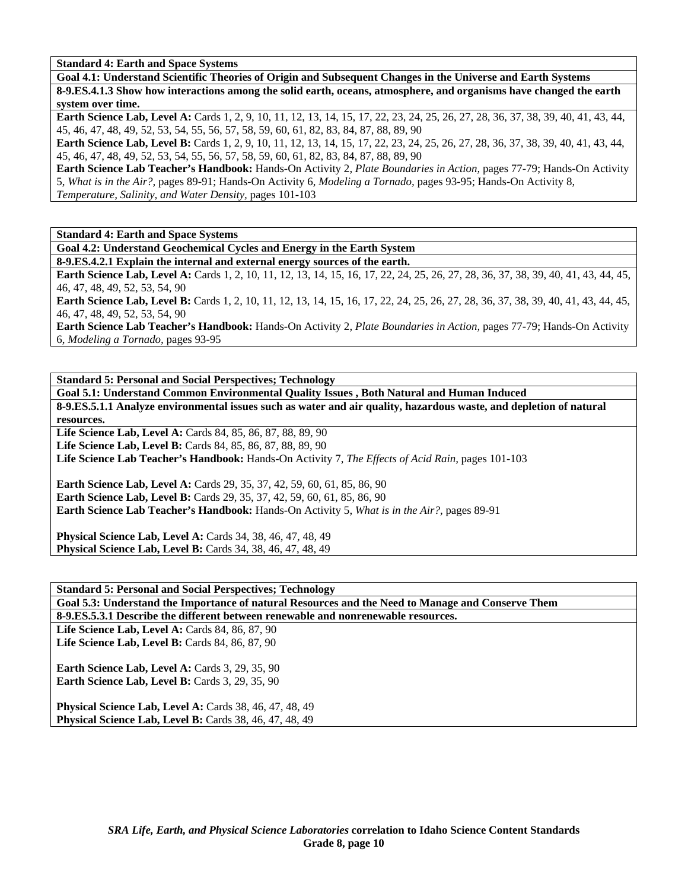**Standard 4: Earth and Space Systems**

**Goal 4.1: Understand Scientific Theories of Origin and Subsequent Changes in the Universe and Earth Systems**

**8-9.ES.4.1.3 Show how interactions among the solid earth, oceans, atmosphere, and organisms have changed the earth system over time.**

**Earth Science Lab, Level A:** Cards 1, 2, 9, 10, 11, 12, 13, 14, 15, 17, 22, 23, 24, 25, 26, 27, 28, 36, 37, 38, 39, 40, 41, 43, 44, 45, 46, 47, 48, 49, 52, 53, 54, 55, 56, 57, 58, 59, 60, 61, 82, 83, 84, 87, 88, 89, 90

**Earth Science Lab, Level B:** Cards 1, 2, 9, 10, 11, 12, 13, 14, 15, 17, 22, 23, 24, 25, 26, 27, 28, 36, 37, 38, 39, 40, 41, 43, 44, 45, 46, 47, 48, 49, 52, 53, 54, 55, 56, 57, 58, 59, 60, 61, 82, 83, 84, 87, 88, 89, 90

**Earth Science Lab Teacher's Handbook:** Hands-On Activity 2, *Plate Boundaries in Action,* pages 77-79; Hands-On Activity 5, *What is in the Air?,* pages 89-91; Hands-On Activity 6, *Modeling a Tornado,* pages 93-95; Hands-On Activity 8, *Temperature, Salinity, and Water Density,* pages 101-103

**Standard 4: Earth and Space Systems**

**Goal 4.2: Understand Geochemical Cycles and Energy in the Earth System**

**8-9.ES.4.2.1 Explain the internal and external energy sources of the earth.**

**Earth Science Lab, Level A:** Cards 1, 2, 10, 11, 12, 13, 14, 15, 16, 17, 22, 24, 25, 26, 27, 28, 36, 37, 38, 39, 40, 41, 43, 44, 45, 46, 47, 48, 49, 52, 53, 54, 90

**Earth Science Lab, Level B:** Cards 1, 2, 10, 11, 12, 13, 14, 15, 16, 17, 22, 24, 25, 26, 27, 28, 36, 37, 38, 39, 40, 41, 43, 44, 45, 46, 47, 48, 49, 52, 53, 54, 90

**Earth Science Lab Teacher's Handbook:** Hands-On Activity 2, *Plate Boundaries in Action,* pages 77-79; Hands-On Activity 6, *Modeling a Tornado,* pages 93-95

**Standard 5: Personal and Social Perspectives; Technology**

**Goal 5.1: Understand Common Environmental Quality Issues , Both Natural and Human Induced**

**8-9.ES.5.1.1 Analyze environmental issues such as water and air quality, hazardous waste, and depletion of natural resources.**

**Life Science Lab, Level A:** Cards 84, 85, 86, 87, 88, 89, 90

**Life Science Lab, Level B:** Cards 84, 85, 86, 87, 88, 89, 90

**Life Science Lab Teacher's Handbook:** Hands-On Activity 7, *The Effects of Acid Rain,* pages 101-103

**Earth Science Lab, Level A:** Cards 29, 35, 37, 42, 59, 60, 61, 85, 86, 90

**Earth Science Lab, Level B:** Cards 29, 35, 37, 42, 59, 60, 61, 85, 86, 90

**Earth Science Lab Teacher's Handbook:** Hands-On Activity 5, *What is in the Air?,* pages 89-91

**Physical Science Lab, Level A:** Cards 34, 38, 46, 47, 48, 49

**Physical Science Lab, Level B:** Cards 34, 38, 46, 47, 48, 49

**Standard 5: Personal and Social Perspectives; Technology**

**Goal 5.3: Understand the Importance of natural Resources and the Need to Manage and Conserve Them**

**8-9.ES.5.3.1 Describe the different between renewable and nonrenewable resources.**

**Life Science Lab, Level A:** Cards 84, 86, 87, 90

**Life Science Lab, Level B:** Cards 84, 86, 87, 90

**Earth Science Lab, Level A:** Cards 3, 29, 35, 90

**Earth Science Lab, Level B:** Cards 3, 29, 35, 90

**Physical Science Lab, Level A:** Cards 38, 46, 47, 48, 49

**Physical Science Lab, Level B:** Cards 38, 46, 47, 48, 49